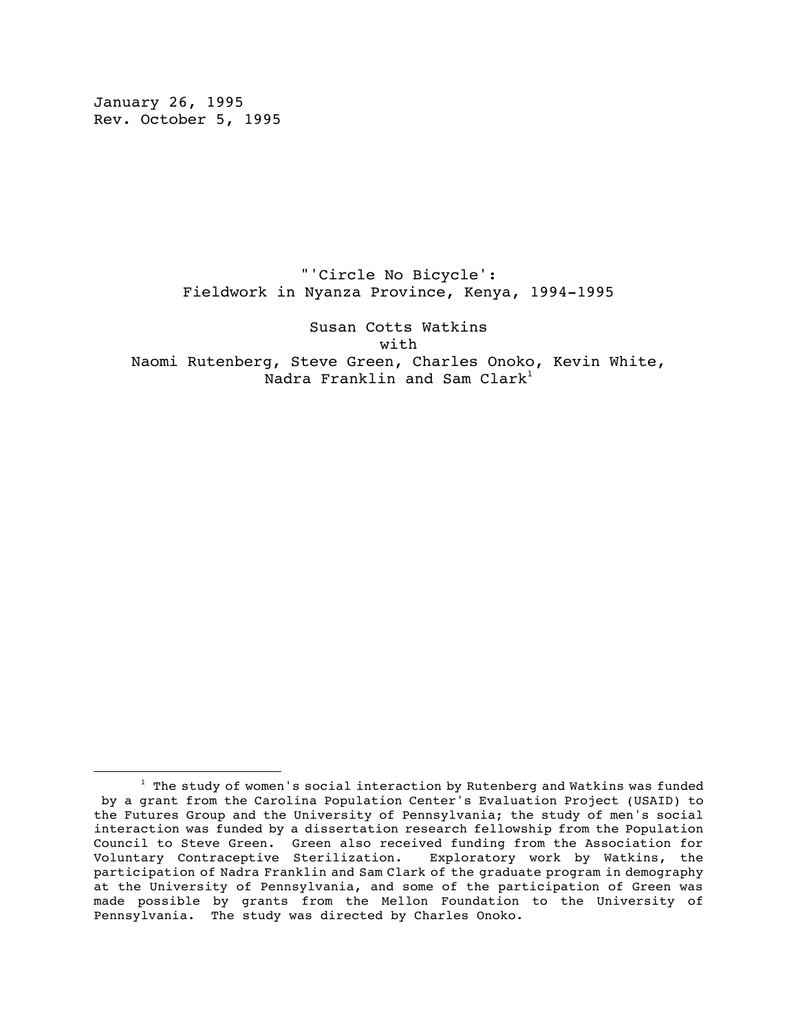January 26, 1995
Rev. October 5, 1995

# "'Circle No Bicycle': Fieldwork in Nyanza Province, Kenya, 1994-1995

Susan Cotts Watkins
with
Naomi Rutenberg, Steve Green, Charles Onoko, Kevin White, Nadra Franklin and Sam Clark[1]

---

[1] The study of women's social interaction by Rutenberg and Watkins was funded by a grant from the Carolina Population Center's Evaluation Project (USAID) to the Futures Group and the University of Pennsylvania; the study of men's social interaction was funded by a dissertation research fellowship from the Population Council to Steve Green. Green also received funding from the Association for Voluntary Contraceptive Sterilization. Exploratory work by Watkins, the participation of Nadra Franklin and Sam Clark of the graduate program in demography at the University of Pennsylvania, and some of the participation of Green was made possible by grants from the Mellon Foundation to the University of Pennsylvania. The study was directed by Charles Onoko.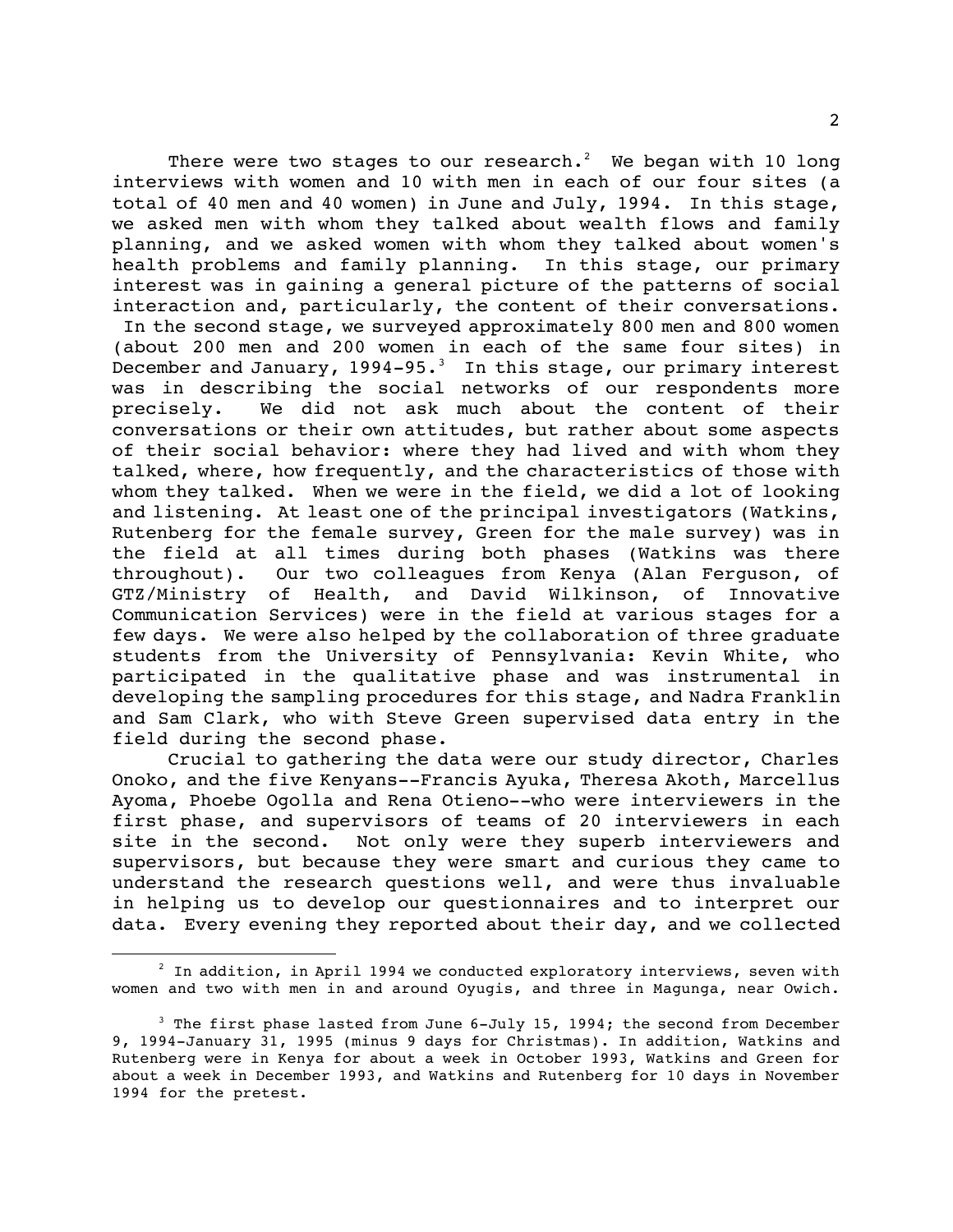There were two stages to our research.[2] We began with 10 long interviews with women and 10 with men in each of our four sites (a total of 40 men and 40 women) in June and July, 1994. In this stage, we asked men with whom they talked about wealth flows and family planning, and we asked women with whom they talked about women's health problems and family planning. In this stage, our primary interest was in gaining a general picture of the patterns of social interaction and, particularly, the content of their conversations. In the second stage, we surveyed approximately 800 men and 800 women (about 200 men and 200 women in each of the same four sites) in December and January, 1994-95.[3] In this stage, our primary interest was in describing the social networks of our respondents more precisely. We did not ask much about the content of their conversations or their own attitudes, but rather about some aspects of their social behavior: where they had lived and with whom they talked, where, how frequently, and the characteristics of those with whom they talked. When we were in the field, we did a lot of looking and listening. At least one of the principal investigators (Watkins, Rutenberg for the female survey, Green for the male survey) was in the field at all times during both phases (Watkins was there throughout). Our two colleagues from Kenya (Alan Ferguson, of GTZ/Ministry of Health, and David Wilkinson, of Innovative Communication Services) were in the field at various stages for a few days. We were also helped by the collaboration of three graduate students from the University of Pennsylvania: Kevin White, who participated in the qualitative phase and was instrumental in developing the sampling procedures for this stage, and Nadra Franklin and Sam Clark, who with Steve Green supervised data entry in the field during the second phase.

Crucial to gathering the data were our study director, Charles Onoko, and the five Kenyans--Francis Ayuka, Theresa Akoth, Marcellus Ayoma, Phoebe Ogolla and Rena Otieno--who were interviewers in the first phase, and supervisors of teams of 20 interviewers in each site in the second. Not only were they superb interviewers and supervisors, but because they were smart and curious they came to understand the research questions well, and were thus invaluable in helping us to develop our questionnaires and to interpret our data. Every evening they reported about their day, and we collected

---

[2] In addition, in April 1994 we conducted exploratory interviews, seven with women and two with men in and around Oyugis, and three in Magunga, near Owich.

[3] The first phase lasted from June 6-July 15, 1994; the second from December 9, 1994-January 31, 1995 (minus 9 days for Christmas). In addition, Watkins and Rutenberg were in Kenya for about a week in October 1993, Watkins and Green for about a week in December 1993, and Watkins and Rutenberg for 10 days in November 1994 for the pretest.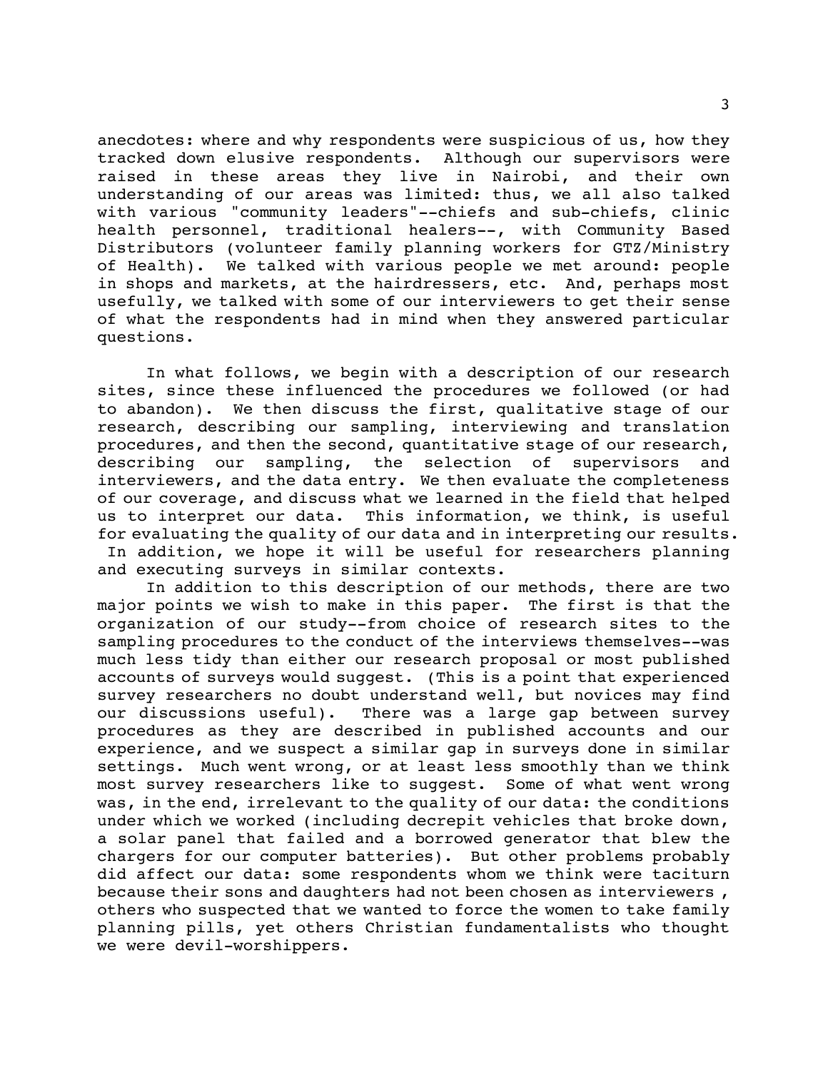anecdotes: where and why respondents were suspicious of us, how they tracked down elusive respondents. Although our supervisors were raised in these areas they live in Nairobi, and their own understanding of our areas was limited: thus, we all also talked with various "community leaders"--chiefs and sub-chiefs, clinic health personnel, traditional healers--, with Community Based Distributors (volunteer family planning workers for GTZ/Ministry of Health). We talked with various people we met around: people in shops and markets, at the hairdressers, etc. And, perhaps most usefully, we talked with some of our interviewers to get their sense of what the respondents had in mind when they answered particular questions.

In what follows, we begin with a description of our research sites, since these influenced the procedures we followed (or had to abandon). We then discuss the first, qualitative stage of our research, describing our sampling, interviewing and translation procedures, and then the second, quantitative stage of our research, describing our sampling, the selection of supervisors and interviewers, and the data entry. We then evaluate the completeness of our coverage, and discuss what we learned in the field that helped us to interpret our data. This information, we think, is useful for evaluating the quality of our data and in interpreting our results. In addition, we hope it will be useful for researchers planning and executing surveys in similar contexts.

In addition to this description of our methods, there are two major points we wish to make in this paper. The first is that the organization of our study--from choice of research sites to the sampling procedures to the conduct of the interviews themselves--was much less tidy than either our research proposal or most published accounts of surveys would suggest. (This is a point that experienced survey researchers no doubt understand well, but novices may find our discussions useful). There was a large gap between survey procedures as they are described in published accounts and our experience, and we suspect a similar gap in surveys done in similar settings. Much went wrong, or at least less smoothly than we think most survey researchers like to suggest. Some of what went wrong was, in the end, irrelevant to the quality of our data: the conditions under which we worked (including decrepit vehicles that broke down, a solar panel that failed and a borrowed generator that blew the chargers for our computer batteries). But other problems probably did affect our data: some respondents whom we think were taciturn because their sons and daughters had not been chosen as interviewers , others who suspected that we wanted to force the women to take family planning pills, yet others Christian fundamentalists who thought we were devil-worshippers.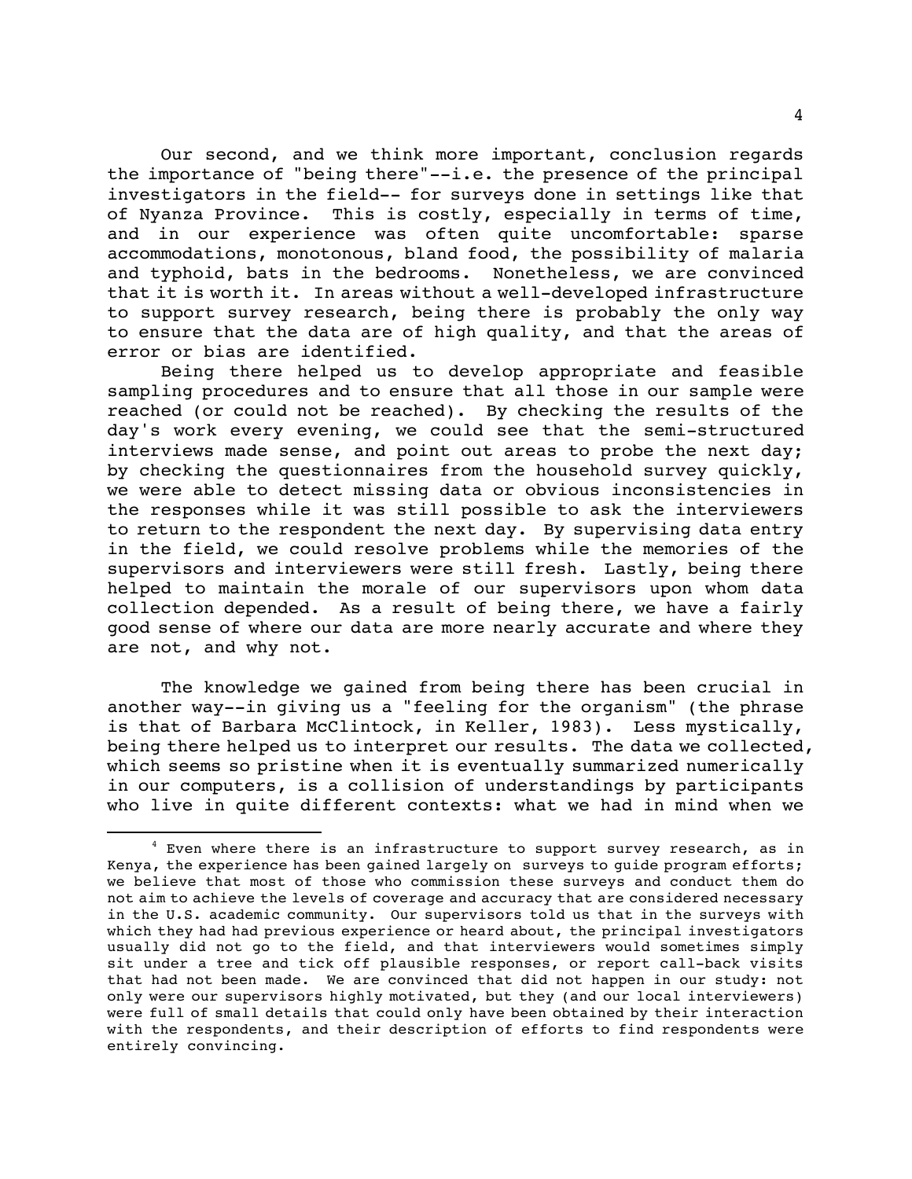Our second, and we think more important, conclusion regards the importance of "being there"--i.e. the presence of the principal investigators in the field-- for surveys done in settings like that of Nyanza Province. This is costly, especially in terms of time, and in our experience was often quite uncomfortable: sparse accommodations, monotonous, bland food, the possibility of malaria and typhoid, bats in the bedrooms. Nonetheless, we are convinced that it is worth it. In areas without a well-developed infrastructure to support survey research, being there is probably the only way to ensure that the data are of high quality, and that the areas of error or bias are identified.

Being there helped us to develop appropriate and feasible sampling procedures and to ensure that all those in our sample were reached (or could not be reached). By checking the results of the day's work every evening, we could see that the semi-structured interviews made sense, and point out areas to probe the next day; by checking the questionnaires from the household survey quickly, we were able to detect missing data or obvious inconsistencies in the responses while it was still possible to ask the interviewers to return to the respondent the next day. By supervising data entry in the field, we could resolve problems while the memories of the supervisors and interviewers were still fresh. Lastly, being there helped to maintain the morale of our supervisors upon whom data collection depended. As a result of being there, we have a fairly good sense of where our data are more nearly accurate and where they are not, and why not.

The knowledge we gained from being there has been crucial in another way--in giving us a "feeling for the organism" (the phrase is that of Barbara McClintock, in Keller, 1983). Less mystically, being there helped us to interpret our results. The data we collected, which seems so pristine when it is eventually summarized numerically in our computers, is a collision of understandings by participants who live in quite different contexts: what we had in mind when we

---

[4] Even where there is an infrastructure to support survey research, as in Kenya, the experience has been gained largely on surveys to guide program efforts; we believe that most of those who commission these surveys and conduct them do not aim to achieve the levels of coverage and accuracy that are considered necessary in the U.S. academic community. Our supervisors told us that in the surveys with which they had had previous experience or heard about, the principal investigators usually did not go to the field, and that interviewers would sometimes simply sit under a tree and tick off plausible responses, or report call-back visits that had not been made. We are convinced that did not happen in our study: not only were our supervisors highly motivated, but they (and our local interviewers) were full of small details that could only have been obtained by their interaction with the respondents, and their description of efforts to find respondents were entirely convincing.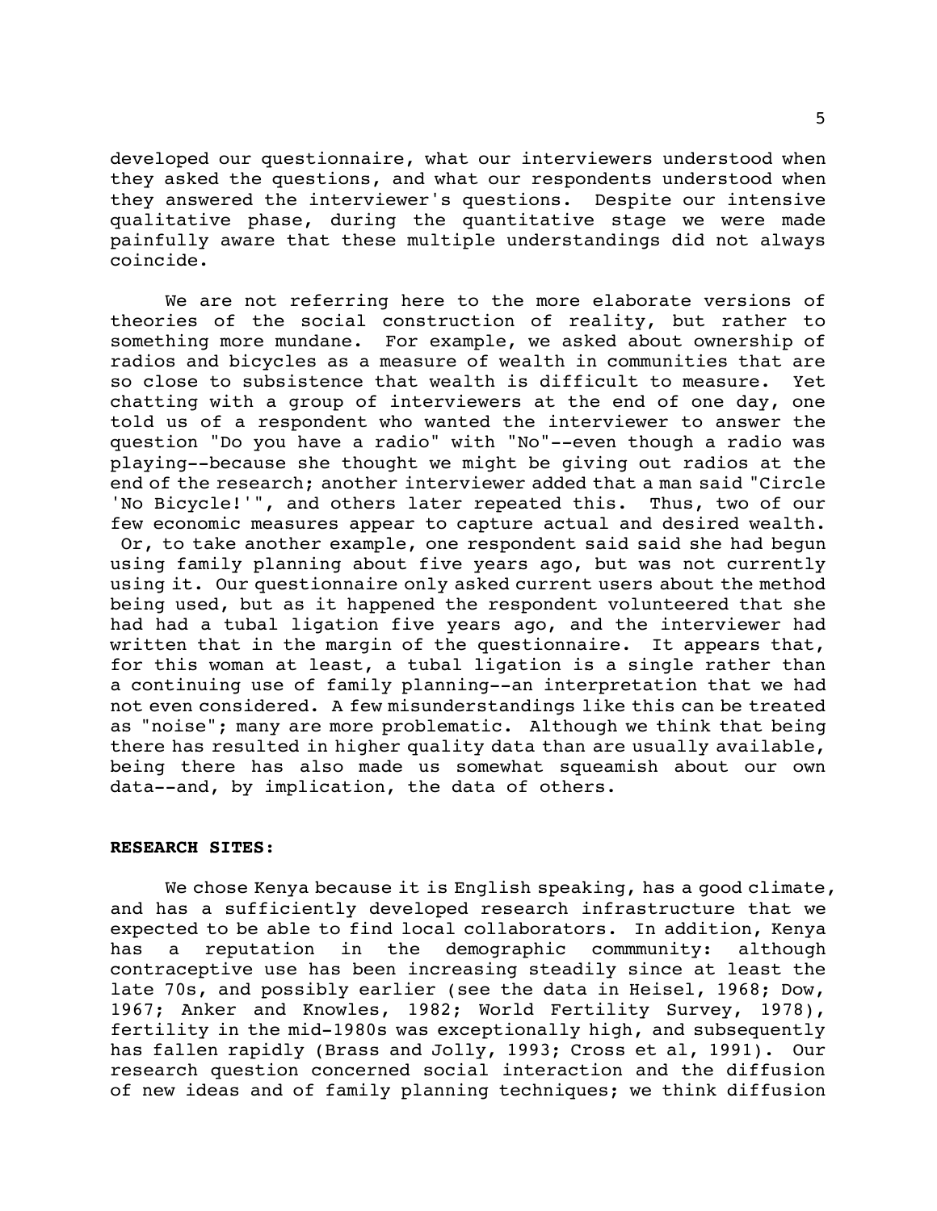developed our questionnaire, what our interviewers understood when they asked the questions, and what our respondents understood when they answered the interviewer's questions. Despite our intensive qualitative phase, during the quantitative stage we were made painfully aware that these multiple understandings did not always coincide.

We are not referring here to the more elaborate versions of theories of the social construction of reality, but rather to something more mundane. For example, we asked about ownership of radios and bicycles as a measure of wealth in communities that are so close to subsistence that wealth is difficult to measure. Yet chatting with a group of interviewers at the end of one day, one told us of a respondent who wanted the interviewer to answer the question "Do you have a radio" with "No"--even though a radio was playing--because she thought we might be giving out radios at the end of the research; another interviewer added that a man said "Circle 'No Bicycle!'", and others later repeated this. Thus, two of our few economic measures appear to capture actual and desired wealth. Or, to take another example, one respondent said said she had begun using family planning about five years ago, but was not currently using it. Our questionnaire only asked current users about the method being used, but as it happened the respondent volunteered that she had had a tubal ligation five years ago, and the interviewer had written that in the margin of the questionnaire. It appears that, for this woman at least, a tubal ligation is a single rather than a continuing use of family planning--an interpretation that we had not even considered. A few misunderstandings like this can be treated as "noise"; many are more problematic. Although we think that being there has resulted in higher quality data than are usually available, being there has also made us somewhat squeamish about our own data--and, by implication, the data of others.

**RESEARCH SITES:**

We chose Kenya because it is English speaking, has a good climate, and has a sufficiently developed research infrastructure that we expected to be able to find local collaborators. In addition, Kenya has a reputation in the demographic commmunity: although contraceptive use has been increasing steadily since at least the late 70s, and possibly earlier (see the data in Heisel, 1968; Dow, 1967; Anker and Knowles, 1982; World Fertility Survey, 1978), fertility in the mid-1980s was exceptionally high, and subsequently has fallen rapidly (Brass and Jolly, 1993; Cross et al, 1991). Our research question concerned social interaction and the diffusion of new ideas and of family planning techniques; we think diffusion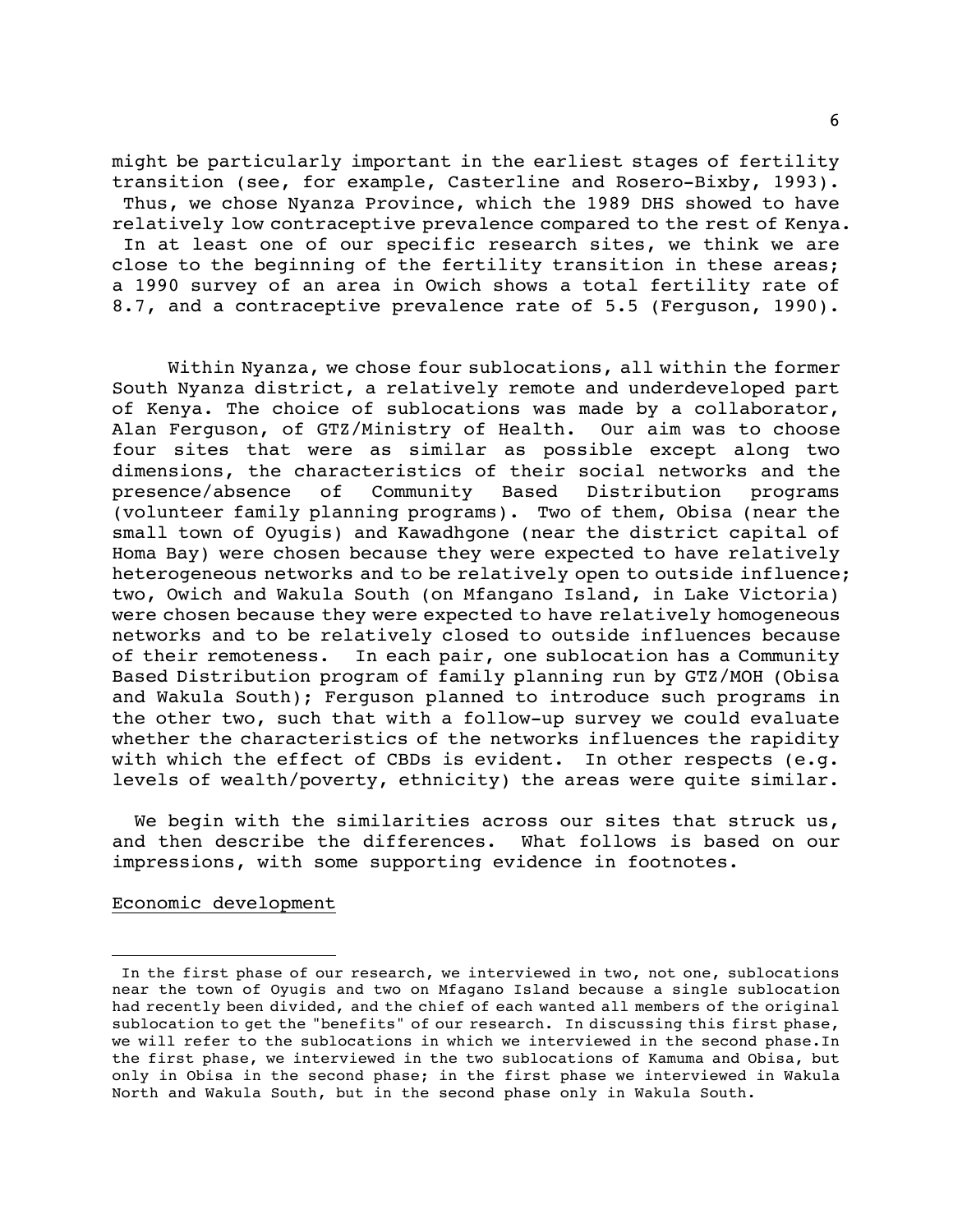might be particularly important in the earliest stages of fertility transition (see, for example, Casterline and Rosero-Bixby, 1993). Thus, we chose Nyanza Province, which the 1989 DHS showed to have relatively low contraceptive prevalence compared to the rest of Kenya. In at least one of our specific research sites, we think we are close to the beginning of the fertility transition in these areas; a 1990 survey of an area in Owich shows a total fertility rate of 8.7, and a contraceptive prevalence rate of 5.5 (Ferguson, 1990).

Within Nyanza, we chose four sublocations, all within the former South Nyanza district, a relatively remote and underdeveloped part of Kenya. The choice of sublocations was made by a collaborator, Alan Ferguson, of GTZ/Ministry of Health. Our aim was to choose four sites that were as similar as possible except along two dimensions, the characteristics of their social networks and the presence/absence of Community Based Distribution programs (volunteer family planning programs). Two of them, Obisa (near the small town of Oyugis) and Kawadhgone (near the district capital of Homa Bay) were chosen because they were expected to have relatively heterogeneous networks and to be relatively open to outside influence; two, Owich and Wakula South (on Mfangano Island, in Lake Victoria) were chosen because they were expected to have relatively homogeneous networks and to be relatively closed to outside influences because of their remoteness. In each pair, one sublocation has a Community Based Distribution program of family planning run by GTZ/MOH (Obisa and Wakula South); Ferguson planned to introduce such programs in the other two, such that with a follow-up survey we could evaluate whether the characteristics of the networks influences the rapidity with which the effect of CBDs is evident. In other respects (e.g. levels of wealth/poverty, ethnicity) the areas were quite similar.

We begin with the similarities across our sites that struck us, and then describe the differences. What follows is based on our impressions, with some supporting evidence in footnotes.

Economic development

---

In the first phase of our research, we interviewed in two, not one, sublocations near the town of Oyugis and two on Mfagano Island because a single sublocation had recently been divided, and the chief of each wanted all members of the original sublocation to get the "benefits" of our research. In discussing this first phase, we will refer to the sublocations in which we interviewed in the second phase. In the first phase, we interviewed in the two sublocations of Kamuma and Obisa, but only in Obisa in the second phase; in the first phase we interviewed in Wakula North and Wakula South, but in the second phase only in Wakula South.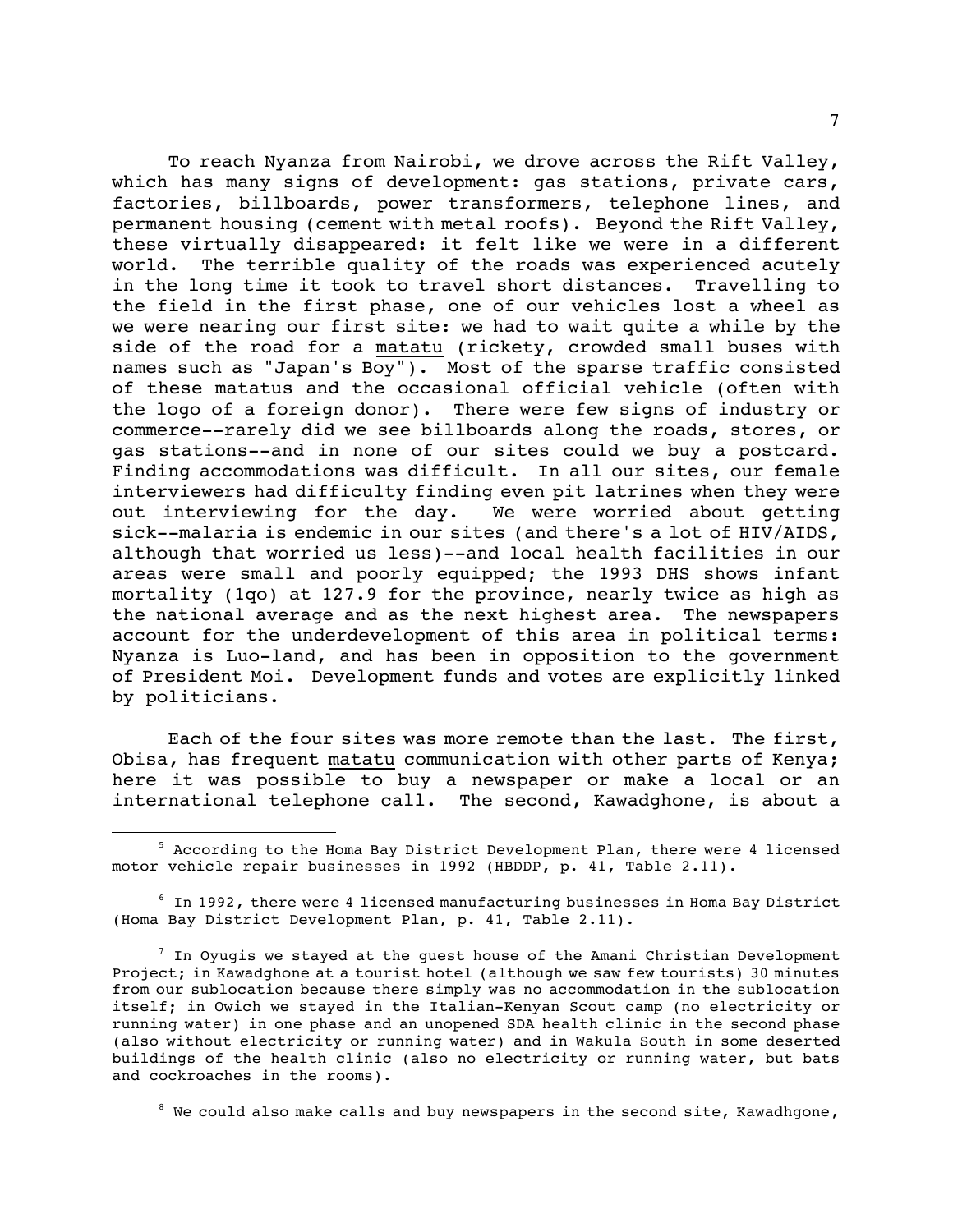To reach Nyanza from Nairobi, we drove across the Rift Valley, which has many signs of development: gas stations, private cars, factories, billboards, power transformers, telephone lines, and permanent housing (cement with metal roofs). Beyond the Rift Valley, these virtually disappeared: it felt like we were in a different world. The terrible quality of the roads was experienced acutely in the long time it took to travel short distances. Travelling to the field in the first phase, one of our vehicles lost a wheel as we were nearing our first site: we had to wait quite a while by the side of the road for a matatu (rickety, crowded small buses with names such as "Japan's Boy"). Most of the sparse traffic consisted of these matatus and the occasional official vehicle (often with the logo of a foreign donor). There were few signs of industry or commerce--rarely did we see billboards along the roads, stores, or gas stations--and in none of our sites could we buy a postcard. Finding accommodations was difficult. In all our sites, our female interviewers had difficulty finding even pit latrines when they were out interviewing for the day. We were worried about getting sick--malaria is endemic in our sites (and there's a lot of HIV/AIDS, although that worried us less)--and local health facilities in our areas were small and poorly equipped; the 1993 DHS shows infant mortality (1qo) at 127.9 for the province, nearly twice as high as the national average and as the next highest area. The newspapers account for the underdevelopment of this area in political terms: Nyanza is Luo-land, and has been in opposition to the government of President Moi. Development funds and votes are explicitly linked by politicians.

Each of the four sites was more remote than the last. The first, Obisa, has frequent matatu communication with other parts of Kenya; here it was possible to buy a newspaper or make a local or an international telephone call. The second, Kawadghone, is about a

---

[5] According to the Homa Bay District Development Plan, there were 4 licensed motor vehicle repair businesses in 1992 (HBDDP, p. 41, Table 2.11).

[6] In 1992, there were 4 licensed manufacturing businesses in Homa Bay District (Homa Bay District Development Plan, p. 41, Table 2.11).

[7] In Oyugis we stayed at the guest house of the Amani Christian Development Project; in Kawadghone at a tourist hotel (although we saw few tourists) 30 minutes from our sublocation because there simply was no accommodation in the sublocation itself; in Owich we stayed in the Italian-Kenyan Scout camp (no electricity or running water) in one phase and an unopened SDA health clinic in the second phase (also without electricity or running water) and in Wakula South in some deserted buildings of the health clinic (also no electricity or running water, but bats and cockroaches in the rooms).

[8] We could also make calls and buy newspapers in the second site, Kawadhgone,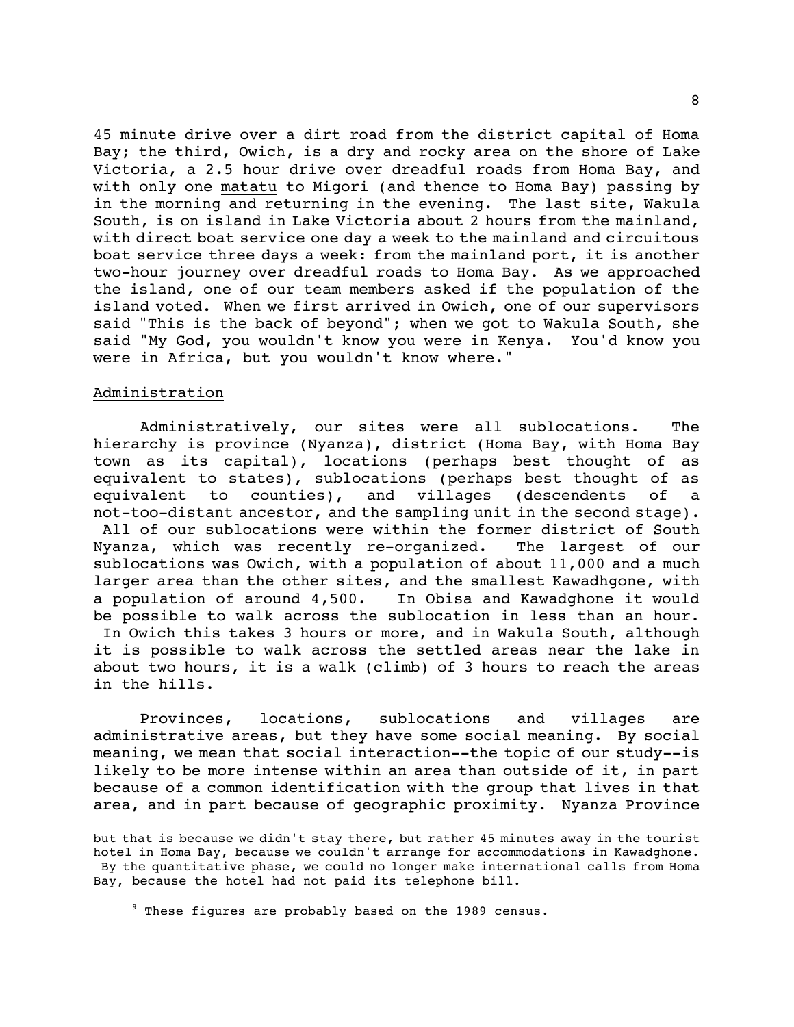45 minute drive over a dirt road from the district capital of Homa Bay; the third, Owich, is a dry and rocky area on the shore of Lake Victoria, a 2.5 hour drive over dreadful roads from Homa Bay, and with only one matatu to Migori (and thence to Homa Bay) passing by in the morning and returning in the evening. The last site, Wakula South, is on island in Lake Victoria about 2 hours from the mainland, with direct boat service one day a week to the mainland and circuitous boat service three days a week: from the mainland port, it is another two-hour journey over dreadful roads to Homa Bay. As we approached the island, one of our team members asked if the population of the island voted. When we first arrived in Owich, one of our supervisors said "This is the back of beyond"; when we got to Wakula South, she said "My God, you wouldn't know you were in Kenya. You'd know you were in Africa, but you wouldn't know where."

## Administration

Administratively, our sites were all sublocations. The hierarchy is province (Nyanza), district (Homa Bay, with Homa Bay town as its capital), locations (perhaps best thought of as equivalent to states), sublocations (perhaps best thought of as equivalent to counties), and villages (descendents of a not-too-distant ancestor, and the sampling unit in the second stage). All of our sublocations were within the former district of South Nyanza, which was recently re-organized. The largest of our sublocations was Owich, with a population of about 11,000 and a much larger area than the other sites, and the smallest Kawadhgone, with a population of around 4,500. In Obisa and Kawadghone it would be possible to walk across the sublocation in less than an hour. In Owich this takes 3 hours or more, and in Wakula South, although it is possible to walk across the settled areas near the lake in about two hours, it is a walk (climb) of 3 hours to reach the areas in the hills.

Provinces, locations, sublocations and villages are administrative areas, but they have some social meaning. By social meaning, we mean that social interaction--the topic of our study--is likely to be more intense within an area than outside of it, in part because of a common identification with the group that lives in that area, and in part because of geographic proximity. Nyanza Province

---

but that is because we didn't stay there, but rather 45 minutes away in the tourist hotel in Homa Bay, because we couldn't arrange for accommodations in Kawadghone. By the quantitative phase, we could no longer make international calls from Homa Bay, because the hotel had not paid its telephone bill.

[9] These figures are probably based on the 1989 census.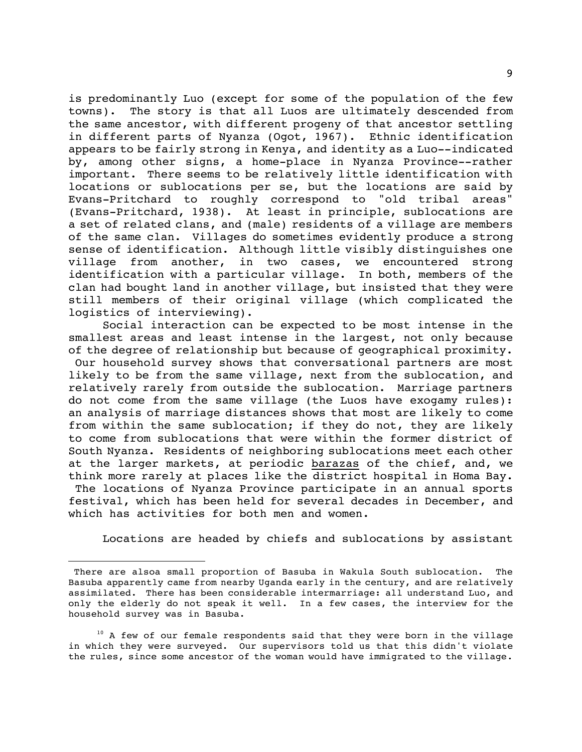is predominantly Luo (except for some of the population of the few towns). The story is that all Luos are ultimately descended from the same ancestor, with different progeny of that ancestor settling in different parts of Nyanza (Ogot, 1967). Ethnic identification appears to be fairly strong in Kenya, and identity as a Luo--indicated by, among other signs, a home-place in Nyanza Province--rather important. There seems to be relatively little identification with locations or sublocations per se, but the locations are said by Evans-Pritchard to roughly correspond to "old tribal areas" (Evans-Pritchard, 1938). At least in principle, sublocations are a set of related clans, and (male) residents of a village are members of the same clan. Villages do sometimes evidently produce a strong sense of identification. Although little visibly distinguishes one village from another, in two cases, we encountered strong identification with a particular village. In both, members of the clan had bought land in another village, but insisted that they were still members of their original village (which complicated the logistics of interviewing).

Social interaction can be expected to be most intense in the smallest areas and least intense in the largest, not only because of the degree of relationship but because of geographical proximity. Our household survey shows that conversational partners are most likely to be from the same village, next from the sublocation, and relatively rarely from outside the sublocation. Marriage partners do not come from the same village (the Luos have exogamy rules): an analysis of marriage distances shows that most are likely to come from within the same sublocation; if they do not, they are likely to come from sublocations that were within the former district of South Nyanza. Residents of neighboring sublocations meet each other at the larger markets, at periodic <u>barazas</u> of the chief, and, we think more rarely at places like the district hospital in Homa Bay. The locations of Nyanza Province participate in an annual sports festival, which has been held for several decades in December, and which has activities for both men and women.

Locations are headed by chiefs and sublocations by assistant

---

There are alsoa small proportion of Basuba in Wakula South sublocation. The Basuba apparently came from nearby Uganda early in the century, and are relatively assimilated. There has been considerable intermarriage: all understand Luo, and only the elderly do not speak it well. In a few cases, the interview for the household survey was in Basuba.

[10] A few of our female respondents said that they were born in the village in which they were surveyed. Our supervisors told us that this didn't violate the rules, since some ancestor of the woman would have immigrated to the village.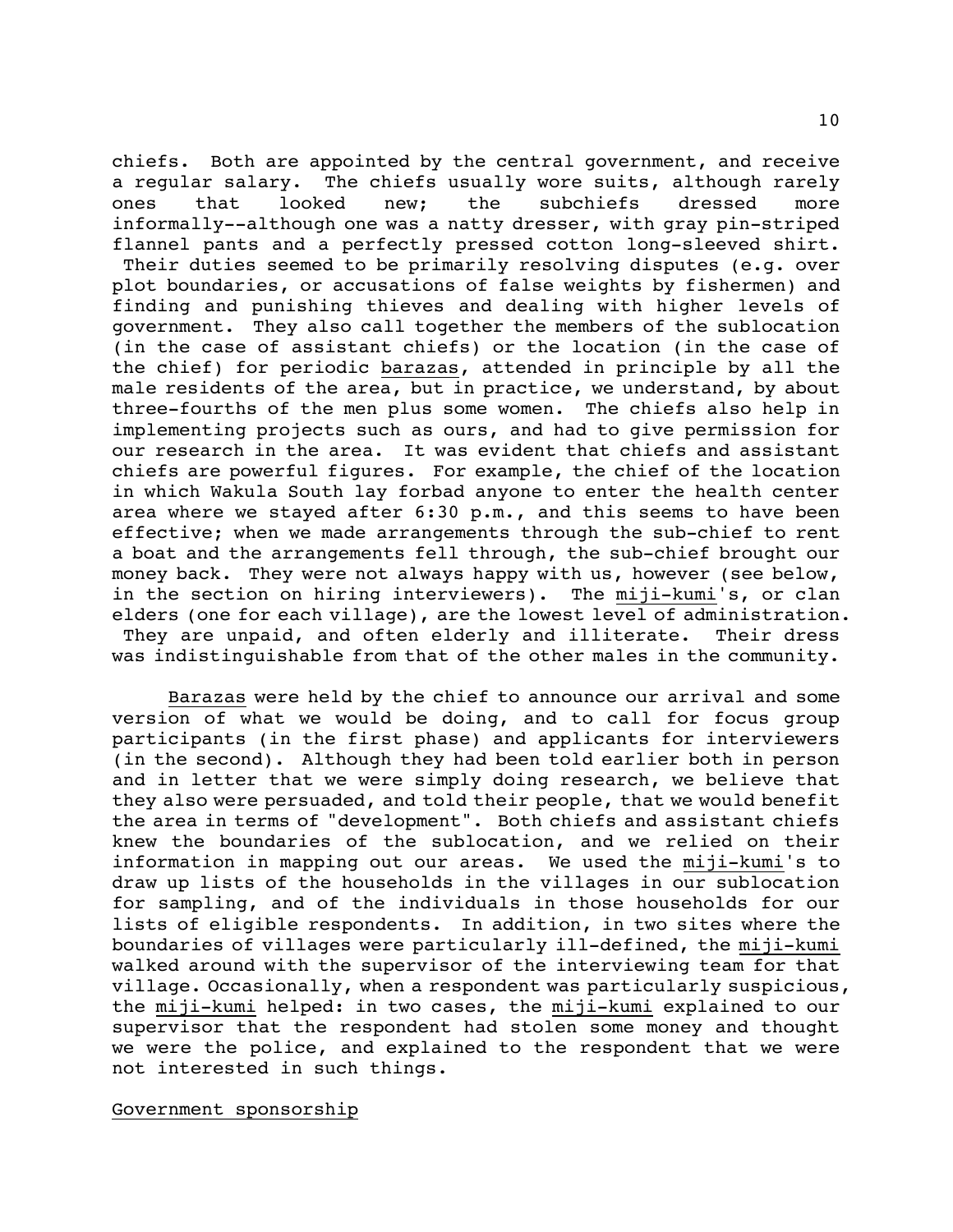chiefs. Both are appointed by the central government, and receive a regular salary. The chiefs usually wore suits, although rarely ones that looked new; the subchiefs dressed more informally--although one was a natty dresser, with gray pin-striped flannel pants and a perfectly pressed cotton long-sleeved shirt. Their duties seemed to be primarily resolving disputes (e.g. over plot boundaries, or accusations of false weights by fishermen) and finding and punishing thieves and dealing with higher levels of government. They also call together the members of the sublocation (in the case of assistant chiefs) or the location (in the case of the chief) for periodic _barazas_, attended in principle by all the male residents of the area, but in practice, we understand, by about three-fourths of the men plus some women. The chiefs also help in implementing projects such as ours, and had to give permission for our research in the area. It was evident that chiefs and assistant chiefs are powerful figures. For example, the chief of the location in which Wakula South lay forbad anyone to enter the health center area where we stayed after 6:30 p.m., and this seems to have been effective; when we made arrangements through the sub-chief to rent a boat and the arrangements fell through, the sub-chief brought our money back. They were not always happy with us, however (see below, in the section on hiring interviewers). The _miji-kumi_'s, or clan elders (one for each village), are the lowest level of administration. They are unpaid, and often elderly and illiterate. Their dress was indistinguishable from that of the other males in the community.

_Barazas_ were held by the chief to announce our arrival and some version of what we would be doing, and to call for focus group participants (in the first phase) and applicants for interviewers (in the second). Although they had been told earlier both in person and in letter that we were simply doing research, we believe that they also were persuaded, and told their people, that we would benefit the area in terms of "development". Both chiefs and assistant chiefs knew the boundaries of the sublocation, and we relied on their information in mapping out our areas. We used the _miji-kumi_'s to draw up lists of the households in the villages in our sublocation for sampling, and of the individuals in those households for our lists of eligible respondents. In addition, in two sites where the boundaries of villages were particularly ill-defined, the _miji-kumi_ walked around with the supervisor of the interviewing team for that village. Occasionally, when a respondent was particularly suspicious, the _miji-kumi_ helped: in two cases, the _miji-kumi_ explained to our supervisor that the respondent had stolen some money and thought we were the police, and explained to the respondent that we were not interested in such things.

## Government sponsorship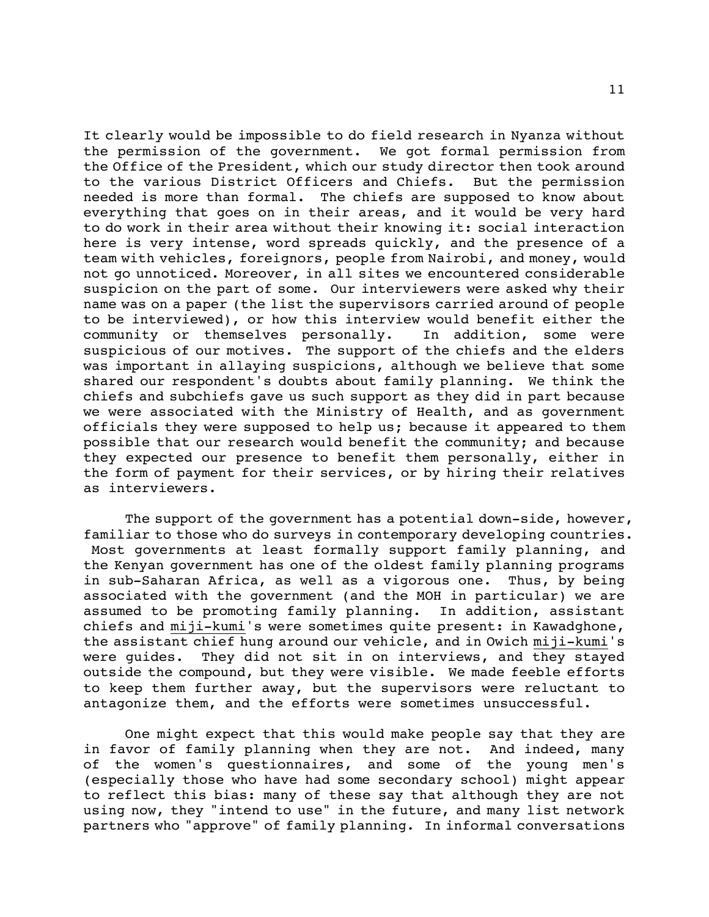It clearly would be impossible to do field research in Nyanza without the permission of the government. We got formal permission from the Office of the President, which our study director then took around to the various District Officers and Chiefs. But the permission needed is more than formal. The chiefs are supposed to know about everything that goes on in their areas, and it would be very hard to do work in their area without their knowing it: social interaction here is very intense, word spreads quickly, and the presence of a team with vehicles, foreignors, people from Nairobi, and money, would not go unnoticed. Moreover, in all sites we encountered considerable suspicion on the part of some. Our interviewers were asked why their name was on a paper (the list the supervisors carried around of people to be interviewed), or how this interview would benefit either the community or themselves personally. In addition, some were suspicious of our motives. The support of the chiefs and the elders was important in allaying suspicions, although we believe that some shared our respondent's doubts about family planning. We think the chiefs and subchiefs gave us such support as they did in part because we were associated with the Ministry of Health, and as government officials they were supposed to help us; because it appeared to them possible that our research would benefit the community; and because they expected our presence to benefit them personally, either in the form of payment for their services, or by hiring their relatives as interviewers.

The support of the government has a potential down-side, however, familiar to those who do surveys in contemporary developing countries. Most governments at least formally support family planning, and the Kenyan government has one of the oldest family planning programs in sub-Saharan Africa, as well as a vigorous one. Thus, by being associated with the government (and the MOH in particular) we are assumed to be promoting family planning. In addition, assistant chiefs and <u>miji-kumi</u>'s were sometimes quite present: in Kawadghone, the assistant chief hung around our vehicle, and in Owich <u>miji-kumi</u>'s were guides. They did not sit in on interviews, and they stayed outside the compound, but they were visible. We made feeble efforts to keep them further away, but the supervisors were reluctant to antagonize them, and the efforts were sometimes unsuccessful.

One might expect that this would make people say that they are in favor of family planning when they are not. And indeed, many of the women's questionnaires, and some of the young men's (especially those who have had some secondary school) might appear to reflect this bias: many of these say that although they are not using now, they "intend to use" in the future, and many list network partners who "approve" of family planning. In informal conversations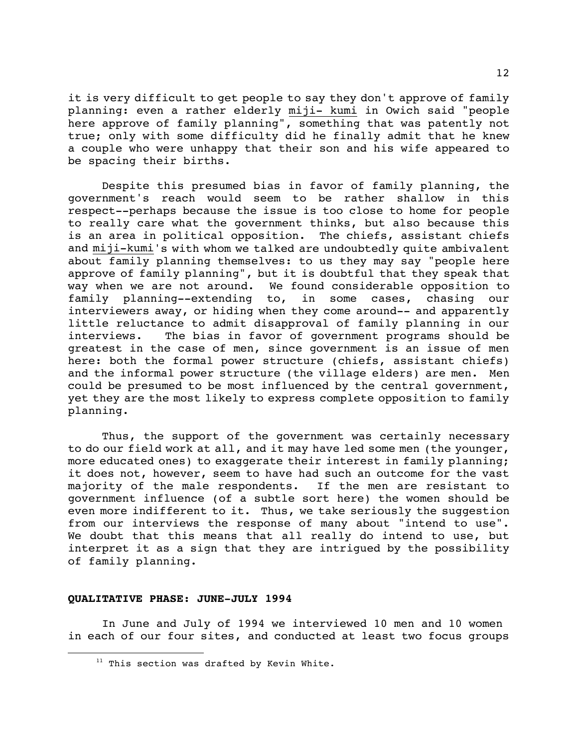it is very difficult to get people to say they don't approve of family planning: even a rather elderly miji- kumi in Owich said "people here approve of family planning", something that was patently not true; only with some difficulty did he finally admit that he knew a couple who were unhappy that their son and his wife appeared to be spacing their births.

Despite this presumed bias in favor of family planning, the government's reach would seem to be rather shallow in this respect--perhaps because the issue is too close to home for people to really care what the government thinks, but also because this is an area in political opposition. The chiefs, assistant chiefs and miji-kumi's with whom we talked are undoubtedly quite ambivalent about family planning themselves: to us they may say "people here approve of family planning", but it is doubtful that they speak that way when we are not around. We found considerable opposition to family planning--extending to, in some cases, chasing our interviewers away, or hiding when they come around-- and apparently little reluctance to admit disapproval of family planning in our interviews. The bias in favor of government programs should be greatest in the case of men, since government is an issue of men here: both the formal power structure (chiefs, assistant chiefs) and the informal power structure (the village elders) are men. Men could be presumed to be most influenced by the central government, yet they are the most likely to express complete opposition to family planning.

Thus, the support of the government was certainly necessary to do our field work at all, and it may have led some men (the younger, more educated ones) to exaggerate their interest in family planning; it does not, however, seem to have had such an outcome for the vast majority of the male respondents. If the men are resistant to government influence (of a subtle sort here) the women should be even more indifferent to it. Thus, we take seriously the suggestion from our interviews the response of many about "intend to use". We doubt that this means that all really do intend to use, but interpret it as a sign that they are intrigued by the possibility of family planning.

## QUALITATIVE PHASE: JUNE-JULY 1994

In June and July of 1994 we interviewed 10 men and 10 women in each of our four sites, and conducted at least two focus groups

[11] This section was drafted by Kevin White.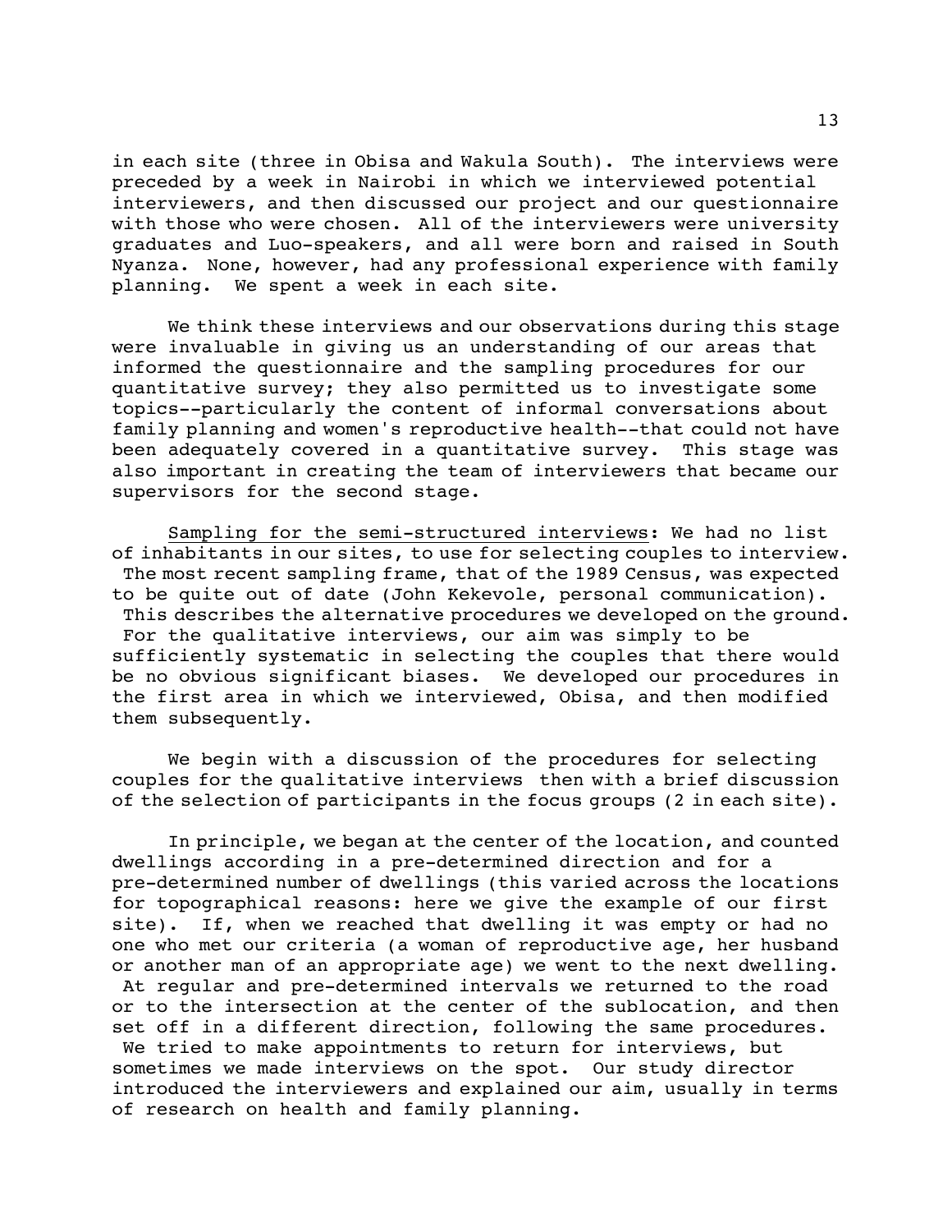in each site (three in Obisa and Wakula South). The interviews were preceded by a week in Nairobi in which we interviewed potential interviewers, and then discussed our project and our questionnaire with those who were chosen. All of the interviewers were university graduates and Luo-speakers, and all were born and raised in South Nyanza. None, however, had any professional experience with family planning. We spent a week in each site.

We think these interviews and our observations during this stage were invaluable in giving us an understanding of our areas that informed the questionnaire and the sampling procedures for our quantitative survey; they also permitted us to investigate some topics--particularly the content of informal conversations about family planning and women's reproductive health--that could not have been adequately covered in a quantitative survey. This stage was also important in creating the team of interviewers that became our supervisors for the second stage.

Sampling for the semi-structured interviews: We had no list of inhabitants in our sites, to use for selecting couples to interview. The most recent sampling frame, that of the 1989 Census, was expected to be quite out of date (John Kekevole, personal communication). This describes the alternative procedures we developed on the ground. For the qualitative interviews, our aim was simply to be sufficiently systematic in selecting the couples that there would be no obvious significant biases. We developed our procedures in the first area in which we interviewed, Obisa, and then modified them subsequently.

We begin with a discussion of the procedures for selecting couples for the qualitative interviews then with a brief discussion of the selection of participants in the focus groups (2 in each site).

In principle, we began at the center of the location, and counted dwellings according in a pre-determined direction and for a pre-determined number of dwellings (this varied across the locations for topographical reasons: here we give the example of our first site). If, when we reached that dwelling it was empty or had no one who met our criteria (a woman of reproductive age, her husband or another man of an appropriate age) we went to the next dwelling. At regular and pre-determined intervals we returned to the road or to the intersection at the center of the sublocation, and then set off in a different direction, following the same procedures. We tried to make appointments to return for interviews, but sometimes we made interviews on the spot. Our study director introduced the interviewers and explained our aim, usually in terms of research on health and family planning.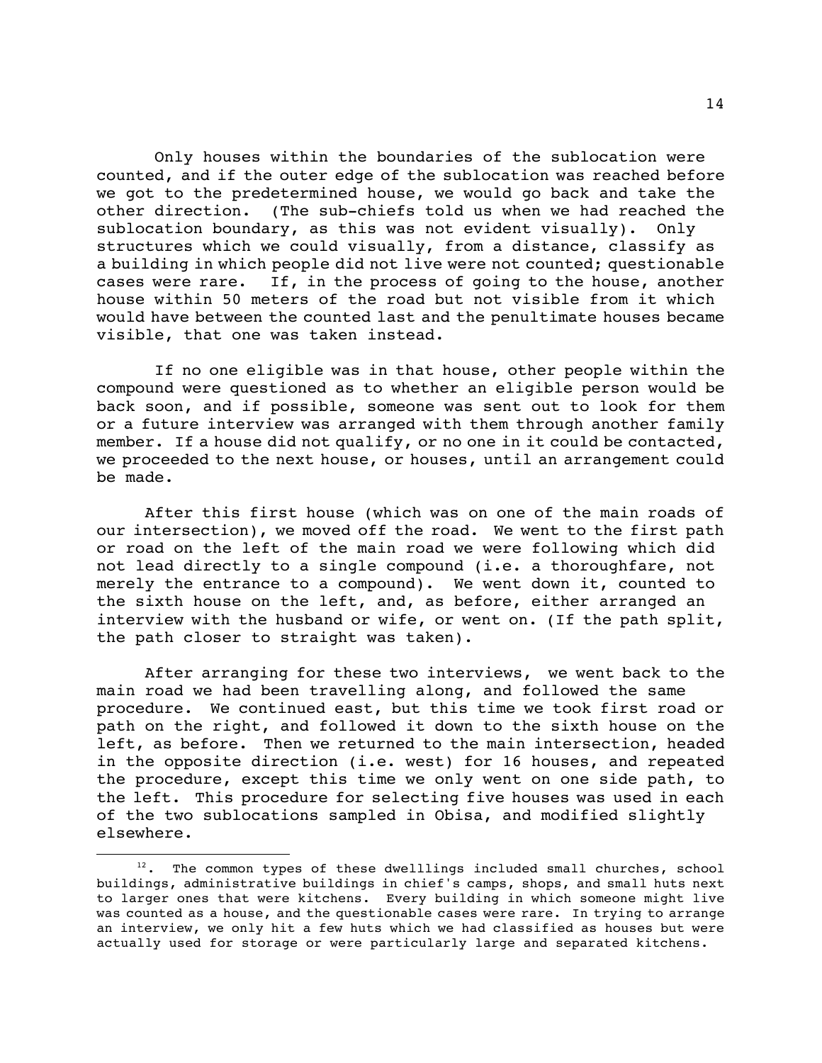Only houses within the boundaries of the sublocation were counted, and if the outer edge of the sublocation was reached before we got to the predetermined house, we would go back and take the other direction. (The sub-chiefs told us when we had reached the sublocation boundary, as this was not evident visually). Only structures which we could visually, from a distance, classify as a building in which people did not live were not counted; questionable cases were rare. If, in the process of going to the house, another house within 50 meters of the road but not visible from it which would have between the counted last and the penultimate houses became visible, that one was taken instead.

If no one eligible was in that house, other people within the compound were questioned as to whether an eligible person would be back soon, and if possible, someone was sent out to look for them or a future interview was arranged with them through another family member. If a house did not qualify, or no one in it could be contacted, we proceeded to the next house, or houses, until an arrangement could be made.

After this first house (which was on one of the main roads of our intersection), we moved off the road. We went to the first path or road on the left of the main road we were following which did not lead directly to a single compound (i.e. a thoroughfare, not merely the entrance to a compound). We went down it, counted to the sixth house on the left, and, as before, either arranged an interview with the husband or wife, or went on. (If the path split, the path closer to straight was taken).

After arranging for these two interviews, we went back to the main road we had been travelling along, and followed the same procedure. We continued east, but this time we took first road or path on the right, and followed it down to the sixth house on the left, as before. Then we returned to the main intersection, headed in the opposite direction (i.e. west) for 16 houses, and repeated the procedure, except this time we only went on one side path, to the left. This procedure for selecting five houses was used in each of the two sublocations sampled in Obisa, and modified slightly elsewhere.

---

[12]. The common types of these dwelllings included small churches, school buildings, administrative buildings in chief's camps, shops, and small huts next to larger ones that were kitchens. Every building in which someone might live was counted as a house, and the questionable cases were rare. In trying to arrange an interview, we only hit a few huts which we had classified as houses but were actually used for storage or were particularly large and separated kitchens.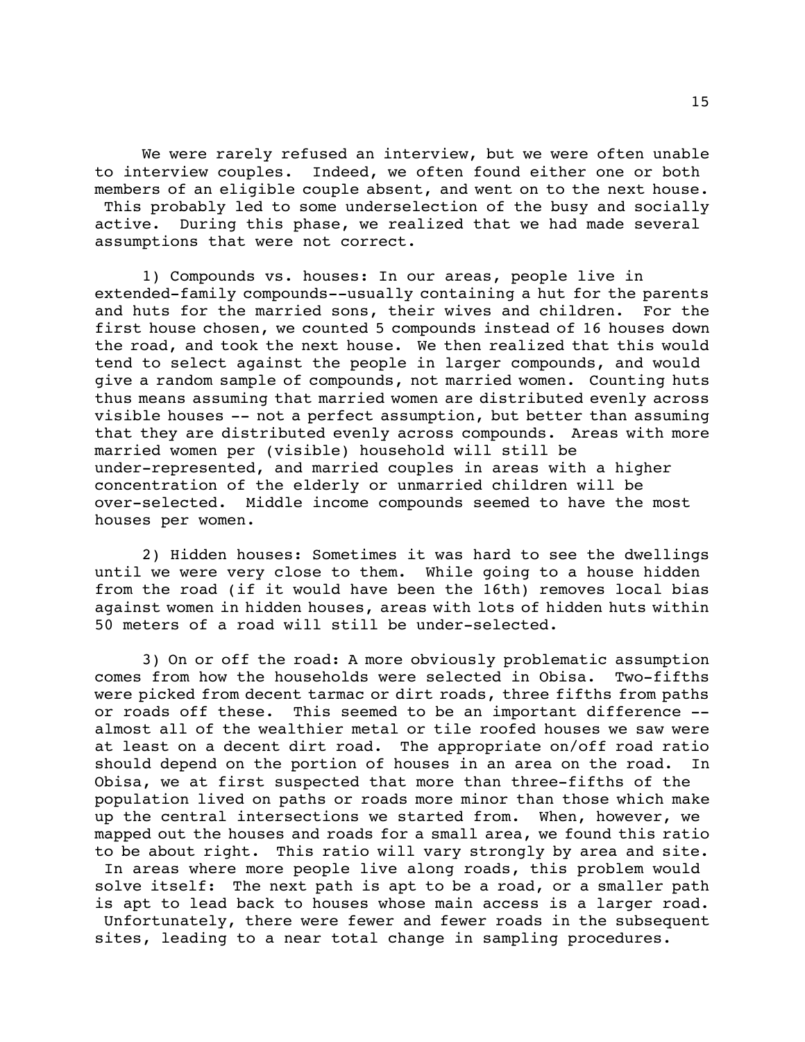We were rarely refused an interview, but we were often unable to interview couples. Indeed, we often found either one or both members of an eligible couple absent, and went on to the next house. This probably led to some underselection of the busy and socially active. During this phase, we realized that we had made several assumptions that were not correct.

1) Compounds vs. houses: In our areas, people live in extended-family compounds--usually containing a hut for the parents and huts for the married sons, their wives and children. For the first house chosen, we counted 5 compounds instead of 16 houses down the road, and took the next house. We then realized that this would tend to select against the people in larger compounds, and would give a random sample of compounds, not married women. Counting huts thus means assuming that married women are distributed evenly across visible houses -- not a perfect assumption, but better than assuming that they are distributed evenly across compounds. Areas with more married women per (visible) household will still be under-represented, and married couples in areas with a higher concentration of the elderly or unmarried children will be over-selected. Middle income compounds seemed to have the most houses per women.

2) Hidden houses: Sometimes it was hard to see the dwellings until we were very close to them. While going to a house hidden from the road (if it would have been the 16th) removes local bias against women in hidden houses, areas with lots of hidden huts within 50 meters of a road will still be under-selected.

3) On or off the road: A more obviously problematic assumption comes from how the households were selected in Obisa. Two-fifths were picked from decent tarmac or dirt roads, three fifths from paths or roads off these. This seemed to be an important difference -- almost all of the wealthier metal or tile roofed houses we saw were at least on a decent dirt road. The appropriate on/off road ratio should depend on the portion of houses in an area on the road. In Obisa, we at first suspected that more than three-fifths of the population lived on paths or roads more minor than those which make up the central intersections we started from. When, however, we mapped out the houses and roads for a small area, we found this ratio to be about right. This ratio will vary strongly by area and site. In areas where more people live along roads, this problem would solve itself: The next path is apt to be a road, or a smaller path is apt to lead back to houses whose main access is a larger road. Unfortunately, there were fewer and fewer roads in the subsequent sites, leading to a near total change in sampling procedures.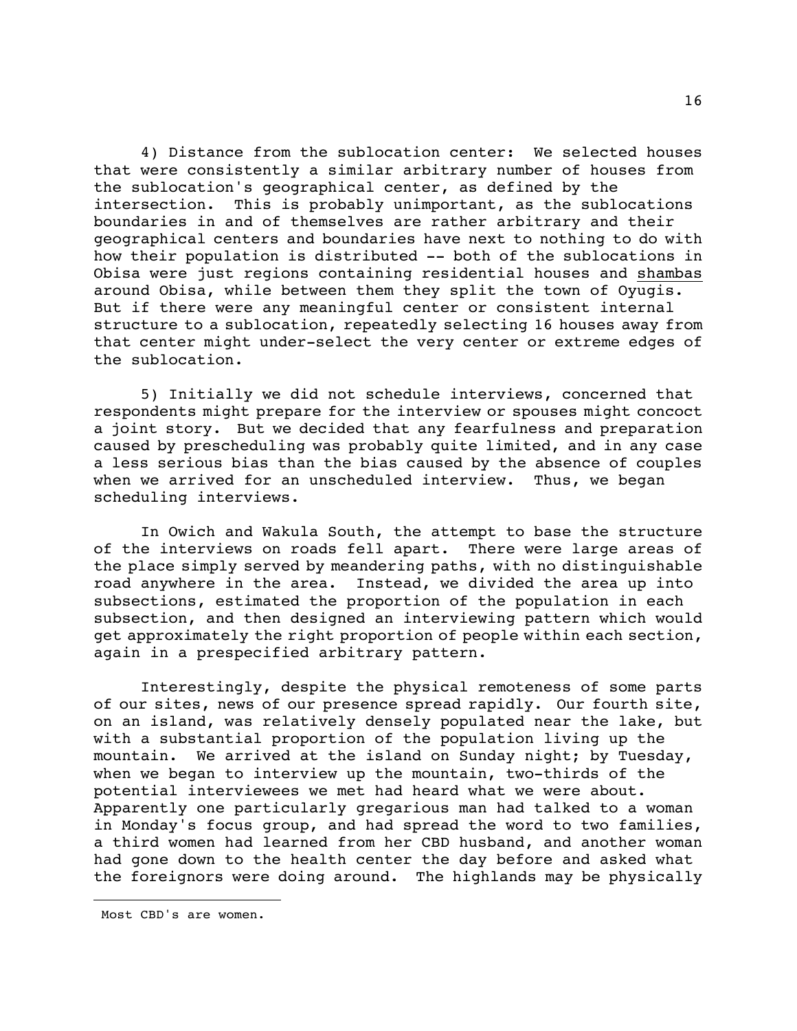4) Distance from the sublocation center: We selected houses that were consistently a similar arbitrary number of houses from the sublocation's geographical center, as defined by the intersection. This is probably unimportant, as the sublocations boundaries in and of themselves are rather arbitrary and their geographical centers and boundaries have next to nothing to do with how their population is distributed -- both of the sublocations in Obisa were just regions containing residential houses and shambas around Obisa, while between them they split the town of Oyugis. But if there were any meaningful center or consistent internal structure to a sublocation, repeatedly selecting 16 houses away from that center might under-select the very center or extreme edges of the sublocation.

5) Initially we did not schedule interviews, concerned that respondents might prepare for the interview or spouses might concoct a joint story. But we decided that any fearfulness and preparation caused by prescheduling was probably quite limited, and in any case a less serious bias than the bias caused by the absence of couples when we arrived for an unscheduled interview. Thus, we began scheduling interviews.

In Owich and Wakula South, the attempt to base the structure of the interviews on roads fell apart. There were large areas of the place simply served by meandering paths, with no distinguishable road anywhere in the area. Instead, we divided the area up into subsections, estimated the proportion of the population in each subsection, and then designed an interviewing pattern which would get approximately the right proportion of people within each section, again in a prespecified arbitrary pattern.

Interestingly, despite the physical remoteness of some parts of our sites, news of our presence spread rapidly. Our fourth site, on an island, was relatively densely populated near the lake, but with a substantial proportion of the population living up the mountain. We arrived at the island on Sunday night; by Tuesday, when we began to interview up the mountain, two-thirds of the potential interviewees we met had heard what we were about. Apparently one particularly gregarious man had talked to a woman in Monday's focus group, and had spread the word to two families, a third women had learned from her CBD husband, and another woman had gone down to the health center the day before and asked what the foreignors were doing around. The highlands may be physically

Most CBD's are women.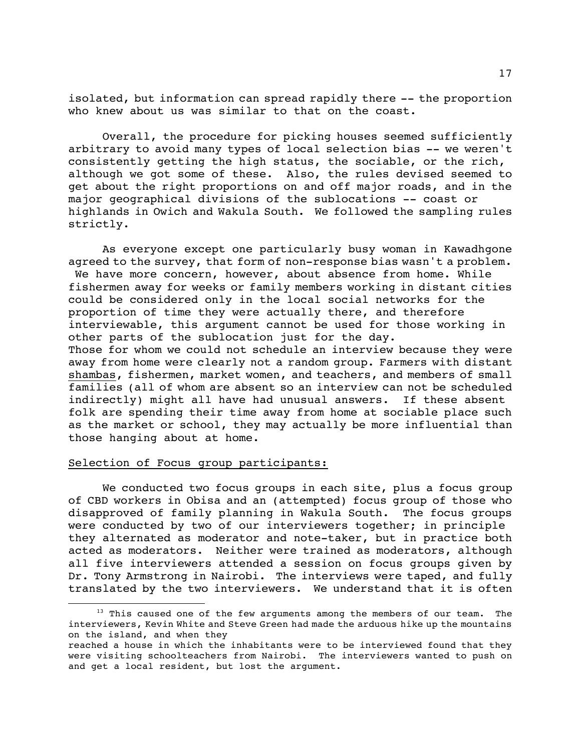isolated, but information can spread rapidly there -- the proportion who knew about us was similar to that on the coast.

Overall, the procedure for picking houses seemed sufficiently arbitrary to avoid many types of local selection bias -- we weren't consistently getting the high status, the sociable, or the rich, although we got some of these. Also, the rules devised seemed to get about the right proportions on and off major roads, and in the major geographical divisions of the sublocations -- coast or highlands in Owich and Wakula South. We followed the sampling rules strictly.

As everyone except one particularly busy woman in Kawadhgone agreed to the survey, that form of non-response bias wasn't a problem. We have more concern, however, about absence from home. While fishermen away for weeks or family members working in distant cities could be considered only in the local social networks for the proportion of time they were actually there, and therefore interviewable, this argument cannot be used for those working in other parts of the sublocation just for the day.

Those for whom we could not schedule an interview because they were away from home were clearly not a random group. Farmers with distant <u>shambas</u>, fishermen, market women, and teachers, and members of small families (all of whom are absent so an interview can not be scheduled indirectly) might all have had unusual answers. If these absent folk are spending their time away from home at sociable place such as the market or school, they may actually be more influential than those hanging about at home.

<u>Selection of Focus group participants:</u>

We conducted two focus groups in each site, plus a focus group of CBD workers in Obisa and an (attempted) focus group of those who disapproved of family planning in Wakula South. The focus groups were conducted by two of our interviewers together; in principle they alternated as moderator and note-taker, but in practice both acted as moderators. Neither were trained as moderators, although all five interviewers attended a session on focus groups given by Dr. Tony Armstrong in Nairobi. The interviews were taped, and fully translated by the two interviewers. We understand that it is often

---

[13] This caused one of the few arguments among the members of our team. The interviewers, Kevin White and Steve Green had made the arduous hike up the mountains on the island, and when they reached a house in which the inhabitants were to be interviewed found that they were visiting schoolteachers from Nairobi. The interviewers wanted to push on and get a local resident, but lost the argument.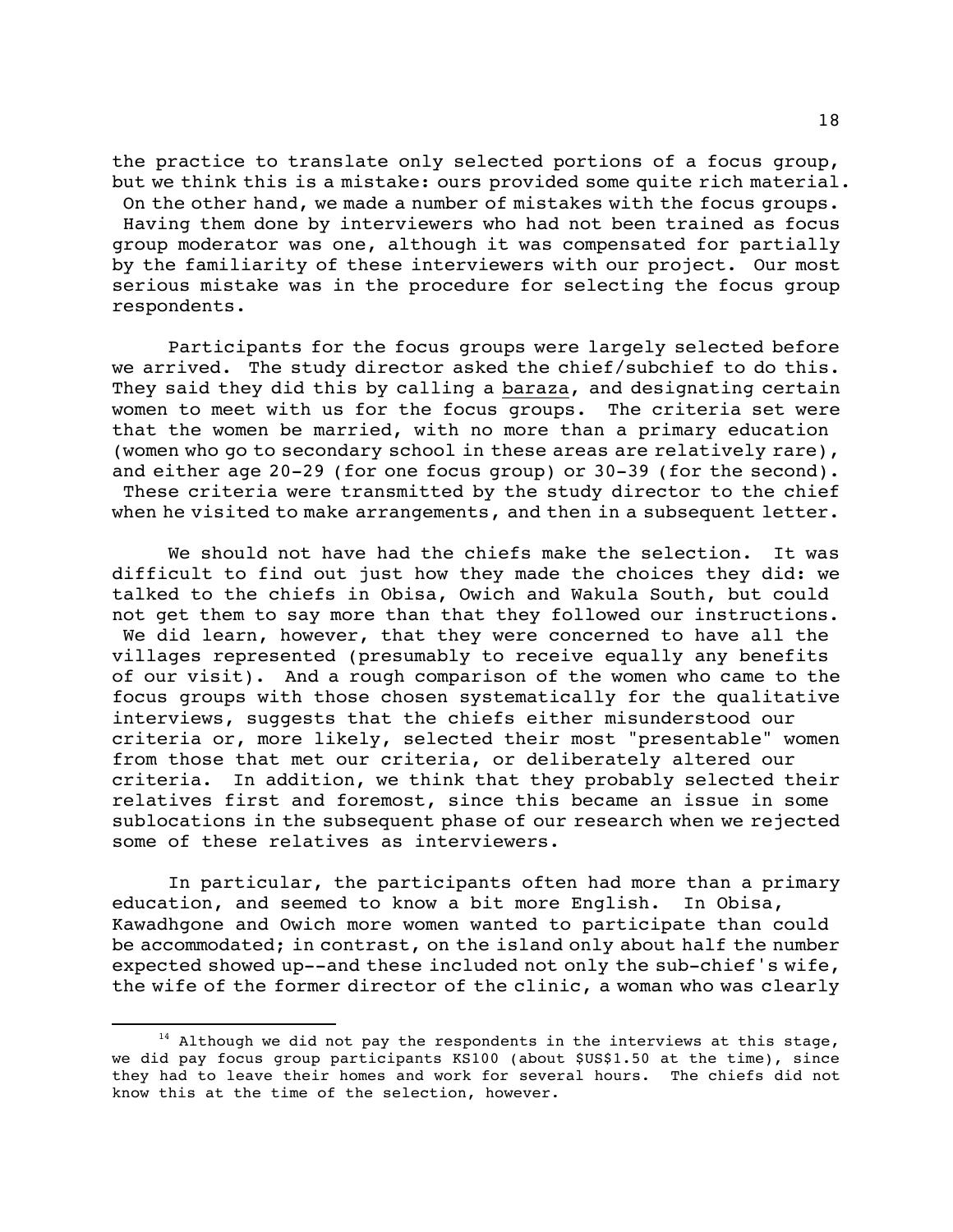the practice to translate only selected portions of a focus group, but we think this is a mistake: ours provided some quite rich material. On the other hand, we made a number of mistakes with the focus groups. Having them done by interviewers who had not been trained as focus group moderator was one, although it was compensated for partially by the familiarity of these interviewers with our project. Our most serious mistake was in the procedure for selecting the focus group respondents.

Participants for the focus groups were largely selected before we arrived. The study director asked the chief/subchief to do this. They said they did this by calling a baraza, and designating certain women to meet with us for the focus groups. The criteria set were that the women be married, with no more than a primary education (women who go to secondary school in these areas are relatively rare), and either age 20-29 (for one focus group) or 30-39 (for the second). These criteria were transmitted by the study director to the chief when he visited to make arrangements, and then in a subsequent letter.

We should not have had the chiefs make the selection. It was difficult to find out just how they made the choices they did: we talked to the chiefs in Obisa, Owich and Wakula South, but could not get them to say more than that they followed our instructions. We did learn, however, that they were concerned to have all the villages represented (presumably to receive equally any benefits of our visit). And a rough comparison of the women who came to the focus groups with those chosen systematically for the qualitative interviews, suggests that the chiefs either misunderstood our criteria or, more likely, selected their most "presentable" women from those that met our criteria, or deliberately altered our criteria. In addition, we think that they probably selected their relatives first and foremost, since this became an issue in some sublocations in the subsequent phase of our research when we rejected some of these relatives as interviewers.

In particular, the participants often had more than a primary education, and seemed to know a bit more English. In Obisa, Kawadhgone and Owich more women wanted to participate than could be accommodated; in contrast, on the island only about half the number expected showed up--and these included not only the sub-chief's wife, the wife of the former director of the clinic, a woman who was clearly

---

[14] Although we did not pay the respondents in the interviews at this stage, we did pay focus group participants KS100 (about $US$1.50 at the time), since they had to leave their homes and work for several hours. The chiefs did not know this at the time of the selection, however.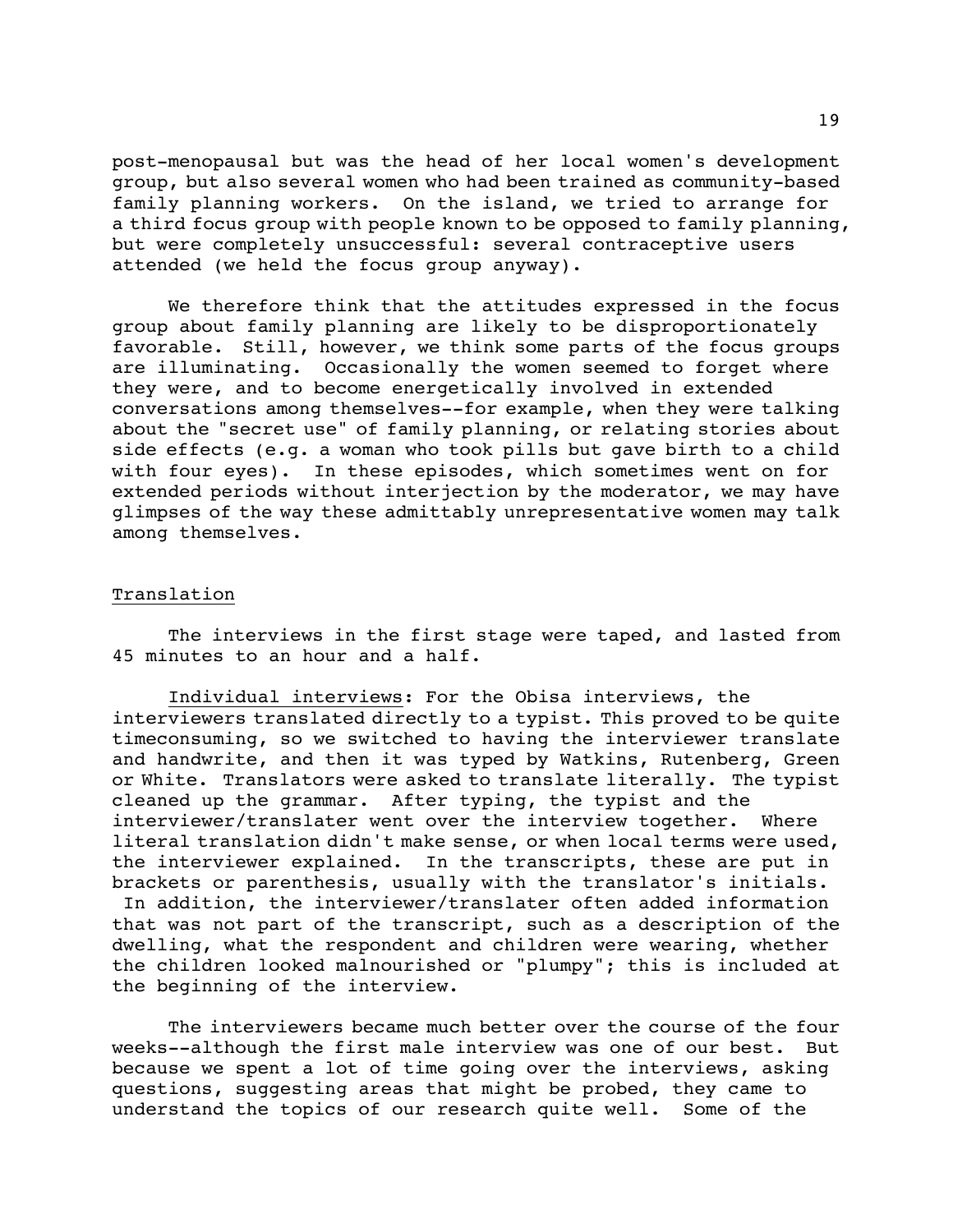post-menopausal but was the head of her local women's development group, but also several women who had been trained as community-based family planning workers. On the island, we tried to arrange for a third focus group with people known to be opposed to family planning, but were completely unsuccessful: several contraceptive users attended (we held the focus group anyway).

We therefore think that the attitudes expressed in the focus group about family planning are likely to be disproportionately favorable. Still, however, we think some parts of the focus groups are illuminating. Occasionally the women seemed to forget where they were, and to become energetically involved in extended conversations among themselves--for example, when they were talking about the "secret use" of family planning, or relating stories about side effects (e.g. a woman who took pills but gave birth to a child with four eyes). In these episodes, which sometimes went on for extended periods without interjection by the moderator, we may have glimpses of the way these admittably unrepresentative women may talk among themselves.

## Translation

The interviews in the first stage were taped, and lasted from 45 minutes to an hour and a half.

Individual interviews: For the Obisa interviews, the interviewers translated directly to a typist. This proved to be quite timeconsuming, so we switched to having the interviewer translate and handwrite, and then it was typed by Watkins, Rutenberg, Green or White. Translators were asked to translate literally. The typist cleaned up the grammar. After typing, the typist and the interviewer/translater went over the interview together. Where literal translation didn't make sense, or when local terms were used, the interviewer explained. In the transcripts, these are put in brackets or parenthesis, usually with the translator's initials. In addition, the interviewer/translater often added information that was not part of the transcript, such as a description of the dwelling, what the respondent and children were wearing, whether the children looked malnourished or "plumpy"; this is included at the beginning of the interview.

The interviewers became much better over the course of the four weeks--although the first male interview was one of our best. But because we spent a lot of time going over the interviews, asking questions, suggesting areas that might be probed, they came to understand the topics of our research quite well. Some of the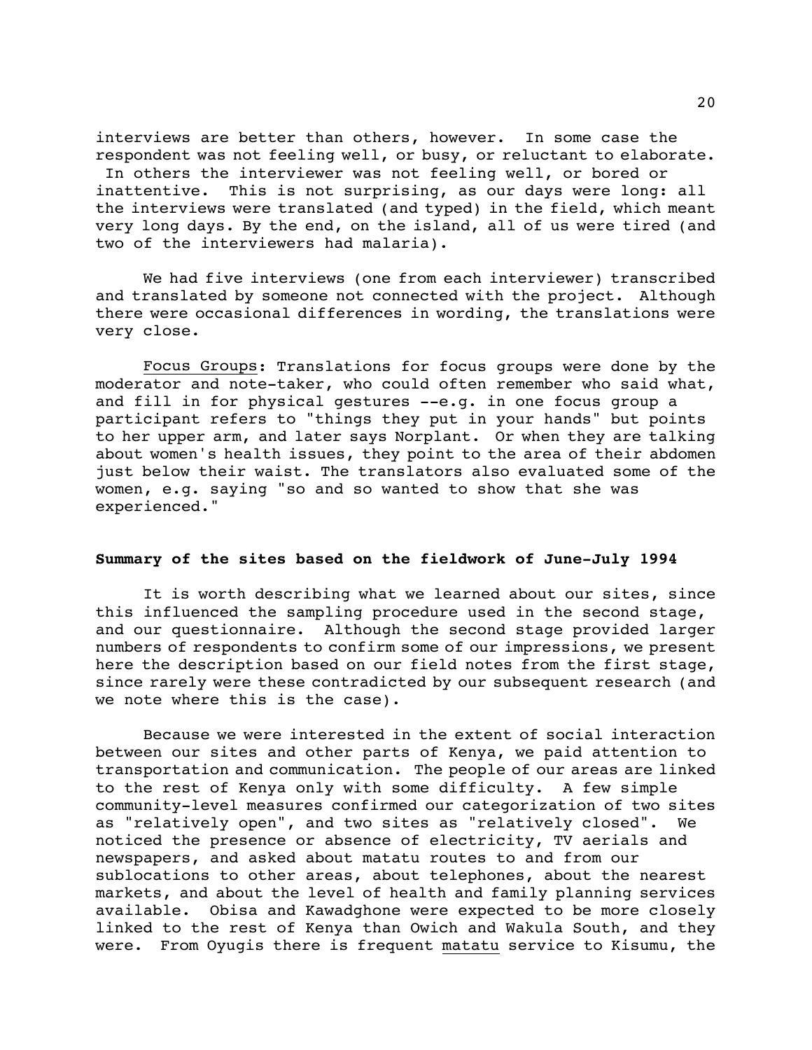interviews are better than others, however. In some case the respondent was not feeling well, or busy, or reluctant to elaborate. In others the interviewer was not feeling well, or bored or inattentive. This is not surprising, as our days were long: all the interviews were translated (and typed) in the field, which meant very long days. By the end, on the island, all of us were tired (and two of the interviewers had malaria).

We had five interviews (one from each interviewer) transcribed and translated by someone not connected with the project. Although there were occasional differences in wording, the translations were very close.

Focus Groups: Translations for focus groups were done by the moderator and note-taker, who could often remember who said what, and fill in for physical gestures --e.g. in one focus group a participant refers to "things they put in your hands" but points to her upper arm, and later says Norplant. Or when they are talking about women's health issues, they point to the area of their abdomen just below their waist. The translators also evaluated some of the women, e.g. saying "so and so wanted to show that she was experienced."

**Summary of the sites based on the fieldwork of June-July 1994**

It is worth describing what we learned about our sites, since this influenced the sampling procedure used in the second stage, and our questionnaire. Although the second stage provided larger numbers of respondents to confirm some of our impressions, we present here the description based on our field notes from the first stage, since rarely were these contradicted by our subsequent research (and we note where this is the case).

Because we were interested in the extent of social interaction between our sites and other parts of Kenya, we paid attention to transportation and communication. The people of our areas are linked to the rest of Kenya only with some difficulty. A few simple community-level measures confirmed our categorization of two sites as "relatively open", and two sites as "relatively closed". We noticed the presence or absence of electricity, TV aerials and newspapers, and asked about matatu routes to and from our sublocations to other areas, about telephones, about the nearest markets, and about the level of health and family planning services available. Obisa and Kawadghone were expected to be more closely linked to the rest of Kenya than Owich and Wakula South, and they were. From Oyugis there is frequent matatu service to Kisumu, the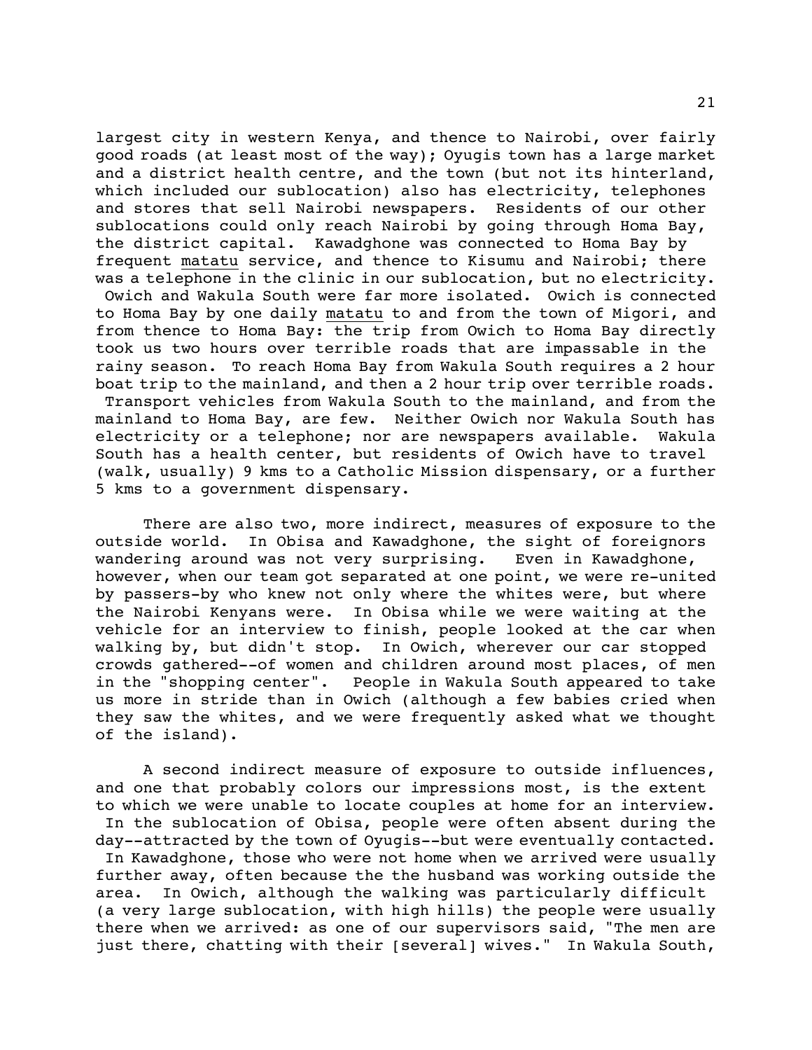largest city in western Kenya, and thence to Nairobi, over fairly good roads (at least most of the way); Oyugis town has a large market and a district health centre, and the town (but not its hinterland, which included our sublocation) also has electricity, telephones and stores that sell Nairobi newspapers. Residents of our other sublocations could only reach Nairobi by going through Homa Bay, the district capital. Kawadghone was connected to Homa Bay by frequent <u>matatu</u> service, and thence to Kisumu and Nairobi; there was a telephone in the clinic in our sublocation, but no electricity. Owich and Wakula South were far more isolated. Owich is connected to Homa Bay by one daily <u>matatu</u> to and from the town of Migori, and from thence to Homa Bay: the trip from Owich to Homa Bay directly took us two hours over terrible roads that are impassable in the rainy season. To reach Homa Bay from Wakula South requires a 2 hour boat trip to the mainland, and then a 2 hour trip over terrible roads. Transport vehicles from Wakula South to the mainland, and from the mainland to Homa Bay, are few. Neither Owich nor Wakula South has electricity or a telephone; nor are newspapers available. Wakula South has a health center, but residents of Owich have to travel (walk, usually) 9 kms to a Catholic Mission dispensary, or a further 5 kms to a government dispensary.

There are also two, more indirect, measures of exposure to the outside world. In Obisa and Kawadghone, the sight of foreignors wandering around was not very surprising. Even in Kawadghone, however, when our team got separated at one point, we were re-united by passers-by who knew not only where the whites were, but where the Nairobi Kenyans were. In Obisa while we were waiting at the vehicle for an interview to finish, people looked at the car when walking by, but didn't stop. In Owich, wherever our car stopped crowds gathered--of women and children around most places, of men in the "shopping center". People in Wakula South appeared to take us more in stride than in Owich (although a few babies cried when they saw the whites, and we were frequently asked what we thought of the island).

A second indirect measure of exposure to outside influences, and one that probably colors our impressions most, is the extent to which we were unable to locate couples at home for an interview. In the sublocation of Obisa, people were often absent during the day--attracted by the town of Oyugis--but were eventually contacted. In Kawadghone, those who were not home when we arrived were usually further away, often because the the husband was working outside the area. In Owich, although the walking was particularly difficult (a very large sublocation, with high hills) the people were usually there when we arrived: as one of our supervisors said, "The men are just there, chatting with their [several] wives." In Wakula South,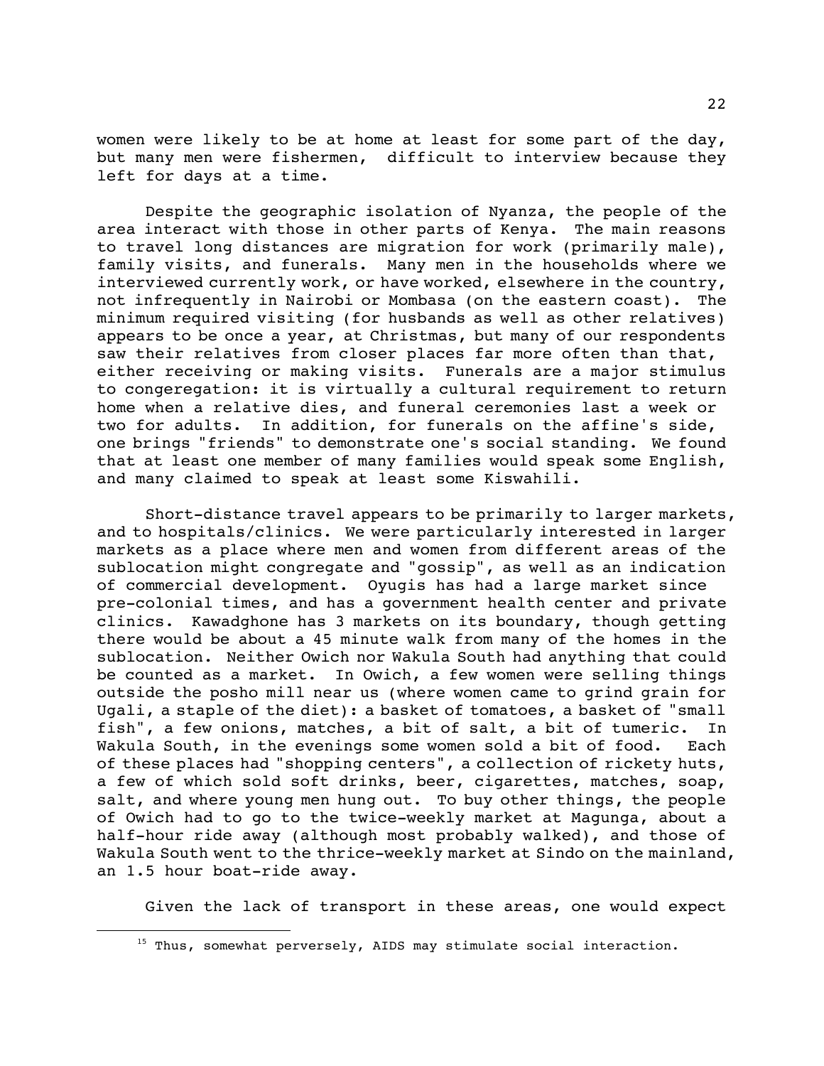women were likely to be at home at least for some part of the day, but many men were fishermen, difficult to interview because they left for days at a time.

Despite the geographic isolation of Nyanza, the people of the area interact with those in other parts of Kenya. The main reasons to travel long distances are migration for work (primarily male), family visits, and funerals. Many men in the households where we interviewed currently work, or have worked, elsewhere in the country, not infrequently in Nairobi or Mombasa (on the eastern coast). The minimum required visiting (for husbands as well as other relatives) appears to be once a year, at Christmas, but many of our respondents saw their relatives from closer places far more often than that, either receiving or making visits. Funerals are a major stimulus to congeregation: it is virtually a cultural requirement to return home when a relative dies, and funeral ceremonies last a week or two for adults. In addition, for funerals on the affine's side, one brings "friends" to demonstrate one's social standing. We found that at least one member of many families would speak some English, and many claimed to speak at least some Kiswahili.

Short-distance travel appears to be primarily to larger markets, and to hospitals/clinics. We were particularly interested in larger markets as a place where men and women from different areas of the sublocation might congregate and "gossip", as well as an indication of commercial development. Oyugis has had a large market since pre-colonial times, and has a government health center and private clinics. Kawadghone has 3 markets on its boundary, though getting there would be about a 45 minute walk from many of the homes in the sublocation. Neither Owich nor Wakula South had anything that could be counted as a market. In Owich, a few women were selling things outside the posho mill near us (where women came to grind grain for Ugali, a staple of the diet): a basket of tomatoes, a basket of "small fish", a few onions, matches, a bit of salt, a bit of tumeric. In Wakula South, in the evenings some women sold a bit of food. Each of these places had "shopping centers", a collection of rickety huts, a few of which sold soft drinks, beer, cigarettes, matches, soap, salt, and where young men hung out. To buy other things, the people of Owich had to go to the twice-weekly market at Magunga, about a half-hour ride away (although most probably walked), and those of Wakula South went to the thrice-weekly market at Sindo on the mainland, an 1.5 hour boat-ride away.

Given the lack of transport in these areas, one would expect

[15] Thus, somewhat perversely, AIDS may stimulate social interaction.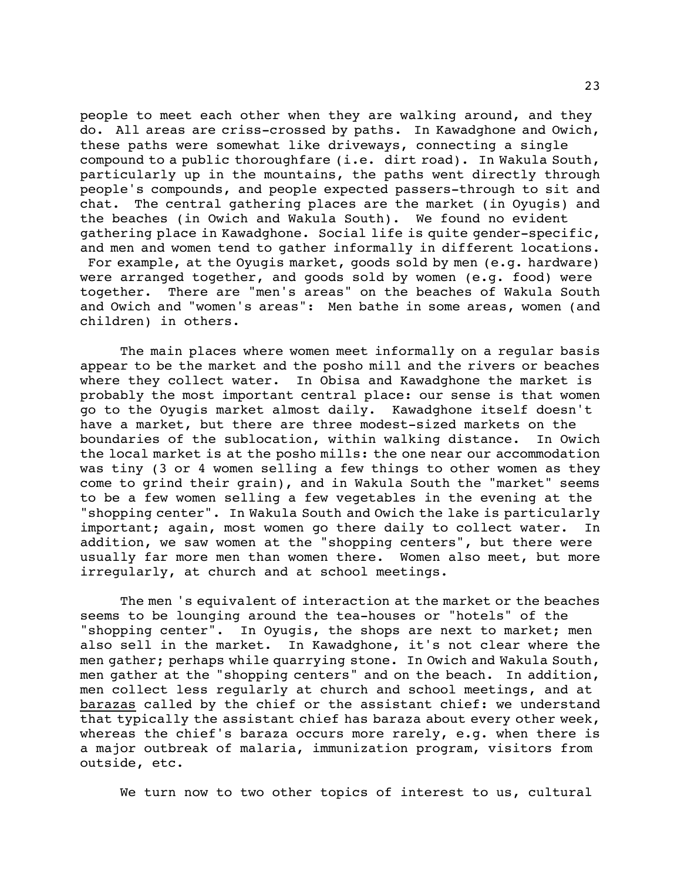people to meet each other when they are walking around, and they do. All areas are criss-crossed by paths. In Kawadghone and Owich, these paths were somewhat like driveways, connecting a single compound to a public thoroughfare (i.e. dirt road). In Wakula South, particularly up in the mountains, the paths went directly through people's compounds, and people expected passers-through to sit and chat. The central gathering places are the market (in Oyugis) and the beaches (in Owich and Wakula South). We found no evident gathering place in Kawadghone. Social life is quite gender-specific, and men and women tend to gather informally in different locations. For example, at the Oyugis market, goods sold by men (e.g. hardware) were arranged together, and goods sold by women (e.g. food) were together. There are "men's areas" on the beaches of Wakula South and Owich and "women's areas": Men bathe in some areas, women (and children) in others.

The main places where women meet informally on a regular basis appear to be the market and the posho mill and the rivers or beaches where they collect water. In Obisa and Kawadghone the market is probably the most important central place: our sense is that women go to the Oyugis market almost daily. Kawadghone itself doesn't have a market, but there are three modest-sized markets on the boundaries of the sublocation, within walking distance. In Owich the local market is at the posho mills: the one near our accommodation was tiny (3 or 4 women selling a few things to other women as they come to grind their grain), and in Wakula South the "market" seems to be a few women selling a few vegetables in the evening at the "shopping center". In Wakula South and Owich the lake is particularly important; again, most women go there daily to collect water. In addition, we saw women at the "shopping centers", but there were usually far more men than women there. Women also meet, but more irregularly, at church and at school meetings.

The men 's equivalent of interaction at the market or the beaches seems to be lounging around the tea-houses or "hotels" of the "shopping center". In Oyugis, the shops are next to market; men also sell in the market. In Kawadghone, it's not clear where the men gather; perhaps while quarrying stone. In Owich and Wakula South, men gather at the "shopping centers" and on the beach. In addition, men collect less regularly at church and school meetings, and at barazas called by the chief or the assistant chief: we understand that typically the assistant chief has baraza about every other week, whereas the chief's baraza occurs more rarely, e.g. when there is a major outbreak of malaria, immunization program, visitors from outside, etc.

We turn now to two other topics of interest to us, cultural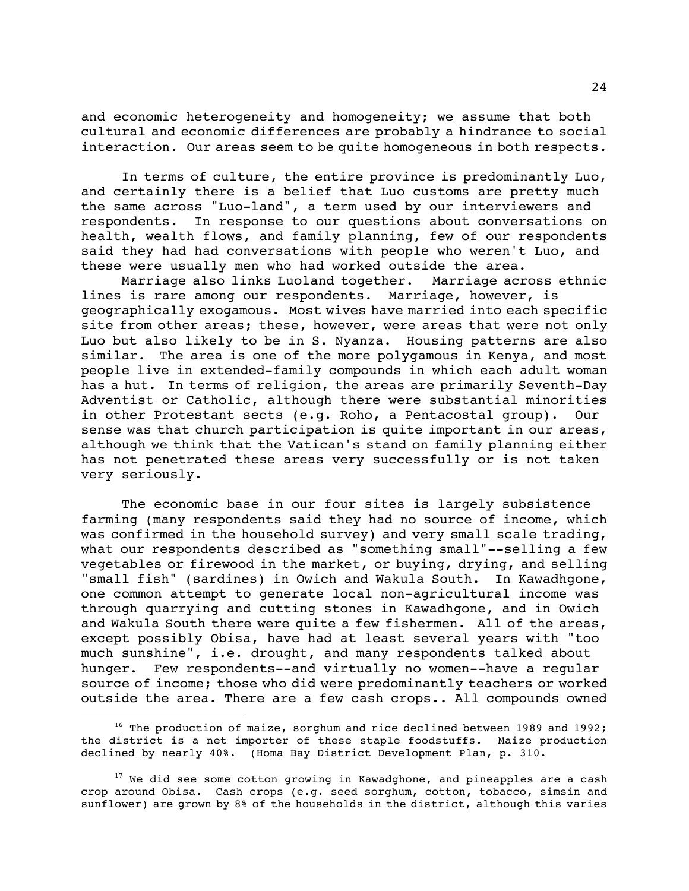and economic heterogeneity and homogeneity; we assume that both cultural and economic differences are probably a hindrance to social interaction. Our areas seem to be quite homogeneous in both respects.

In terms of culture, the entire province is predominantly Luo, and certainly there is a belief that Luo customs are pretty much the same across "Luo-land", a term used by our interviewers and respondents. In response to our questions about conversations on health, wealth flows, and family planning, few of our respondents said they had had conversations with people who weren't Luo, and these were usually men who had worked outside the area.

Marriage also links Luoland together. Marriage across ethnic lines is rare among our respondents. Marriage, however, is geographically exogamous. Most wives have married into each specific site from other areas; these, however, were areas that were not only Luo but also likely to be in S. Nyanza. Housing patterns are also similar. The area is one of the more polygamous in Kenya, and most people live in extended-family compounds in which each adult woman has a hut. In terms of religion, the areas are primarily Seventh-Day Adventist or Catholic, although there were substantial minorities in other Protestant sects (e.g. Roho, a Pentacostal group). Our sense was that church participation is quite important in our areas, although we think that the Vatican's stand on family planning either has not penetrated these areas very successfully or is not taken very seriously.

The economic base in our four sites is largely subsistence farming (many respondents said they had no source of income, which was confirmed in the household survey) and very small scale trading, what our respondents described as "something small"--selling a few vegetables or firewood in the market, or buying, drying, and selling "small fish" (sardines) in Owich and Wakula South. In Kawadhgone, one common attempt to generate local non-agricultural income was through quarrying and cutting stones in Kawadhgone, and in Owich and Wakula South there were quite a few fishermen. All of the areas, except possibly Obisa, have had at least several years with "too much sunshine", i.e. drought, and many respondents talked about hunger. Few respondents--and virtually no women--have a regular source of income; those who did were predominantly teachers or worked outside the area. There are a few cash crops.. All compounds owned

[16] The production of maize, sorghum and rice declined between 1989 and 1992; the district is a net importer of these staple foodstuffs. Maize production declined by nearly 40%. (Homa Bay District Development Plan, p. 310.

[17] We did see some cotton growing in Kawadghone, and pineapples are a cash crop around Obisa. Cash crops (e.g. seed sorghum, cotton, tobacco, simsin and sunflower) are grown by 8% of the households in the district, although this varies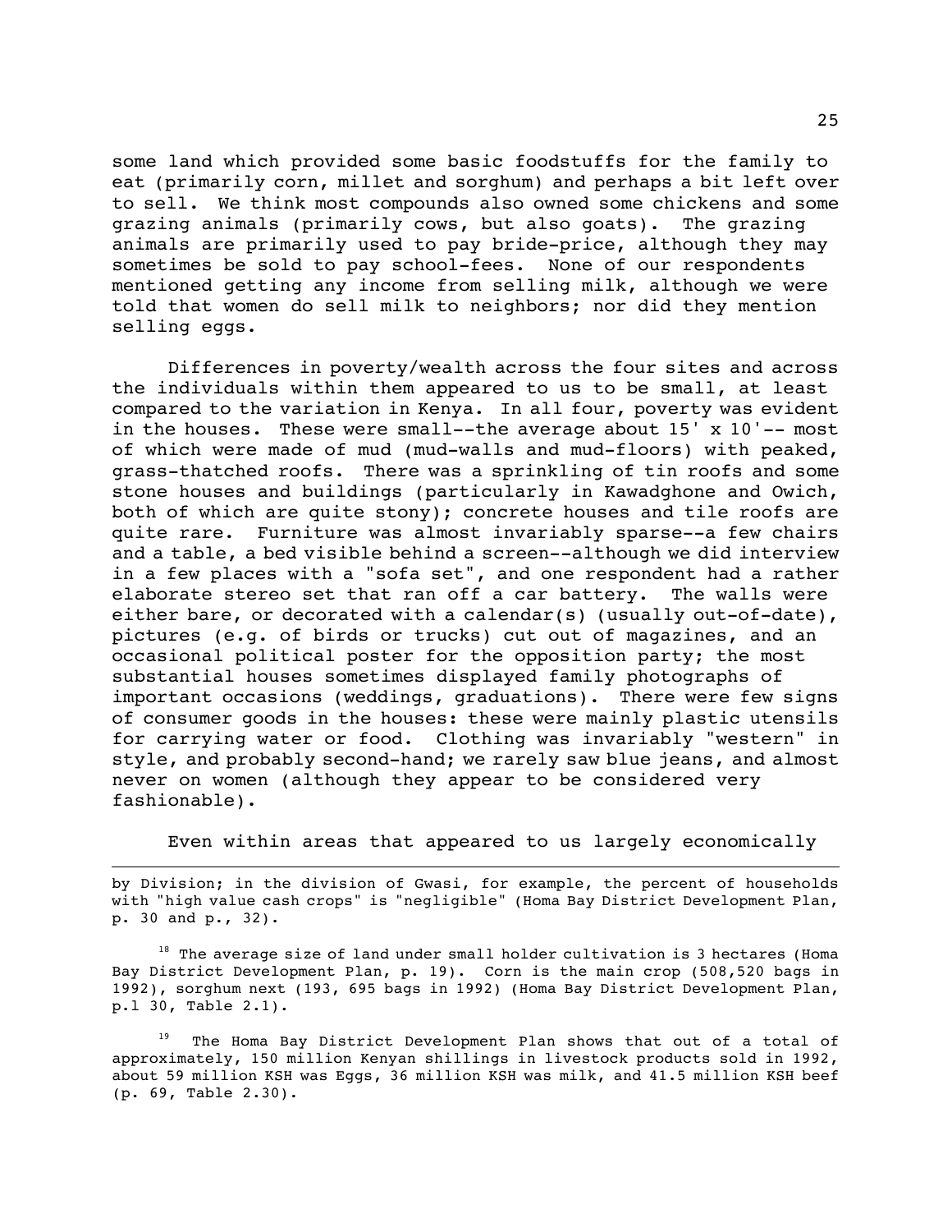some land which provided some basic foodstuffs for the family to eat (primarily corn, millet and sorghum) and perhaps a bit left over to sell. We think most compounds also owned some chickens and some grazing animals (primarily cows, but also goats). The grazing animals are primarily used to pay bride-price, although they may sometimes be sold to pay school-fees. None of our respondents mentioned getting any income from selling milk, although we were told that women do sell milk to neighbors; nor did they mention selling eggs.

Differences in poverty/wealth across the four sites and across the individuals within them appeared to us to be small, at least compared to the variation in Kenya. In all four, poverty was evident in the houses. These were small--the average about 15' x 10'-- most of which were made of mud (mud-walls and mud-floors) with peaked, grass-thatched roofs. There was a sprinkling of tin roofs and some stone houses and buildings (particularly in Kawadghone and Owich, both of which are quite stony); concrete houses and tile roofs are quite rare. Furniture was almost invariably sparse--a few chairs and a table, a bed visible behind a screen--although we did interview in a few places with a "sofa set", and one respondent had a rather elaborate stereo set that ran off a car battery. The walls were either bare, or decorated with a calendar(s) (usually out-of-date), pictures (e.g. of birds or trucks) cut out of magazines, and an occasional political poster for the opposition party; the most substantial houses sometimes displayed family photographs of important occasions (weddings, graduations). There were few signs of consumer goods in the houses: these were mainly plastic utensils for carrying water or food. Clothing was invariably "western" in style, and probably second-hand; we rarely saw blue jeans, and almost never on women (although they appear to be considered very fashionable).

Even within areas that appeared to us largely economically

---

by Division; in the division of Gwasi, for example, the percent of households with "high value cash crops" is "negligible" (Homa Bay District Development Plan, p. 30 and p., 32).

[18] The average size of land under small holder cultivation is 3 hectares (Homa Bay District Development Plan, p. 19). Corn is the main crop (508,520 bags in 1992), sorghum next (193, 695 bags in 1992) (Homa Bay District Development Plan, p.l 30, Table 2.1).

[19] The Homa Bay District Development Plan shows that out of a total of approximately, 150 million Kenyan shillings in livestock products sold in 1992, about 59 million KSH was Eggs, 36 million KSH was milk, and 41.5 million KSH beef (p. 69, Table 2.30).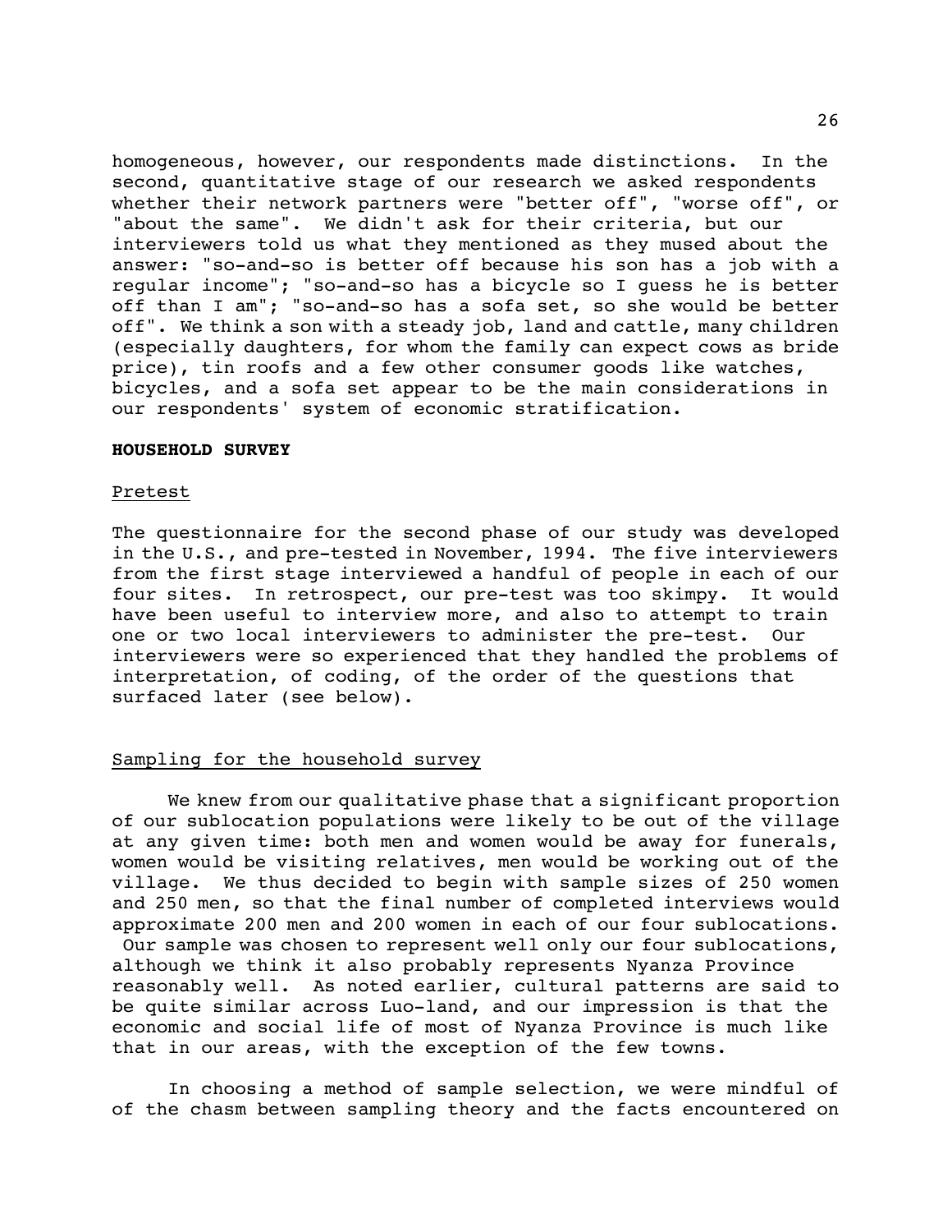homogeneous, however, our respondents made distinctions. In the second, quantitative stage of our research we asked respondents whether their network partners were "better off", "worse off", or "about the same". We didn't ask for their criteria, but our interviewers told us what they mentioned as they mused about the answer: "so-and-so is better off because his son has a job with a regular income"; "so-and-so has a bicycle so I guess he is better off than I am"; "so-and-so has a sofa set, so she would be better off". We think a son with a steady job, land and cattle, many children (especially daughters, for whom the family can expect cows as bride price), tin roofs and a few other consumer goods like watches, bicycles, and a sofa set appear to be the main considerations in our respondents' system of economic stratification.

## HOUSEHOLD SURVEY

### Pretest

The questionnaire for the second phase of our study was developed in the U.S., and pre-tested in November, 1994. The five interviewers from the first stage interviewed a handful of people in each of our four sites. In retrospect, our pre-test was too skimpy. It would have been useful to interview more, and also to attempt to train one or two local interviewers to administer the pre-test. Our interviewers were so experienced that they handled the problems of interpretation, of coding, of the order of the questions that surfaced later (see below).

### Sampling for the household survey

We knew from our qualitative phase that a significant proportion of our sublocation populations were likely to be out of the village at any given time: both men and women would be away for funerals, women would be visiting relatives, men would be working out of the village. We thus decided to begin with sample sizes of 250 women and 250 men, so that the final number of completed interviews would approximate 200 men and 200 women in each of our four sublocations. Our sample was chosen to represent well only our four sublocations, although we think it also probably represents Nyanza Province reasonably well. As noted earlier, cultural patterns are said to be quite similar across Luo-land, and our impression is that the economic and social life of most of Nyanza Province is much like that in our areas, with the exception of the few towns.

In choosing a method of sample selection, we were mindful of of the chasm between sampling theory and the facts encountered on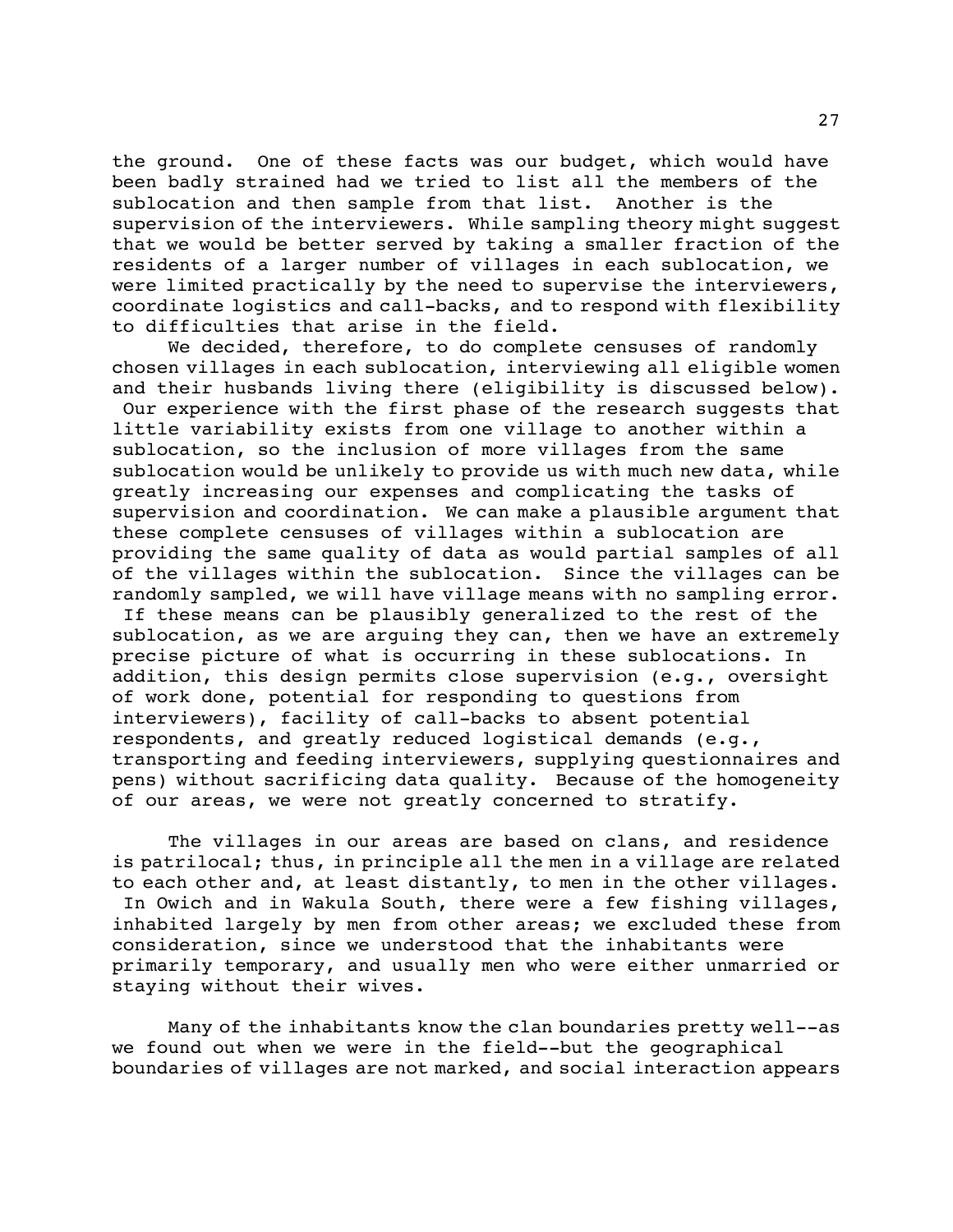the ground. One of these facts was our budget, which would have been badly strained had we tried to list all the members of the sublocation and then sample from that list. Another is the supervision of the interviewers. While sampling theory might suggest that we would be better served by taking a smaller fraction of the residents of a larger number of villages in each sublocation, we were limited practically by the need to supervise the interviewers, coordinate logistics and call-backs, and to respond with flexibility to difficulties that arise in the field.

We decided, therefore, to do complete censuses of randomly chosen villages in each sublocation, interviewing all eligible women and their husbands living there (eligibility is discussed below). Our experience with the first phase of the research suggests that little variability exists from one village to another within a sublocation, so the inclusion of more villages from the same sublocation would be unlikely to provide us with much new data, while greatly increasing our expenses and complicating the tasks of supervision and coordination. We can make a plausible argument that these complete censuses of villages within a sublocation are providing the same quality of data as would partial samples of all of the villages within the sublocation. Since the villages can be randomly sampled, we will have village means with no sampling error. If these means can be plausibly generalized to the rest of the sublocation, as we are arguing they can, then we have an extremely precise picture of what is occurring in these sublocations. In addition, this design permits close supervision (e.g., oversight of work done, potential for responding to questions from interviewers), facility of call-backs to absent potential respondents, and greatly reduced logistical demands (e.g., transporting and feeding interviewers, supplying questionnaires and pens) without sacrificing data quality. Because of the homogeneity of our areas, we were not greatly concerned to stratify.

The villages in our areas are based on clans, and residence is patrilocal; thus, in principle all the men in a village are related to each other and, at least distantly, to men in the other villages. In Owich and in Wakula South, there were a few fishing villages, inhabited largely by men from other areas; we excluded these from consideration, since we understood that the inhabitants were primarily temporary, and usually men who were either unmarried or staying without their wives.

Many of the inhabitants know the clan boundaries pretty well--as we found out when we were in the field--but the geographical boundaries of villages are not marked, and social interaction appears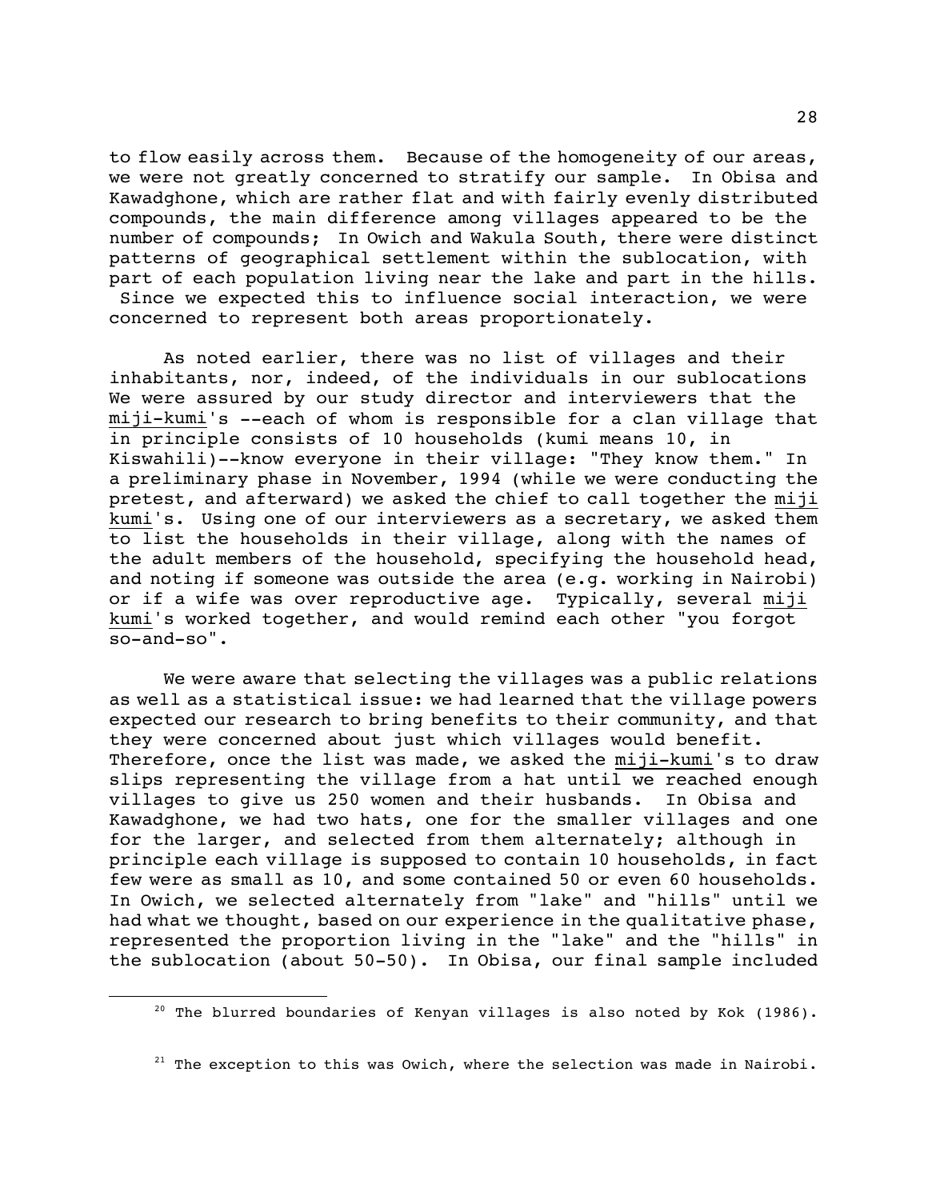to flow easily across them. Because of the homogeneity of our areas, we were not greatly concerned to stratify our sample. In Obisa and Kawadghone, which are rather flat and with fairly evenly distributed compounds, the main difference among villages appeared to be the number of compounds; In Owich and Wakula South, there were distinct patterns of geographical settlement within the sublocation, with part of each population living near the lake and part in the hills. Since we expected this to influence social interaction, we were concerned to represent both areas proportionately.

As noted earlier, there was no list of villages and their inhabitants, nor, indeed, of the individuals in our sublocations We were assured by our study director and interviewers that the _miji-kumi_'s --each of whom is responsible for a clan village that in principle consists of 10 households (kumi means 10, in Kiswahili)--know everyone in their village: "They know them." In a preliminary phase in November, 1994 (while we were conducting the pretest, and afterward) we asked the chief to call together the _miji kumi_'s. Using one of our interviewers as a secretary, we asked them to list the households in their village, along with the names of the adult members of the household, specifying the household head, and noting if someone was outside the area (e.g. working in Nairobi) or if a wife was over reproductive age. Typically, several _miji kumi_'s worked together, and would remind each other "you forgot so-and-so".

We were aware that selecting the villages was a public relations as well as a statistical issue: we had learned that the village powers expected our research to bring benefits to their community, and that they were concerned about just which villages would benefit. Therefore, once the list was made, we asked the _miji-kumi_'s to draw slips representing the village from a hat until we reached enough villages to give us 250 women and their husbands. In Obisa and Kawadghone, we had two hats, one for the smaller villages and one for the larger, and selected from them alternately; although in principle each village is supposed to contain 10 households, in fact few were as small as 10, and some contained 50 or even 60 households. In Owich, we selected alternately from "lake" and "hills" until we had what we thought, based on our experience in the qualitative phase, represented the proportion living in the "lake" and the "hills" in the sublocation (about 50-50). In Obisa, our final sample included

---

[20] The blurred boundaries of Kenyan villages is also noted by Kok (1986).

[21] The exception to this was Owich, where the selection was made in Nairobi.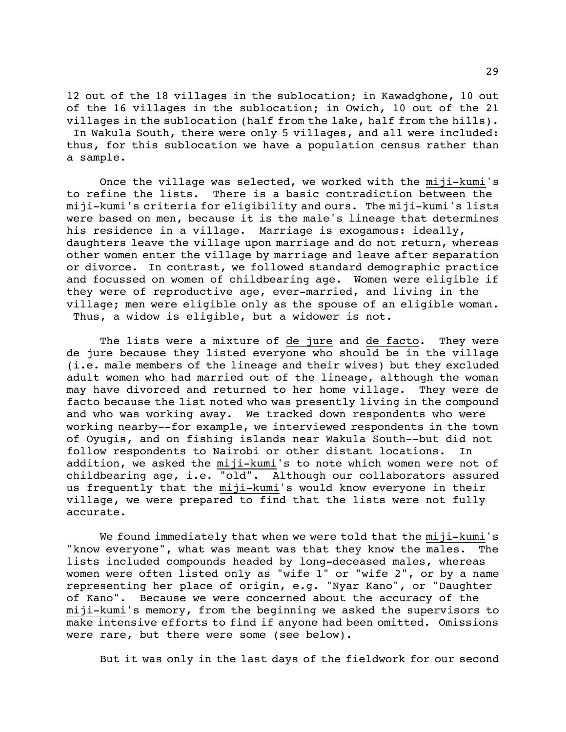12 out of the 18 villages in the sublocation; in Kawadghone, 10 out of the 16 villages in the sublocation; in Owich, 10 out of the 21 villages in the sublocation (half from the lake, half from the hills). In Wakula South, there were only 5 villages, and all were included: thus, for this sublocation we have a population census rather than a sample.

Once the village was selected, we worked with the _miji-kumi_'s to refine the lists. There is a basic contradiction between the _miji-kumi_'s criteria for eligibility and ours. The _miji-kumi_'s lists were based on men, because it is the male's lineage that determines his residence in a village. Marriage is exogamous: ideally, daughters leave the village upon marriage and do not return, whereas other women enter the village by marriage and leave after separation or divorce. In contrast, we followed standard demographic practice and focussed on women of childbearing age. Women were eligible if they were of reproductive age, ever-married, and living in the village; men were eligible only as the spouse of an eligible woman. Thus, a widow is eligible, but a widower is not.

The lists were a mixture of _de jure_ and _de facto_. They were de jure because they listed everyone who should be in the village (i.e. male members of the lineage and their wives) but they excluded adult women who had married out of the lineage, although the woman may have divorced and returned to her home village. They were de facto because the list noted who was presently living in the compound and who was working away. We tracked down respondents who were working nearby--for example, we interviewed respondents in the town of Oyugis, and on fishing islands near Wakula South--but did not follow respondents to Nairobi or other distant locations. In addition, we asked the _miji-kumi_'s to note which women were not of childbearing age, i.e. "old". Although our collaborators assured us frequently that the _miji-kumi_'s would know everyone in their village, we were prepared to find that the lists were not fully accurate.

We found immediately that when we were told that the _miji-kumi_'s "know everyone", what was meant was that they know the males. The lists included compounds headed by long-deceased males, whereas women were often listed only as "wife 1" or "wife 2", or by a name representing her place of origin, e.g. "Nyar Kano", or "Daughter of Kano". Because we were concerned about the accuracy of the _miji-kumi_'s memory, from the beginning we asked the supervisors to make intensive efforts to find if anyone had been omitted. Omissions were rare, but there were some (see below).

But it was only in the last days of the fieldwork for our second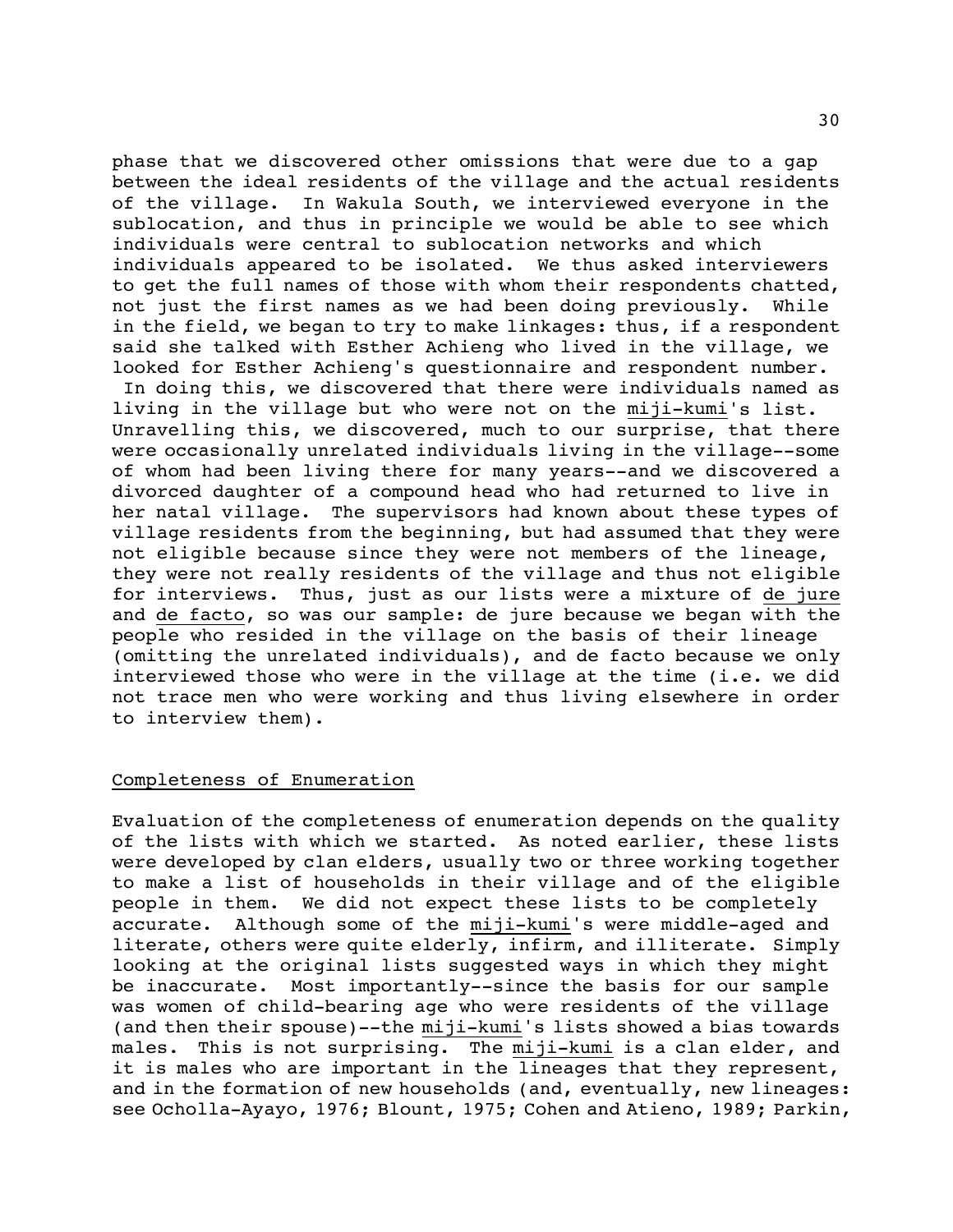phase that we discovered other omissions that were due to a gap between the ideal residents of the village and the actual residents of the village. In Wakula South, we interviewed everyone in the sublocation, and thus in principle we would be able to see which individuals were central to sublocation networks and which individuals appeared to be isolated. We thus asked interviewers to get the full names of those with whom their respondents chatted, not just the first names as we had been doing previously. While in the field, we began to try to make linkages: thus, if a respondent said she talked with Esther Achieng who lived in the village, we looked for Esther Achieng's questionnaire and respondent number. In doing this, we discovered that there were individuals named as living in the village but who were not on the *miji-kumi*'s list. Unravelling this, we discovered, much to our surprise, that there were occasionally unrelated individuals living in the village--some of whom had been living there for many years--and we discovered a divorced daughter of a compound head who had returned to live in her natal village. The supervisors had known about these types of village residents from the beginning, but had assumed that they were not eligible because since they were not members of the lineage, they were not really residents of the village and thus not eligible for interviews. Thus, just as our lists were a mixture of *de jure* and *de facto*, so was our sample: de jure because we began with the people who resided in the village on the basis of their lineage (omitting the unrelated individuals), and de facto because we only interviewed those who were in the village at the time (i.e. we did not trace men who were working and thus living elsewhere in order to interview them).

## Completeness of Enumeration

Evaluation of the completeness of enumeration depends on the quality of the lists with which we started. As noted earlier, these lists were developed by clan elders, usually two or three working together to make a list of households in their village and of the eligible people in them. We did not expect these lists to be completely accurate. Although some of the *miji-kumi*'s were middle-aged and literate, others were quite elderly, infirm, and illiterate. Simply looking at the original lists suggested ways in which they might be inaccurate. Most importantly--since the basis for our sample was women of child-bearing age who were residents of the village (and then their spouse)--the *miji-kumi*'s lists showed a bias towards males. This is not surprising. The *miji-kumi* is a clan elder, and it is males who are important in the lineages that they represent, and in the formation of new households (and, eventually, new lineages: see Ocholla-Ayayo, 1976; Blount, 1975; Cohen and Atieno, 1989; Parkin,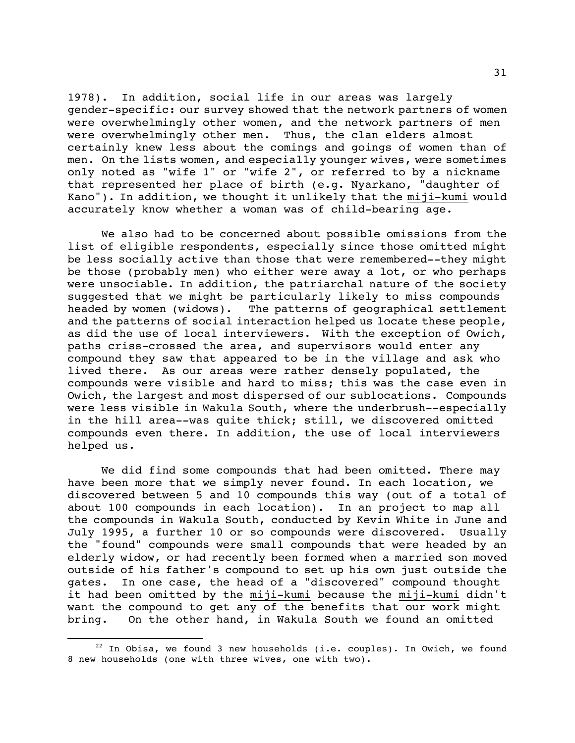1978). In addition, social life in our areas was largely gender-specific: our survey showed that the network partners of women were overwhelmingly other women, and the network partners of men were overwhelmingly other men. Thus, the clan elders almost certainly knew less about the comings and goings of women than of men. On the lists women, and especially younger wives, were sometimes only noted as "wife 1" or "wife 2", or referred to by a nickname that represented her place of birth (e.g. Nyarkano, "daughter of Kano"). In addition, we thought it unlikely that the miji-kumi would accurately know whether a woman was of child-bearing age.

We also had to be concerned about possible omissions from the list of eligible respondents, especially since those omitted might be less socially active than those that were remembered--they might be those (probably men) who either were away a lot, or who perhaps were unsociable. In addition, the patriarchal nature of the society suggested that we might be particularly likely to miss compounds headed by women (widows). The patterns of geographical settlement and the patterns of social interaction helped us locate these people, as did the use of local interviewers. With the exception of Owich, paths criss-crossed the area, and supervisors would enter any compound they saw that appeared to be in the village and ask who lived there. As our areas were rather densely populated, the compounds were visible and hard to miss; this was the case even in Owich, the largest and most dispersed of our sublocations. Compounds were less visible in Wakula South, where the underbrush--especially in the hill area--was quite thick; still, we discovered omitted compounds even there. In addition, the use of local interviewers helped us.

We did find some compounds that had been omitted. There may have been more that we simply never found. In each location, we discovered between 5 and 10 compounds this way (out of a total of about 100 compounds in each location). In an project to map all the compounds in Wakula South, conducted by Kevin White in June and July 1995, a further 10 or so compounds were discovered. Usually the "found" compounds were small compounds that were headed by an elderly widow, or had recently been formed when a married son moved outside of his father's compound to set up his own just outside the gates. In one case, the head of a "discovered" compound thought it had been omitted by the miji-kumi because the miji-kumi didn't want the compound to get any of the benefits that our work might bring. On the other hand, in Wakula South we found an omitted

[22] In Obisa, we found 3 new households (i.e. couples). In Owich, we found 8 new households (one with three wives, one with two).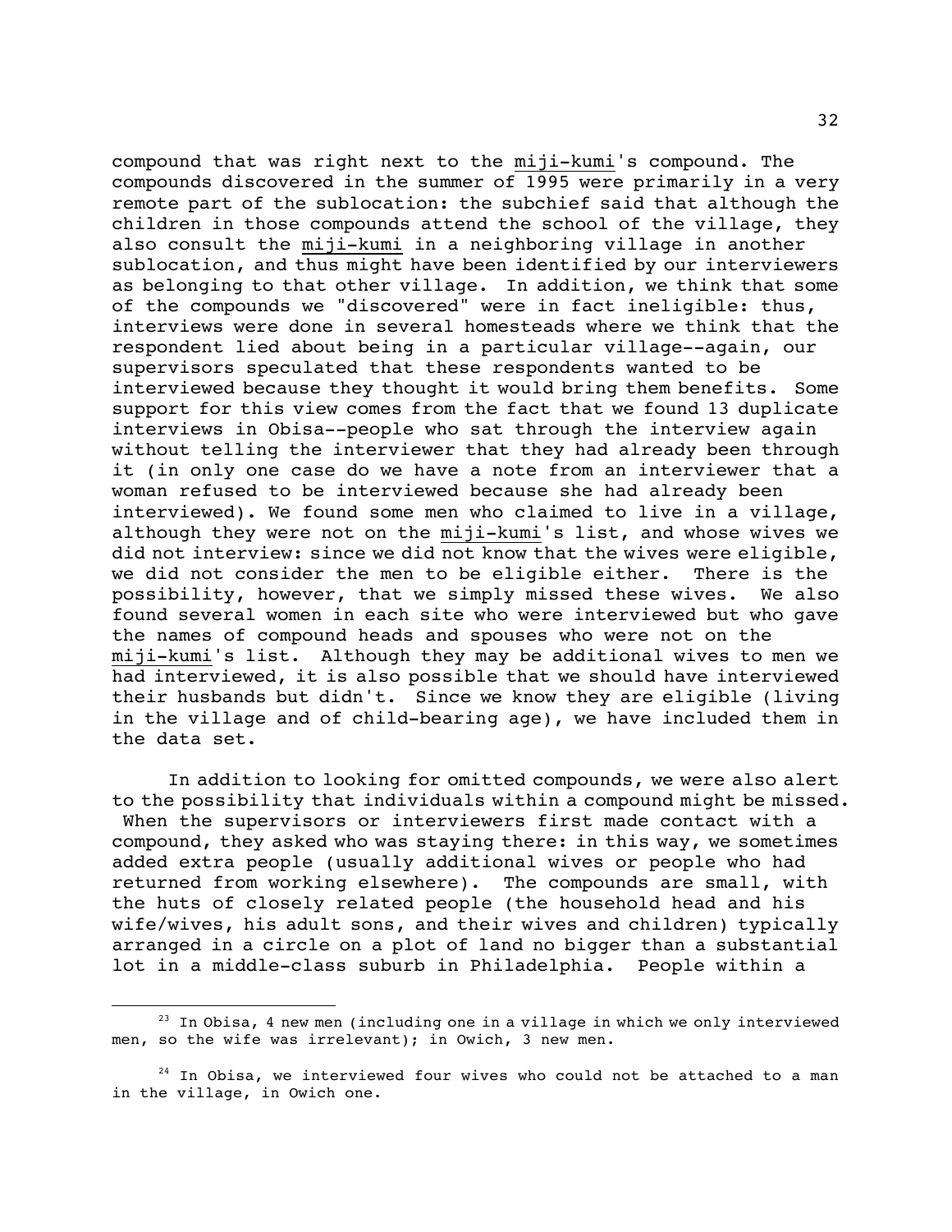compound that was right next to the _miji-kumi_'s compound. The compounds discovered in the summer of 1995 were primarily in a very remote part of the sublocation: the subchief said that although the children in those compounds attend the school of the village, they also consult the _miji-kumi_ in a neighboring village in another sublocation, and thus might have been identified by our interviewers as belonging to that other village. In addition, we think that some of the compounds we "discovered" were in fact ineligible: thus, interviews were done in several homesteads where we think that the respondent lied about being in a particular village--again, our supervisors speculated that these respondents wanted to be interviewed because they thought it would bring them benefits. Some support for this view comes from the fact that we found 13 duplicate interviews in Obisa--people who sat through the interview again without telling the interviewer that they had already been through it (in only one case do we have a note from an interviewer that a woman refused to be interviewed because she had already been interviewed). We found some men who claimed to live in a village, although they were not on the _miji-kumi_'s list, and whose wives we did not interview: since we did not know that the wives were eligible, we did not consider the men to be eligible either. There is the possibility, however, that we simply missed these wives. We also found several women in each site who were interviewed but who gave the names of compound heads and spouses who were not on the _miji-kumi_'s list. Although they may be additional wives to men we had interviewed, it is also possible that we should have interviewed their husbands but didn't. Since we know they are eligible (living in the village and of child-bearing age), we have included them in the data set.

In addition to looking for omitted compounds, we were also alert to the possibility that individuals within a compound might be missed. When the supervisors or interviewers first made contact with a compound, they asked who was staying there: in this way, we sometimes added extra people (usually additional wives or people who had returned from working elsewhere). The compounds are small, with the huts of closely related people (the household head and his wife/wives, his adult sons, and their wives and children) typically arranged in a circle on a plot of land no bigger than a substantial lot in a middle-class suburb in Philadelphia. People within a

---

[23] In Obisa, 4 new men (including one in a village in which we only interviewed men, so the wife was irrelevant); in Owich, 3 new men.

[24] In Obisa, we interviewed four wives who could not be attached to a man in the village, in Owich one.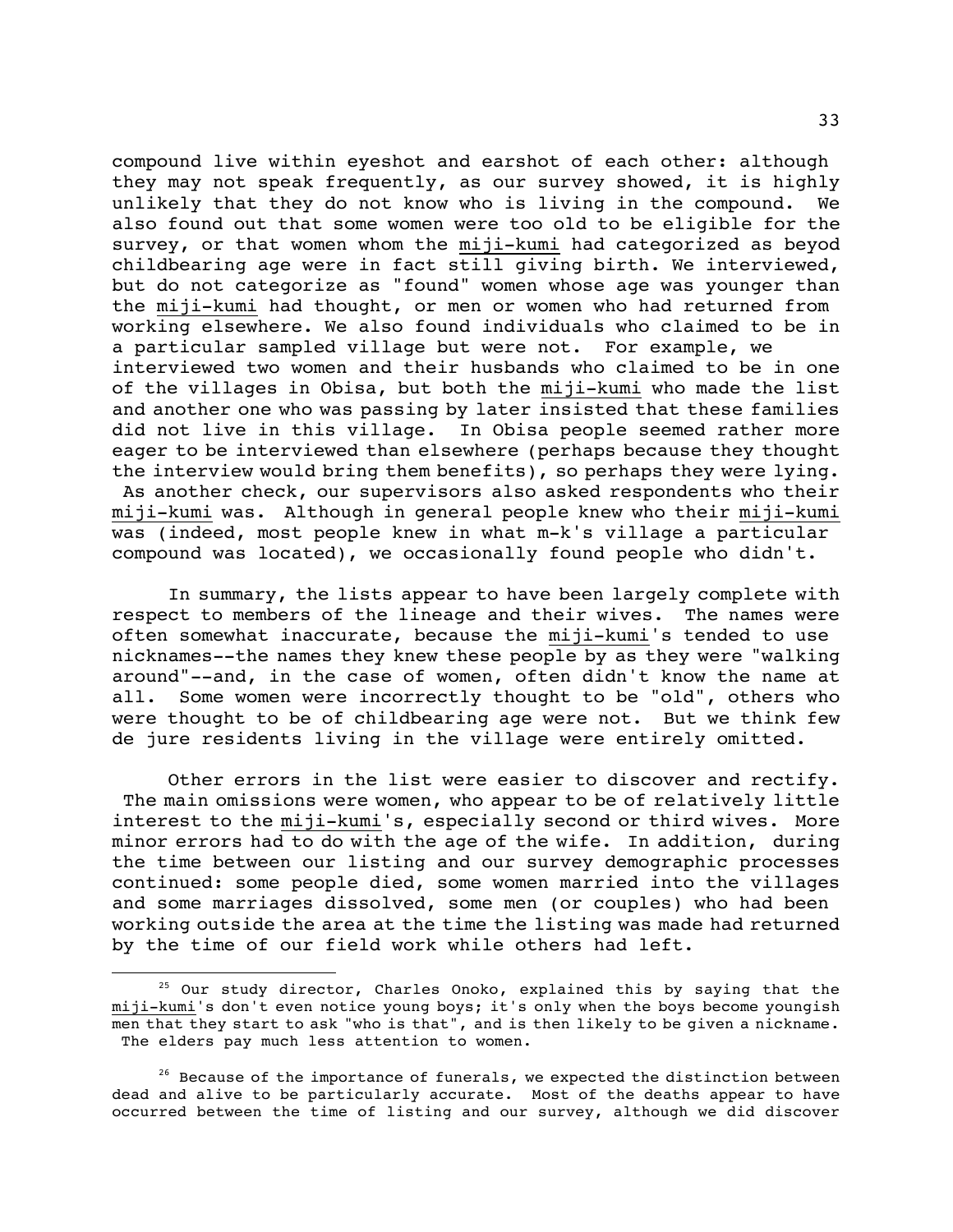compound live within eyeshot and earshot of each other: although they may not speak frequently, as our survey showed, it is highly unlikely that they do not know who is living in the compound. We also found out that some women were too old to be eligible for the survey, or that women whom the miji-kumi had categorized as beyod childbearing age were in fact still giving birth. We interviewed, but do not categorize as "found" women whose age was younger than the miji-kumi had thought, or men or women who had returned from working elsewhere. We also found individuals who claimed to be in a particular sampled village but were not. For example, we interviewed two women and their husbands who claimed to be in one of the villages in Obisa, but both the miji-kumi who made the list and another one who was passing by later insisted that these families did not live in this village. In Obisa people seemed rather more eager to be interviewed than elsewhere (perhaps because they thought the interview would bring them benefits), so perhaps they were lying. As another check, our supervisors also asked respondents who their miji-kumi was. Although in general people knew who their miji-kumi was (indeed, most people knew in what m-k's village a particular compound was located), we occasionally found people who didn't.

In summary, the lists appear to have been largely complete with respect to members of the lineage and their wives. The names were often somewhat inaccurate, because the miji-kumi's tended to use nicknames--the names they knew these people by as they were "walking around"--and, in the case of women, often didn't know the name at all. Some women were incorrectly thought to be "old", others who were thought to be of childbearing age were not. But we think few de jure residents living in the village were entirely omitted.

Other errors in the list were easier to discover and rectify. The main omissions were women, who appear to be of relatively little interest to the miji-kumi's, especially second or third wives. More minor errors had to do with the age of the wife. In addition, during the time between our listing and our survey demographic processes continued: some people died, some women married into the villages and some marriages dissolved, some men (or couples) who had been working outside the area at the time the listing was made had returned by the time of our field work while others had left.

[25] Our study director, Charles Onoko, explained this by saying that the miji-kumi's don't even notice young boys; it's only when the boys become youngish men that they start to ask "who is that", and is then likely to be given a nickname. The elders pay much less attention to women.

[26] Because of the importance of funerals, we expected the distinction between dead and alive to be particularly accurate. Most of the deaths appear to have occurred between the time of listing and our survey, although we did discover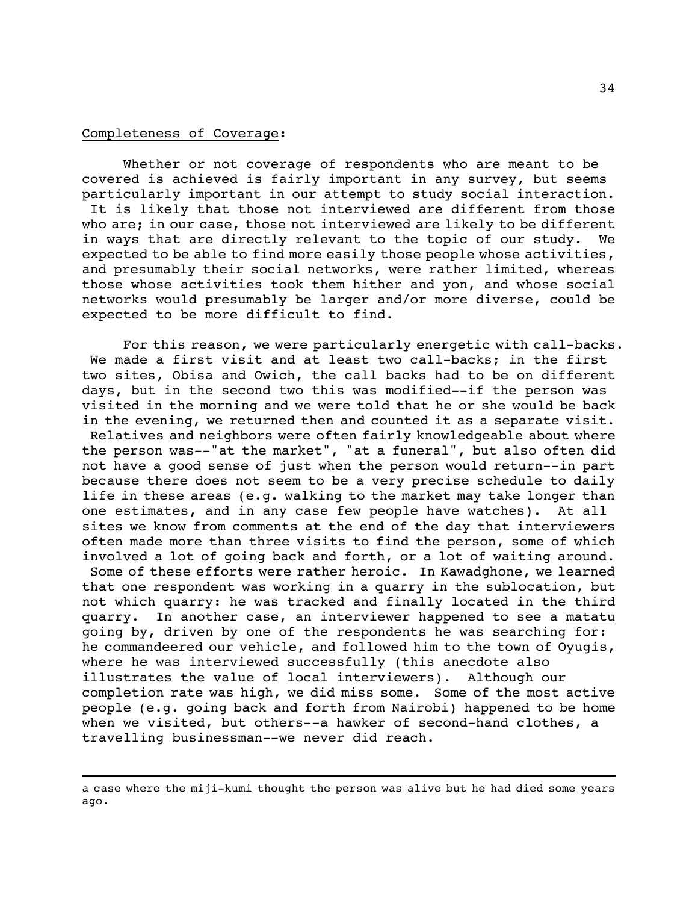<u>Completeness of Coverage</u>:

Whether or not coverage of respondents who are meant to be covered is achieved is fairly important in any survey, but seems particularly important in our attempt to study social interaction. It is likely that those not interviewed are different from those who are; in our case, those not interviewed are likely to be different in ways that are directly relevant to the topic of our study. We expected to be able to find more easily those people whose activities, and presumably their social networks, were rather limited, whereas those whose activities took them hither and yon, and whose social networks would presumably be larger and/or more diverse, could be expected to be more difficult to find.

For this reason, we were particularly energetic with call-backs. We made a first visit and at least two call-backs; in the first two sites, Obisa and Owich, the call backs had to be on different days, but in the second two this was modified--if the person was visited in the morning and we were told that he or she would be back in the evening, we returned then and counted it as a separate visit. Relatives and neighbors were often fairly knowledgeable about where the person was--"at the market", "at a funeral", but also often did not have a good sense of just when the person would return--in part because there does not seem to be a very precise schedule to daily life in these areas (e.g. walking to the market may take longer than one estimates, and in any case few people have watches). At all sites we know from comments at the end of the day that interviewers often made more than three visits to find the person, some of which involved a lot of going back and forth, or a lot of waiting around. Some of these efforts were rather heroic. In Kawadghone, we learned that one respondent was working in a quarry in the sublocation, but not which quarry: he was tracked and finally located in the third quarry. In another case, an interviewer happened to see a <u>matatu</u> going by, driven by one of the respondents he was searching for: he commandeered our vehicle, and followed him to the town of Oyugis, where he was interviewed successfully (this anecdote also illustrates the value of local interviewers). Although our completion rate was high, we did miss some. Some of the most active people (e.g. going back and forth from Nairobi) happened to be home when we visited, but others--a hawker of second-hand clothes, a travelling businessman--we never did reach.

---

a case where the miji-kumi thought the person was alive but he had died some years ago.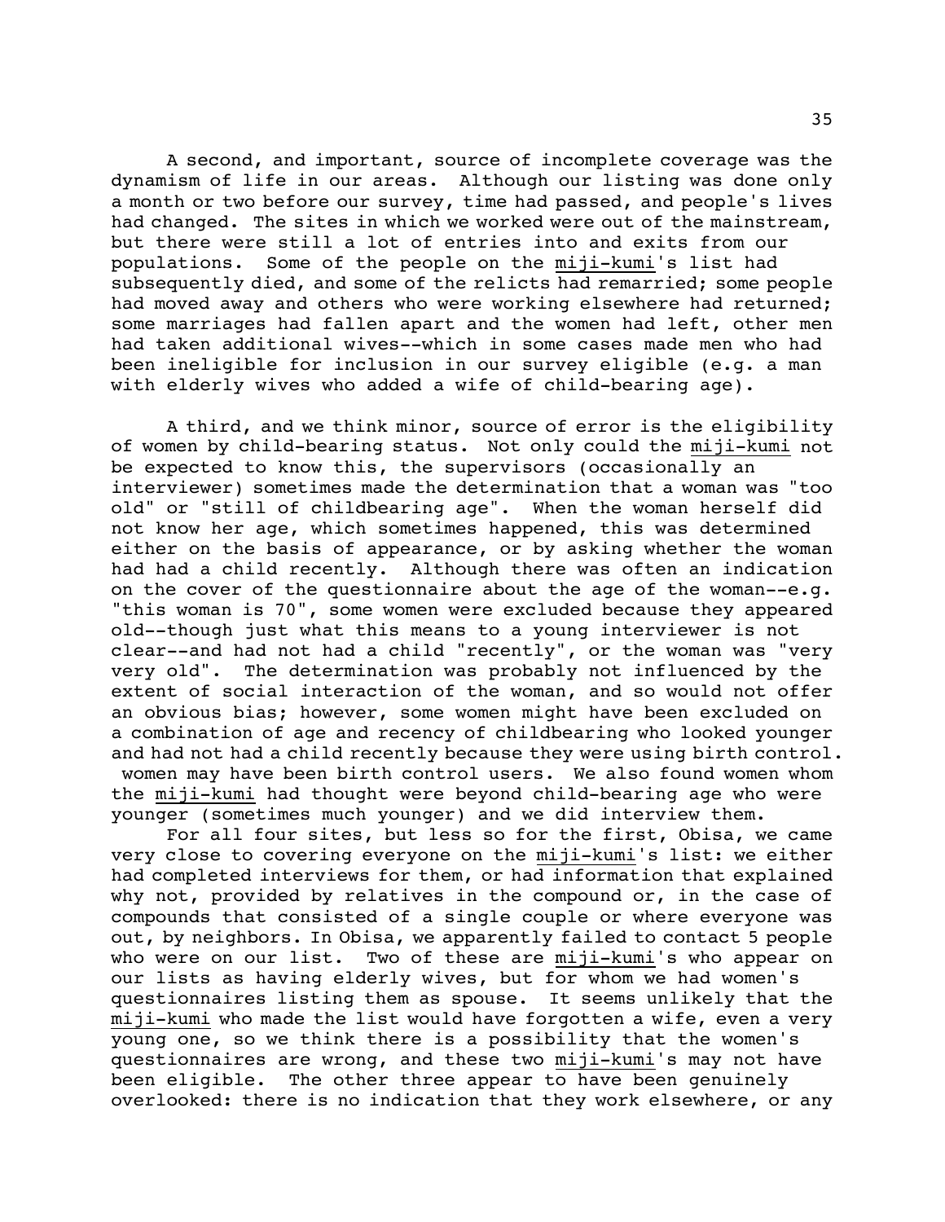A second, and important, source of incomplete coverage was the dynamism of life in our areas. Although our listing was done only a month or two before our survey, time had passed, and people's lives had changed. The sites in which we worked were out of the mainstream, but there were still a lot of entries into and exits from our populations. Some of the people on the miji-kumi's list had subsequently died, and some of the relicts had remarried; some people had moved away and others who were working elsewhere had returned; some marriages had fallen apart and the women had left, other men had taken additional wives--which in some cases made men who had been ineligible for inclusion in our survey eligible (e.g. a man with elderly wives who added a wife of child-bearing age).

A third, and we think minor, source of error is the eligibility of women by child-bearing status. Not only could the miji-kumi not be expected to know this, the supervisors (occasionally an interviewer) sometimes made the determination that a woman was "too old" or "still of childbearing age". When the woman herself did not know her age, which sometimes happened, this was determined either on the basis of appearance, or by asking whether the woman had had a child recently. Although there was often an indication on the cover of the questionnaire about the age of the woman--e.g. "this woman is 70", some women were excluded because they appeared old--though just what this means to a young interviewer is not clear--and had not had a child "recently", or the woman was "very very old". The determination was probably not influenced by the extent of social interaction of the woman, and so would not offer an obvious bias; however, some women might have been excluded on a combination of age and recency of childbearing who looked younger and had not had a child recently because they were using birth control. women may have been birth control users. We also found women whom the miji-kumi had thought were beyond child-bearing age who were younger (sometimes much younger) and we did interview them.

For all four sites, but less so for the first, Obisa, we came very close to covering everyone on the miji-kumi's list: we either had completed interviews for them, or had information that explained why not, provided by relatives in the compound or, in the case of compounds that consisted of a single couple or where everyone was out, by neighbors. In Obisa, we apparently failed to contact 5 people who were on our list. Two of these are miji-kumi's who appear on our lists as having elderly wives, but for whom we had women's questionnaires listing them as spouse. It seems unlikely that the miji-kumi who made the list would have forgotten a wife, even a very young one, so we think there is a possibility that the women's questionnaires are wrong, and these two miji-kumi's may not have been eligible. The other three appear to have been genuinely overlooked: there is no indication that they work elsewhere, or any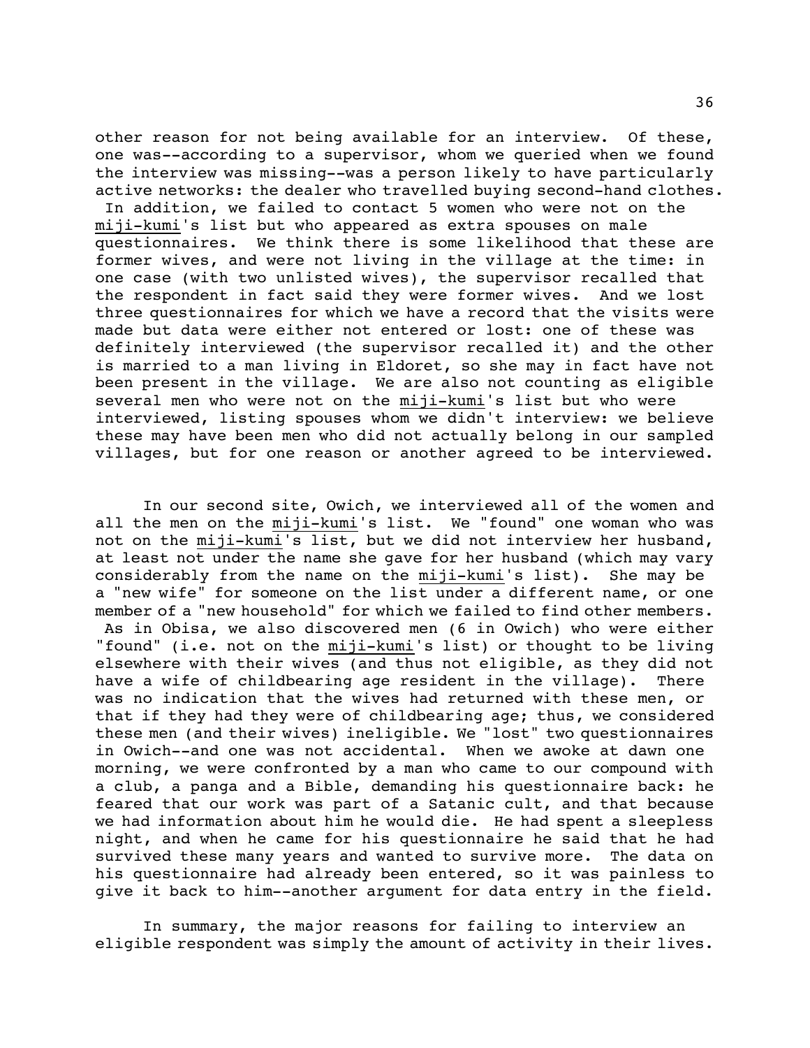other reason for not being available for an interview. Of these, one was--according to a supervisor, whom we queried when we found the interview was missing--was a person likely to have particularly active networks: the dealer who travelled buying second-hand clothes. In addition, we failed to contact 5 women who were not on the _miji-kumi_'s list but who appeared as extra spouses on male questionnaires. We think there is some likelihood that these are former wives, and were not living in the village at the time: in one case (with two unlisted wives), the supervisor recalled that the respondent in fact said they were former wives. And we lost three questionnaires for which we have a record that the visits were made but data were either not entered or lost: one of these was definitely interviewed (the supervisor recalled it) and the other is married to a man living in Eldoret, so she may in fact have not been present in the village. We are also not counting as eligible several men who were not on the _miji-kumi_'s list but who were interviewed, listing spouses whom we didn't interview: we believe these may have been men who did not actually belong in our sampled villages, but for one reason or another agreed to be interviewed.

In our second site, Owich, we interviewed all of the women and all the men on the _miji-kumi_'s list. We "found" one woman who was not on the _miji-kumi_'s list, but we did not interview her husband, at least not under the name she gave for her husband (which may vary considerably from the name on the _miji-kumi_'s list). She may be a "new wife" for someone on the list under a different name, or one member of a "new household" for which we failed to find other members. As in Obisa, we also discovered men (6 in Owich) who were either "found" (i.e. not on the _miji-kumi_'s list) or thought to be living elsewhere with their wives (and thus not eligible, as they did not have a wife of childbearing age resident in the village). There was no indication that the wives had returned with these men, or that if they had they were of childbearing age; thus, we considered these men (and their wives) ineligible. We "lost" two questionnaires in Owich--and one was not accidental. When we awoke at dawn one morning, we were confronted by a man who came to our compound with a club, a panga and a Bible, demanding his questionnaire back: he feared that our work was part of a Satanic cult, and that because we had information about him he would die. He had spent a sleepless night, and when he came for his questionnaire he said that he had survived these many years and wanted to survive more. The data on his questionnaire had already been entered, so it was painless to give it back to him--another argument for data entry in the field.

In summary, the major reasons for failing to interview an eligible respondent was simply the amount of activity in their lives.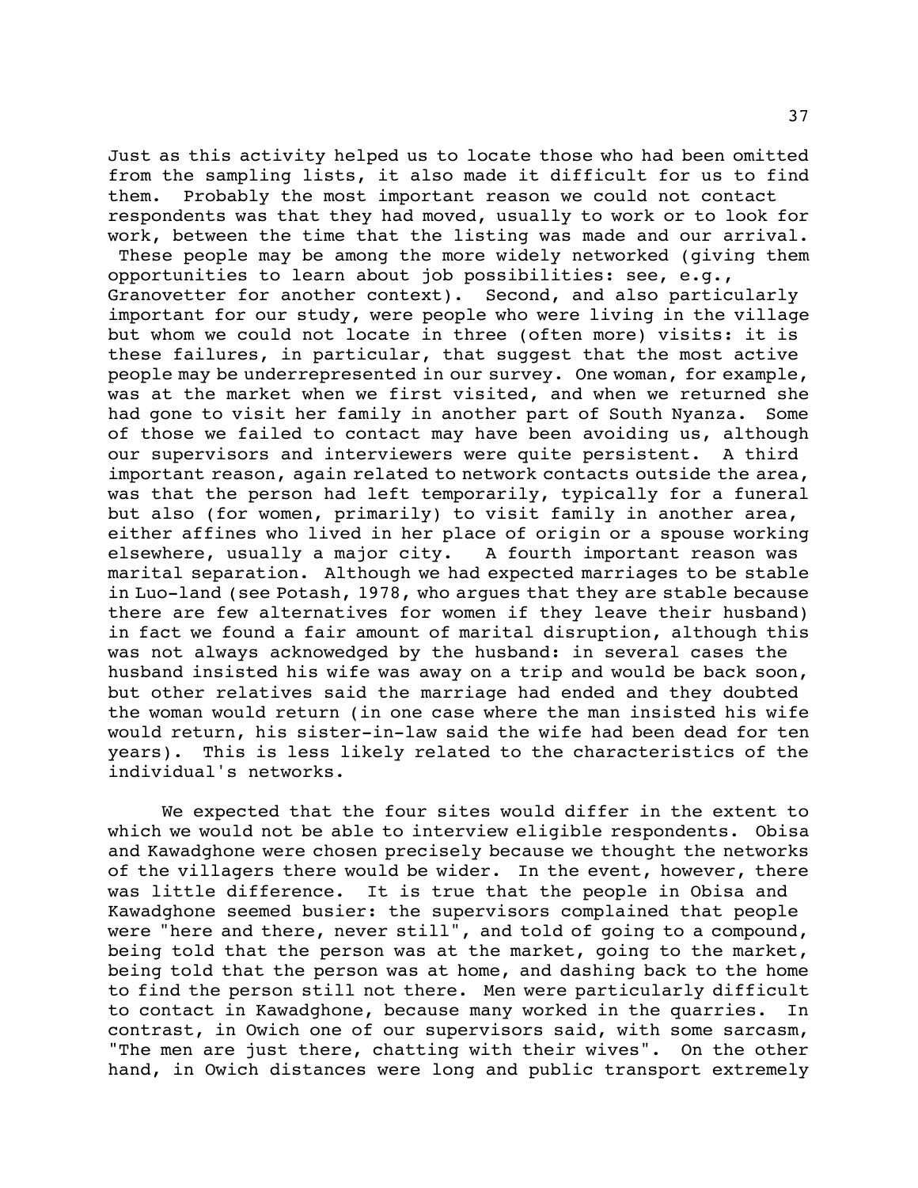Just as this activity helped us to locate those who had been omitted from the sampling lists, it also made it difficult for us to find them. Probably the most important reason we could not contact respondents was that they had moved, usually to work or to look for work, between the time that the listing was made and our arrival. These people may be among the more widely networked (giving them opportunities to learn about job possibilities: see, e.g., Granovetter for another context). Second, and also particularly important for our study, were people who were living in the village but whom we could not locate in three (often more) visits: it is these failures, in particular, that suggest that the most active people may be underrepresented in our survey. One woman, for example, was at the market when we first visited, and when we returned she had gone to visit her family in another part of South Nyanza. Some of those we failed to contact may have been avoiding us, although our supervisors and interviewers were quite persistent. A third important reason, again related to network contacts outside the area, was that the person had left temporarily, typically for a funeral but also (for women, primarily) to visit family in another area, either affines who lived in her place of origin or a spouse working elsewhere, usually a major city. A fourth important reason was marital separation. Although we had expected marriages to be stable in Luo-land (see Potash, 1978, who argues that they are stable because there are few alternatives for women if they leave their husband) in fact we found a fair amount of marital disruption, although this was not always acknowedged by the husband: in several cases the husband insisted his wife was away on a trip and would be back soon, but other relatives said the marriage had ended and they doubted the woman would return (in one case where the man insisted his wife would return, his sister-in-law said the wife had been dead for ten years). This is less likely related to the characteristics of the individual's networks.

We expected that the four sites would differ in the extent to which we would not be able to interview eligible respondents. Obisa and Kawadghone were chosen precisely because we thought the networks of the villagers there would be wider. In the event, however, there was little difference. It is true that the people in Obisa and Kawadghone seemed busier: the supervisors complained that people were "here and there, never still", and told of going to a compound, being told that the person was at the market, going to the market, being told that the person was at home, and dashing back to the home to find the person still not there. Men were particularly difficult to contact in Kawadghone, because many worked in the quarries. In contrast, in Owich one of our supervisors said, with some sarcasm, "The men are just there, chatting with their wives". On the other hand, in Owich distances were long and public transport extremely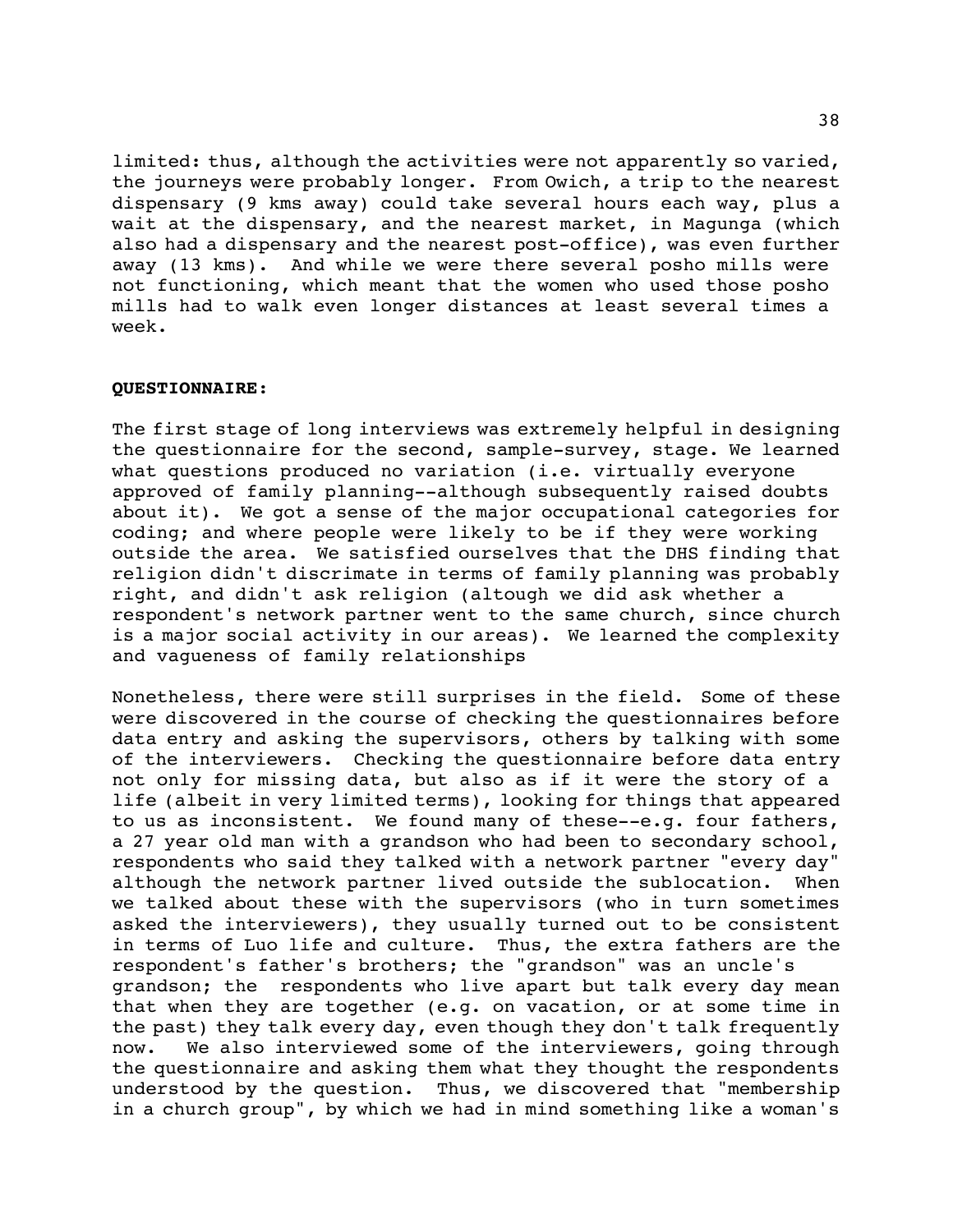limited: thus, although the activities were not apparently so varied, the journeys were probably longer. From Owich, a trip to the nearest dispensary (9 kms away) could take several hours each way, plus a wait at the dispensary, and the nearest market, in Magunga (which also had a dispensary and the nearest post-office), was even further away (13 kms). And while we were there several posho mills were not functioning, which meant that the women who used those posho mills had to walk even longer distances at least several times a week.

**QUESTIONNAIRE:**

The first stage of long interviews was extremely helpful in designing the questionnaire for the second, sample-survey, stage. We learned what questions produced no variation (i.e. virtually everyone approved of family planning--although subsequently raised doubts about it). We got a sense of the major occupational categories for coding; and where people were likely to be if they were working outside the area. We satisfied ourselves that the DHS finding that religion didn't discrimate in terms of family planning was probably right, and didn't ask religion (altough we did ask whether a respondent's network partner went to the same church, since church is a major social activity in our areas). We learned the complexity and vagueness of family relationships

Nonetheless, there were still surprises in the field. Some of these were discovered in the course of checking the questionnaires before data entry and asking the supervisors, others by talking with some of the interviewers. Checking the questionnaire before data entry not only for missing data, but also as if it were the story of a life (albeit in very limited terms), looking for things that appeared to us as inconsistent. We found many of these--e.g. four fathers, a 27 year old man with a grandson who had been to secondary school, respondents who said they talked with a network partner "every day" although the network partner lived outside the sublocation. When we talked about these with the supervisors (who in turn sometimes asked the interviewers), they usually turned out to be consistent in terms of Luo life and culture. Thus, the extra fathers are the respondent's father's brothers; the "grandson" was an uncle's grandson; the respondents who live apart but talk every day mean that when they are together (e.g. on vacation, or at some time in the past) they talk every day, even though they don't talk frequently now. We also interviewed some of the interviewers, going through the questionnaire and asking them what they thought the respondents understood by the question. Thus, we discovered that "membership in a church group", by which we had in mind something like a woman's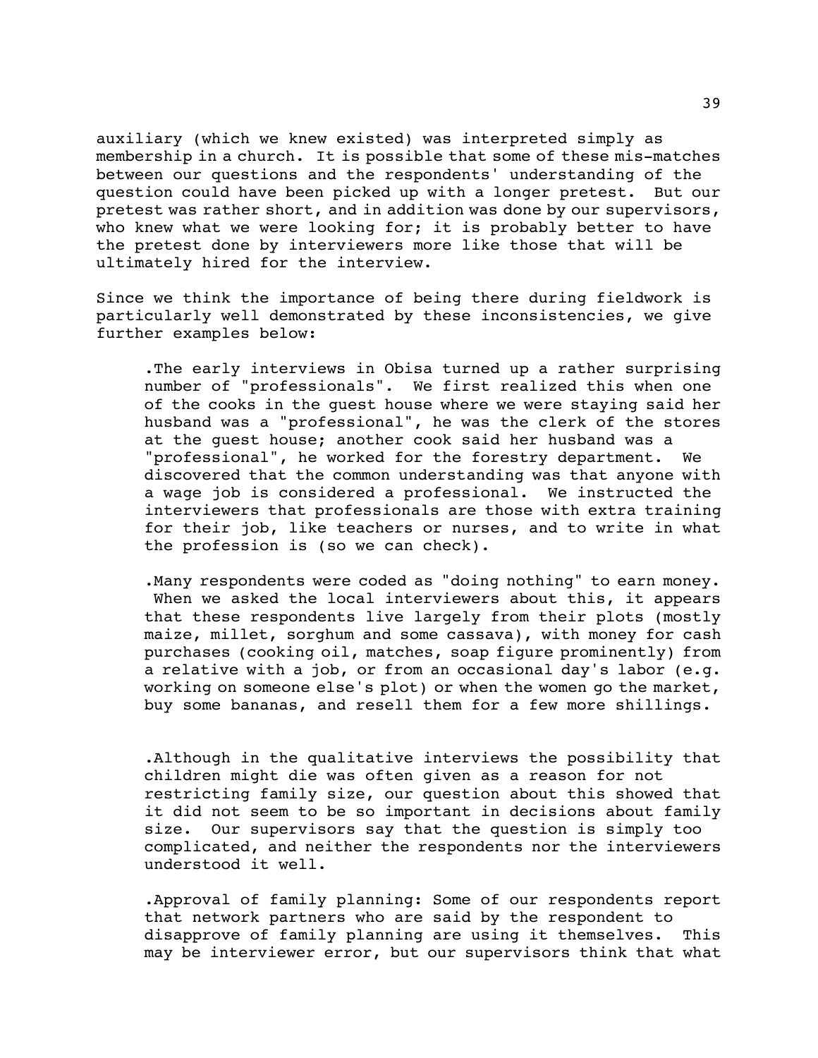auxiliary (which we knew existed) was interpreted simply as membership in a church. It is possible that some of these mis-matches between our questions and the respondents' understanding of the question could have been picked up with a longer pretest. But our pretest was rather short, and in addition was done by our supervisors, who knew what we were looking for; it is probably better to have the pretest done by interviewers more like those that will be ultimately hired for the interview.

Since we think the importance of being there during fieldwork is particularly well demonstrated by these inconsistencies, we give further examples below:

> .The early interviews in Obisa turned up a rather surprising number of "professionals". We first realized this when one of the cooks in the guest house where we were staying said her husband was a "professional", he was the clerk of the stores at the guest house; another cook said her husband was a "professional", he worked for the forestry department. We discovered that the common understanding was that anyone with a wage job is considered a professional. We instructed the interviewers that professionals are those with extra training for their job, like teachers or nurses, and to write in what the profession is (so we can check).
>
> .Many respondents were coded as "doing nothing" to earn money. When we asked the local interviewers about this, it appears that these respondents live largely from their plots (mostly maize, millet, sorghum and some cassava), with money for cash purchases (cooking oil, matches, soap figure prominently) from a relative with a job, or from an occasional day's labor (e.g. working on someone else's plot) or when the women go the market, buy some bananas, and resell them for a few more shillings.
>
> .Although in the qualitative interviews the possibility that children might die was often given as a reason for not restricting family size, our question about this showed that it did not seem to be so important in decisions about family size. Our supervisors say that the question is simply too complicated, and neither the respondents nor the interviewers understood it well.
>
> .Approval of family planning: Some of our respondents report that network partners who are said by the respondent to disapprove of family planning are using it themselves. This may be interviewer error, but our supervisors think that what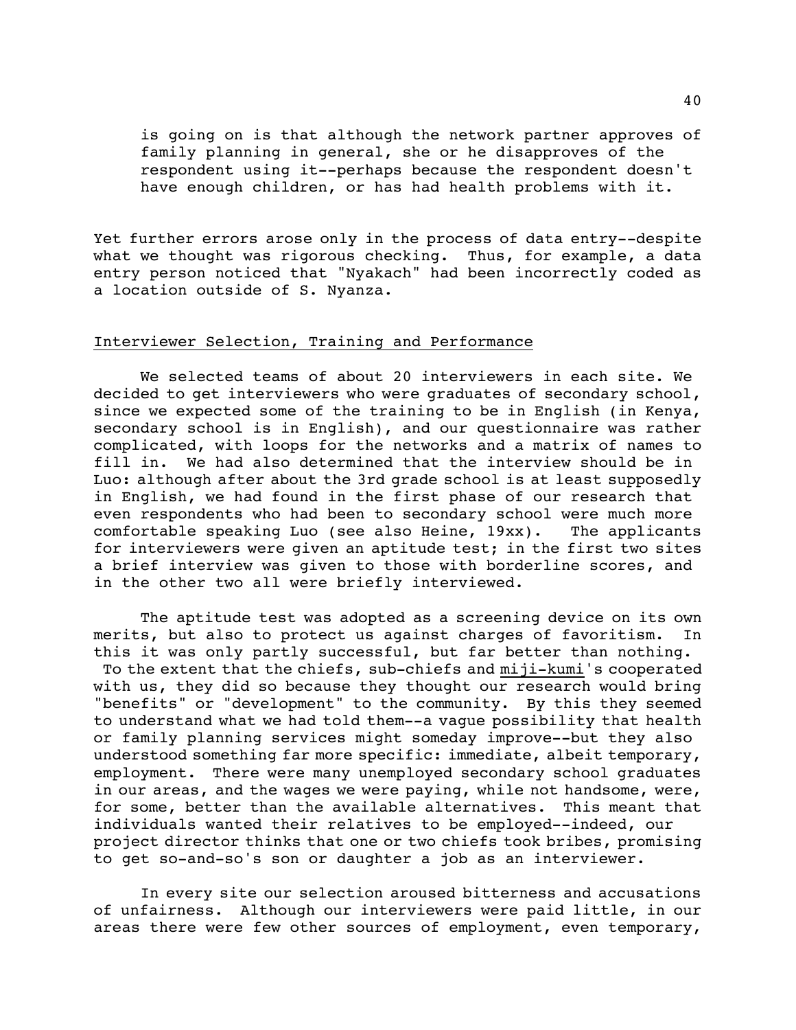is going on is that although the network partner approves of family planning in general, she or he disapproves of the respondent using it--perhaps because the respondent doesn't have enough children, or has had health problems with it.

Yet further errors arose only in the process of data entry--despite what we thought was rigorous checking. Thus, for example, a data entry person noticed that "Nyakach" had been incorrectly coded as a location outside of S. Nyanza.

## Interviewer Selection, Training and Performance

We selected teams of about 20 interviewers in each site. We decided to get interviewers who were graduates of secondary school, since we expected some of the training to be in English (in Kenya, secondary school is in English), and our questionnaire was rather complicated, with loops for the networks and a matrix of names to fill in. We had also determined that the interview should be in Luo: although after about the 3rd grade school is at least supposedly in English, we had found in the first phase of our research that even respondents who had been to secondary school were much more comfortable speaking Luo (see also Heine, 19xx). The applicants for interviewers were given an aptitude test; in the first two sites a brief interview was given to those with borderline scores, and in the other two all were briefly interviewed.

The aptitude test was adopted as a screening device on its own merits, but also to protect us against charges of favoritism. In this it was only partly successful, but far better than nothing. To the extent that the chiefs, sub-chiefs and _miji-kumi_'s cooperated with us, they did so because they thought our research would bring "benefits" or "development" to the community. By this they seemed to understand what we had told them--a vague possibility that health or family planning services might someday improve--but they also understood something far more specific: immediate, albeit temporary, employment. There were many unemployed secondary school graduates in our areas, and the wages we were paying, while not handsome, were, for some, better than the available alternatives. This meant that individuals wanted their relatives to be employed--indeed, our project director thinks that one or two chiefs took bribes, promising to get so-and-so's son or daughter a job as an interviewer.

In every site our selection aroused bitterness and accusations of unfairness. Although our interviewers were paid little, in our areas there were few other sources of employment, even temporary,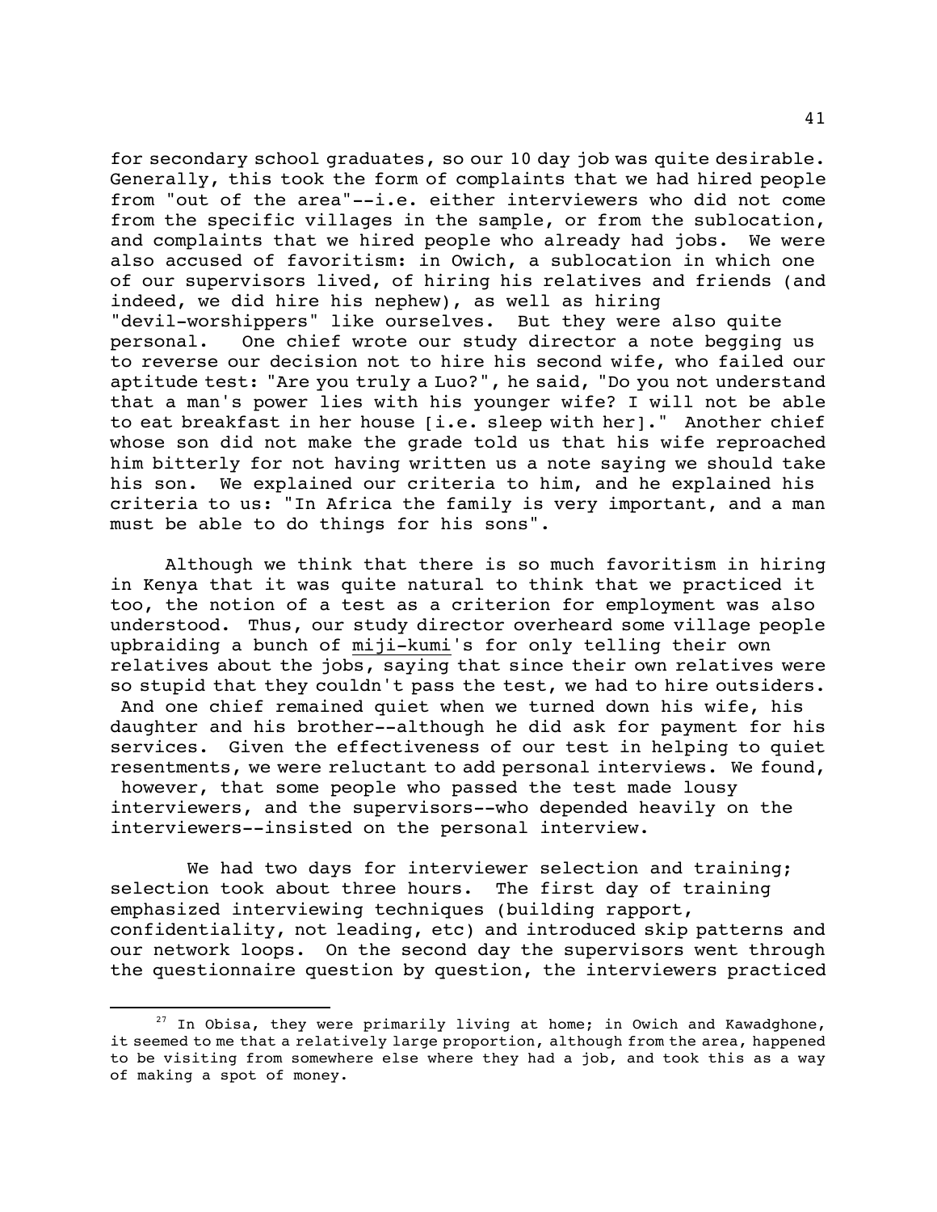for secondary school graduates, so our 10 day job was quite desirable. Generally, this took the form of complaints that we had hired people from "out of the area"--i.e. either interviewers who did not come from the specific villages in the sample, or from the sublocation, and complaints that we hired people who already had jobs. We were also accused of favoritism: in Owich, a sublocation in which one of our supervisors lived, of hiring his relatives and friends (and indeed, we did hire his nephew), as well as hiring "devil-worshippers" like ourselves. But they were also quite personal. One chief wrote our study director a note begging us to reverse our decision not to hire his second wife, who failed our aptitude test: "Are you truly a Luo?", he said, "Do you not understand that a man's power lies with his younger wife? I will not be able to eat breakfast in her house [i.e. sleep with her]." Another chief whose son did not make the grade told us that his wife reproached him bitterly for not having written us a note saying we should take his son. We explained our criteria to him, and he explained his criteria to us: "In Africa the family is very important, and a man must be able to do things for his sons".

Although we think that there is so much favoritism in hiring in Kenya that it was quite natural to think that we practiced it too, the notion of a test as a criterion for employment was also understood. Thus, our study director overheard some village people upbraiding a bunch of <u>miji-kumi</u>'s for only telling their own relatives about the jobs, saying that since their own relatives were so stupid that they couldn't pass the test, we had to hire outsiders. And one chief remained quiet when we turned down his wife, his daughter and his brother--although he did ask for payment for his services. Given the effectiveness of our test in helping to quiet resentments, we were reluctant to add personal interviews. We found, however, that some people who passed the test made lousy interviewers, and the supervisors--who depended heavily on the interviewers--insisted on the personal interview.

We had two days for interviewer selection and training; selection took about three hours. The first day of training emphasized interviewing techniques (building rapport, confidentiality, not leading, etc) and introduced skip patterns and our network loops. On the second day the supervisors went through the questionnaire question by question, the interviewers practiced

---

[27] In Obisa, they were primarily living at home; in Owich and Kawadghone, it seemed to me that a relatively large proportion, although from the area, happened to be visiting from somewhere else where they had a job, and took this as a way of making a spot of money.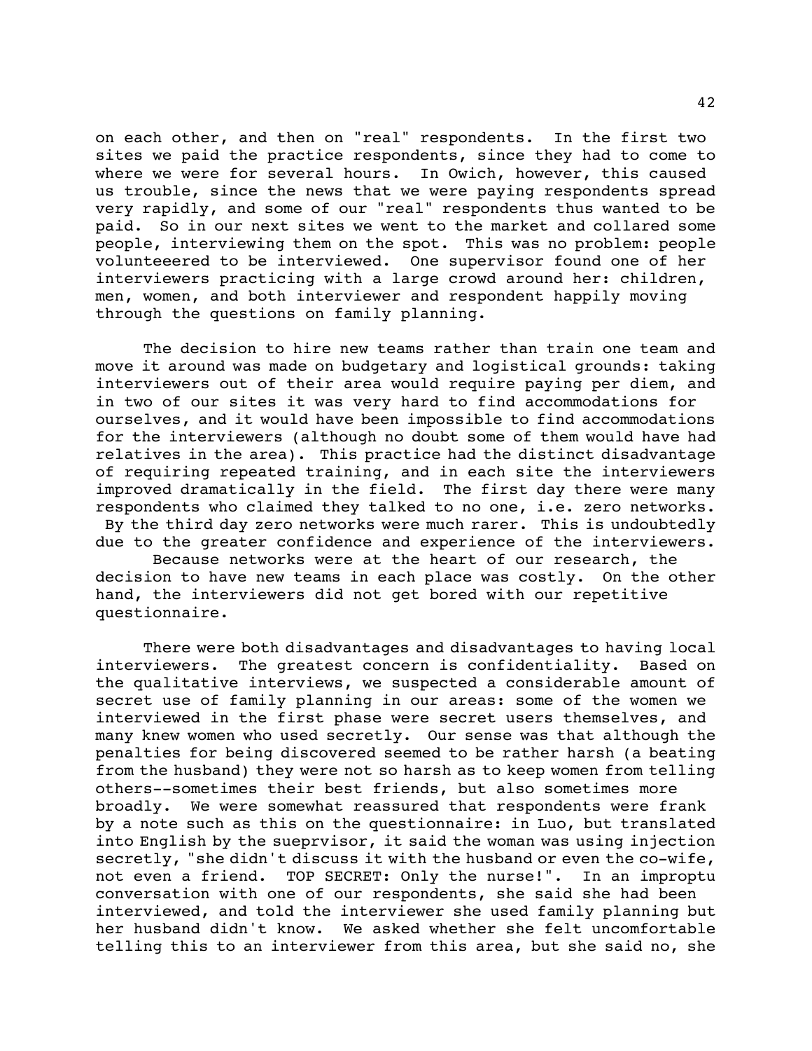on each other, and then on "real" respondents. In the first two sites we paid the practice respondents, since they had to come to where we were for several hours. In Owich, however, this caused us trouble, since the news that we were paying respondents spread very rapidly, and some of our "real" respondents thus wanted to be paid. So in our next sites we went to the market and collared some people, interviewing them on the spot. This was no problem: people volunteeered to be interviewed. One supervisor found one of her interviewers practicing with a large crowd around her: children, men, women, and both interviewer and respondent happily moving through the questions on family planning.

The decision to hire new teams rather than train one team and move it around was made on budgetary and logistical grounds: taking interviewers out of their area would require paying per diem, and in two of our sites it was very hard to find accommodations for ourselves, and it would have been impossible to find accommodations for the interviewers (although no doubt some of them would have had relatives in the area). This practice had the distinct disadvantage of requiring repeated training, and in each site the interviewers improved dramatically in the field. The first day there were many respondents who claimed they talked to no one, i.e. zero networks. By the third day zero networks were much rarer. This is undoubtedly due to the greater confidence and experience of the interviewers. Because networks were at the heart of our research, the decision to have new teams in each place was costly. On the other hand, the interviewers did not get bored with our repetitive questionnaire.

There were both disadvantages and disadvantages to having local interviewers. The greatest concern is confidentiality. Based on the qualitative interviews, we suspected a considerable amount of secret use of family planning in our areas: some of the women we interviewed in the first phase were secret users themselves, and many knew women who used secretly. Our sense was that although the penalties for being discovered seemed to be rather harsh (a beating from the husband) they were not so harsh as to keep women from telling others--sometimes their best friends, but also sometimes more broadly. We were somewhat reassured that respondents were frank by a note such as this on the questionnaire: in Luo, but translated into English by the sueprvisor, it said the woman was using injection secretly, "she didn't discuss it with the husband or even the co-wife, not even a friend. TOP SECRET: Only the nurse!". In an improptu conversation with one of our respondents, she said she had been interviewed, and told the interviewer she used family planning but her husband didn't know. We asked whether she felt uncomfortable telling this to an interviewer from this area, but she said no, she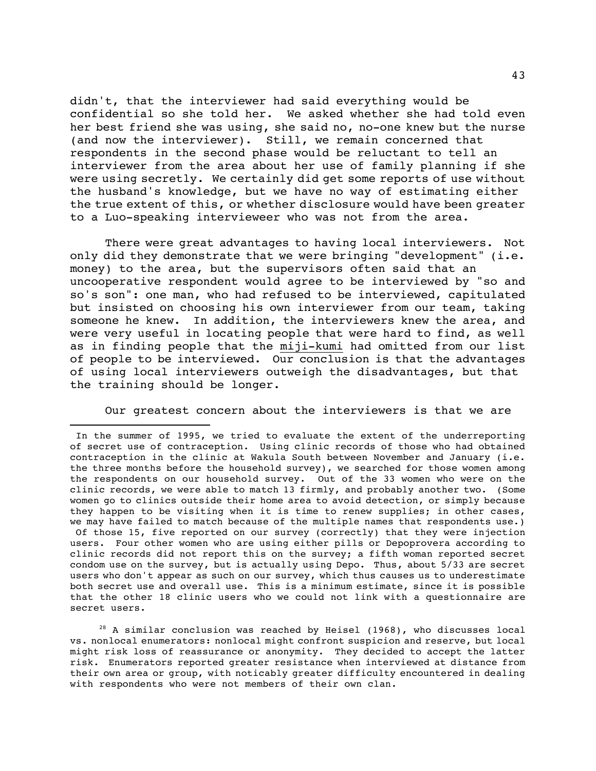didn't, that the interviewer had said everything would be confidential so she told her. We asked whether she had told even her best friend she was using, she said no, no-one knew but the nurse (and now the interviewer). Still, we remain concerned that respondents in the second phase would be reluctant to tell an interviewer from the area about her use of family planning if she were using secretly. We certainly did get some reports of use without the husband's knowledge, but we have no way of estimating either the true extent of this, or whether disclosure would have been greater to a Luo-speaking interviewer who was not from the area.

There were great advantages to having local interviewers. Not only did they demonstrate that we were bringing "development" (i.e. money) to the area, but the supervisors often said that an uncooperative respondent would agree to be interviewed by "so and so's son": one man, who had refused to be interviewed, capitulated but insisted on choosing his own interviewer from our team, taking someone he knew. In addition, the interviewers knew the area, and were very useful in locating people that were hard to find, as well as in finding people that the miji-kumi had omitted from our list of people to be interviewed. Our conclusion is that the advantages of using local interviewers outweigh the disadvantages, but that the training should be longer.

Our greatest concern about the interviewers is that we are

---

In the summer of 1995, we tried to evaluate the extent of the underreporting of secret use of contraception. Using clinic records of those who had obtained contraception in the clinic at Wakula South between November and January (i.e. the three months before the household survey), we searched for those women among the respondents on our household survey. Out of the 33 women who were on the clinic records, we were able to match 13 firmly, and probably another two. (Some women go to clinics outside their home area to avoid detection, or simply because they happen to be visiting when it is time to renew supplies; in other cases, we may have failed to match because of the multiple names that respondents use.) Of those 15, five reported on our survey (correctly) that they were injection users. Four other women who are using either pills or Depoprovera according to clinic records did not report this on the survey; a fifth woman reported secret condom use on the survey, but is actually using Depo. Thus, about 5/33 are secret users who don't appear as such on our survey, which thus causes us to underestimate both secret use and overall use. This is a minimum estimate, since it is possible that the other 18 clinic users who we could not link with a questionnaire are secret users.

[28] A similar conclusion was reached by Heisel (1968), who discusses local vs. nonlocal enumerators: nonlocal might confront suspicion and reserve, but local might risk loss of reassurance or anonymity. They decided to accept the latter risk. Enumerators reported greater resistance when interviewed at distance from their own area or group, with noticably greater difficulty encountered in dealing with respondents who were not members of their own clan.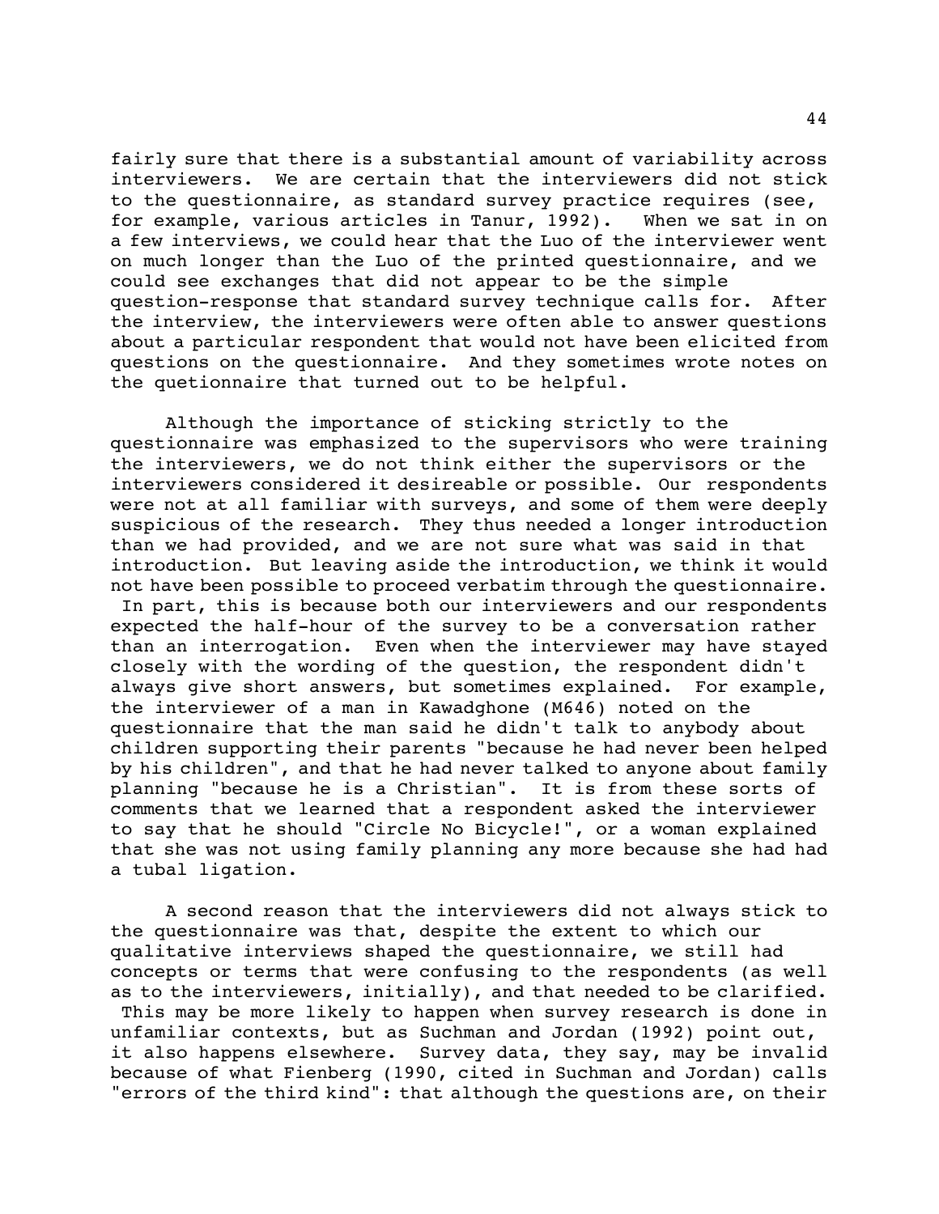fairly sure that there is a substantial amount of variability across interviewers. We are certain that the interviewers did not stick to the questionnaire, as standard survey practice requires (see, for example, various articles in Tanur, 1992). When we sat in on a few interviews, we could hear that the Luo of the interviewer went on much longer than the Luo of the printed questionnaire, and we could see exchanges that did not appear to be the simple question-response that standard survey technique calls for. After the interview, the interviewers were often able to answer questions about a particular respondent that would not have been elicited from questions on the questionnaire. And they sometimes wrote notes on the quetionnaire that turned out to be helpful.

Although the importance of sticking strictly to the questionnaire was emphasized to the supervisors who were training the interviewers, we do not think either the supervisors or the interviewers considered it desireable or possible. Our respondents were not at all familiar with surveys, and some of them were deeply suspicious of the research. They thus needed a longer introduction than we had provided, and we are not sure what was said in that introduction. But leaving aside the introduction, we think it would not have been possible to proceed verbatim through the questionnaire. In part, this is because both our interviewers and our respondents expected the half-hour of the survey to be a conversation rather than an interrogation. Even when the interviewer may have stayed closely with the wording of the question, the respondent didn't always give short answers, but sometimes explained. For example, the interviewer of a man in Kawadghone (M646) noted on the questionnaire that the man said he didn't talk to anybody about children supporting their parents "because he had never been helped by his children", and that he had never talked to anyone about family planning "because he is a Christian". It is from these sorts of comments that we learned that a respondent asked the interviewer to say that he should "Circle No Bicycle!", or a woman explained that she was not using family planning any more because she had had a tubal ligation.

A second reason that the interviewers did not always stick to the questionnaire was that, despite the extent to which our qualitative interviews shaped the questionnaire, we still had concepts or terms that were confusing to the respondents (as well as to the interviewers, initially), and that needed to be clarified. This may be more likely to happen when survey research is done in unfamiliar contexts, but as Suchman and Jordan (1992) point out, it also happens elsewhere. Survey data, they say, may be invalid because of what Fienberg (1990, cited in Suchman and Jordan) calls "errors of the third kind": that although the questions are, on their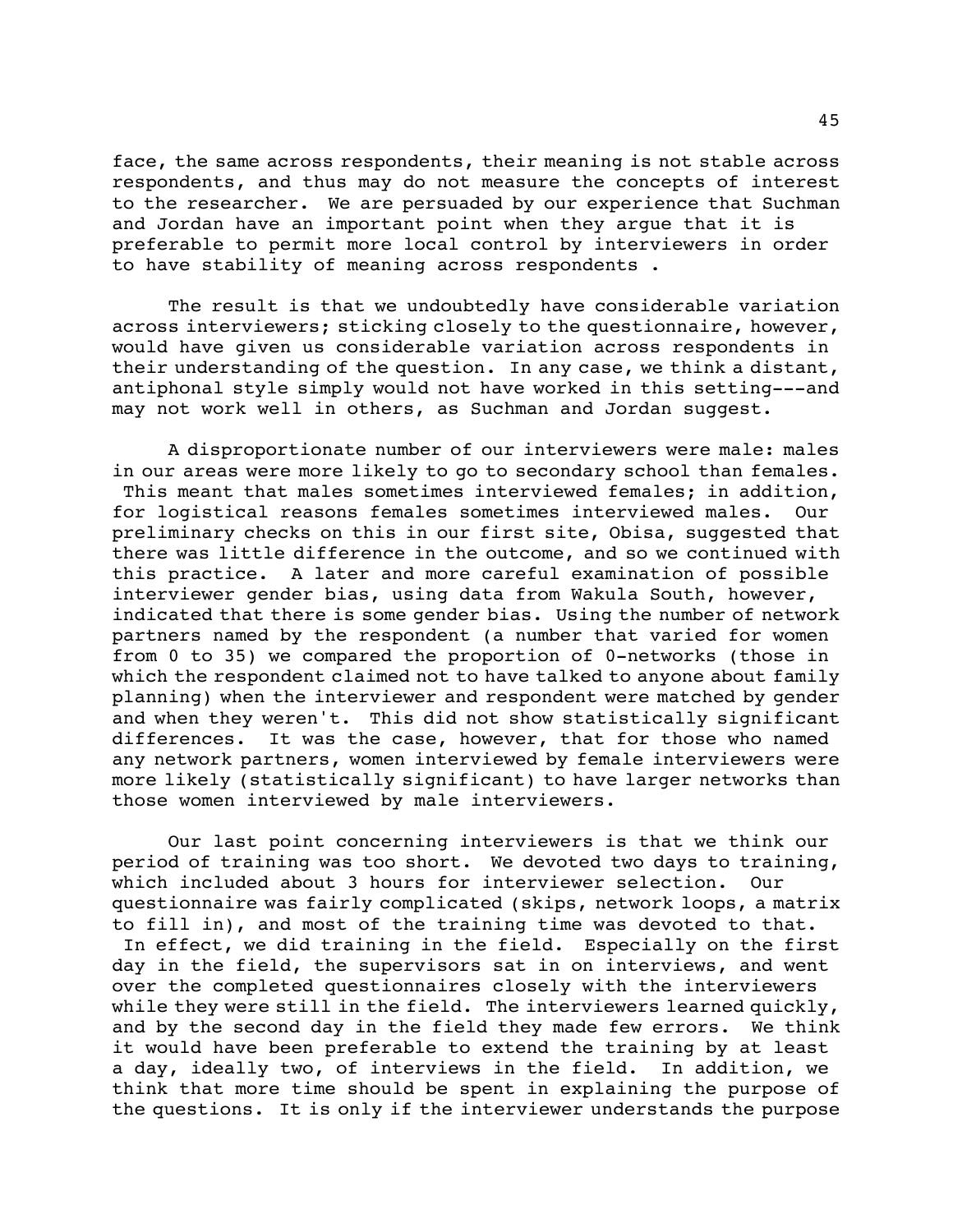face, the same across respondents, their meaning is not stable across respondents, and thus may do not measure the concepts of interest to the researcher. We are persuaded by our experience that Suchman and Jordan have an important point when they argue that it is preferable to permit more local control by interviewers in order to have stability of meaning across respondents .

The result is that we undoubtedly have considerable variation across interviewers; sticking closely to the questionnaire, however, would have given us considerable variation across respondents in their understanding of the question. In any case, we think a distant, antiphonal style simply would not have worked in this setting---and may not work well in others, as Suchman and Jordan suggest.

A disproportionate number of our interviewers were male: males in our areas were more likely to go to secondary school than females. This meant that males sometimes interviewed females; in addition, for logistical reasons females sometimes interviewed males. Our preliminary checks on this in our first site, Obisa, suggested that there was little difference in the outcome, and so we continued with this practice. A later and more careful examination of possible interviewer gender bias, using data from Wakula South, however, indicated that there is some gender bias. Using the number of network partners named by the respondent (a number that varied for women from 0 to 35) we compared the proportion of 0-networks (those in which the respondent claimed not to have talked to anyone about family planning) when the interviewer and respondent were matched by gender and when they weren't. This did not show statistically significant differences. It was the case, however, that for those who named any network partners, women interviewed by female interviewers were more likely (statistically significant) to have larger networks than those women interviewed by male interviewers.

Our last point concerning interviewers is that we think our period of training was too short. We devoted two days to training, which included about 3 hours for interviewer selection. Our questionnaire was fairly complicated (skips, network loops, a matrix to fill in), and most of the training time was devoted to that. In effect, we did training in the field. Especially on the first day in the field, the supervisors sat in on interviews, and went over the completed questionnaires closely with the interviewers while they were still in the field. The interviewers learned quickly, and by the second day in the field they made few errors. We think it would have been preferable to extend the training by at least a day, ideally two, of interviews in the field. In addition, we think that more time should be spent in explaining the purpose of the questions. It is only if the interviewer understands the purpose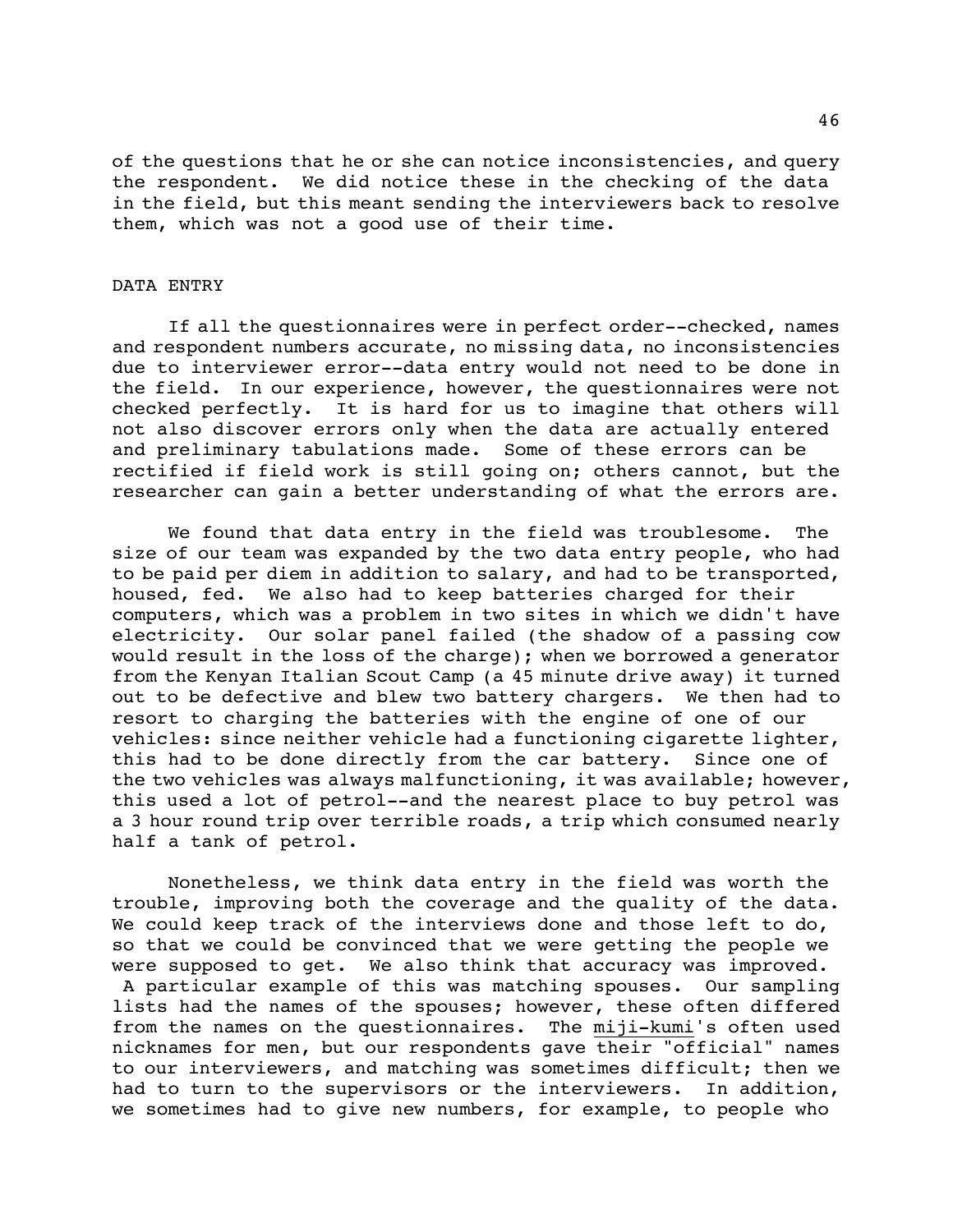of the questions that he or she can notice inconsistencies, and query the respondent. We did notice these in the checking of the data in the field, but this meant sending the interviewers back to resolve them, which was not a good use of their time.

## DATA ENTRY

If all the questionnaires were in perfect order--checked, names and respondent numbers accurate, no missing data, no inconsistencies due to interviewer error--data entry would not need to be done in the field. In our experience, however, the questionnaires were not checked perfectly. It is hard for us to imagine that others will not also discover errors only when the data are actually entered and preliminary tabulations made. Some of these errors can be rectified if field work is still going on; others cannot, but the researcher can gain a better understanding of what the errors are.

We found that data entry in the field was troublesome. The size of our team was expanded by the two data entry people, who had to be paid per diem in addition to salary, and had to be transported, housed, fed. We also had to keep batteries charged for their computers, which was a problem in two sites in which we didn't have electricity. Our solar panel failed (the shadow of a passing cow would result in the loss of the charge); when we borrowed a generator from the Kenyan Italian Scout Camp (a 45 minute drive away) it turned out to be defective and blew two battery chargers. We then had to resort to charging the batteries with the engine of one of our vehicles: since neither vehicle had a functioning cigarette lighter, this had to be done directly from the car battery. Since one of the two vehicles was always malfunctioning, it was available; however, this used a lot of petrol--and the nearest place to buy petrol was a 3 hour round trip over terrible roads, a trip which consumed nearly half a tank of petrol.

Nonetheless, we think data entry in the field was worth the trouble, improving both the coverage and the quality of the data. We could keep track of the interviews done and those left to do, so that we could be convinced that we were getting the people we were supposed to get. We also think that accuracy was improved. A particular example of this was matching spouses. Our sampling lists had the names of the spouses; however, these often differed from the names on the questionnaires. The <u>miji-kumi</u>'s often used nicknames for men, but our respondents gave their "official" names to our interviewers, and matching was sometimes difficult; then we had to turn to the supervisors or the interviewers. In addition, we sometimes had to give new numbers, for example, to people who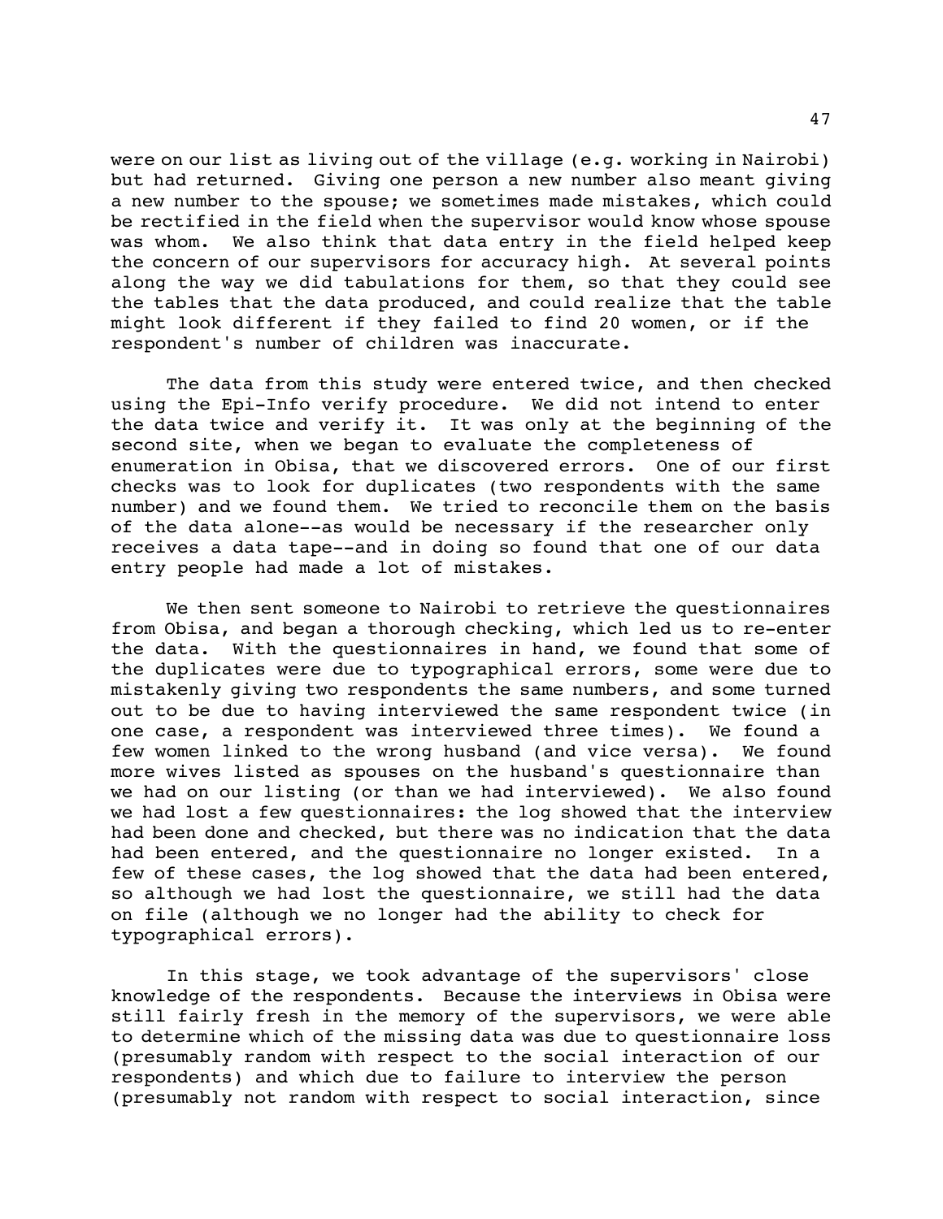were on our list as living out of the village (e.g. working in Nairobi) but had returned. Giving one person a new number also meant giving a new number to the spouse; we sometimes made mistakes, which could be rectified in the field when the supervisor would know whose spouse was whom. We also think that data entry in the field helped keep the concern of our supervisors for accuracy high. At several points along the way we did tabulations for them, so that they could see the tables that the data produced, and could realize that the table might look different if they failed to find 20 women, or if the respondent's number of children was inaccurate.

The data from this study were entered twice, and then checked using the Epi-Info verify procedure. We did not intend to enter the data twice and verify it. It was only at the beginning of the second site, when we began to evaluate the completeness of enumeration in Obisa, that we discovered errors. One of our first checks was to look for duplicates (two respondents with the same number) and we found them. We tried to reconcile them on the basis of the data alone--as would be necessary if the researcher only receives a data tape--and in doing so found that one of our data entry people had made a lot of mistakes.

We then sent someone to Nairobi to retrieve the questionnaires from Obisa, and began a thorough checking, which led us to re-enter the data. With the questionnaires in hand, we found that some of the duplicates were due to typographical errors, some were due to mistakenly giving two respondents the same numbers, and some turned out to be due to having interviewed the same respondent twice (in one case, a respondent was interviewed three times). We found a few women linked to the wrong husband (and vice versa). We found more wives listed as spouses on the husband's questionnaire than we had on our listing (or than we had interviewed). We also found we had lost a few questionnaires: the log showed that the interview had been done and checked, but there was no indication that the data had been entered, and the questionnaire no longer existed. In a few of these cases, the log showed that the data had been entered, so although we had lost the questionnaire, we still had the data on file (although we no longer had the ability to check for typographical errors).

In this stage, we took advantage of the supervisors' close knowledge of the respondents. Because the interviews in Obisa were still fairly fresh in the memory of the supervisors, we were able to determine which of the missing data was due to questionnaire loss (presumably random with respect to the social interaction of our respondents) and which due to failure to interview the person (presumably not random with respect to social interaction, since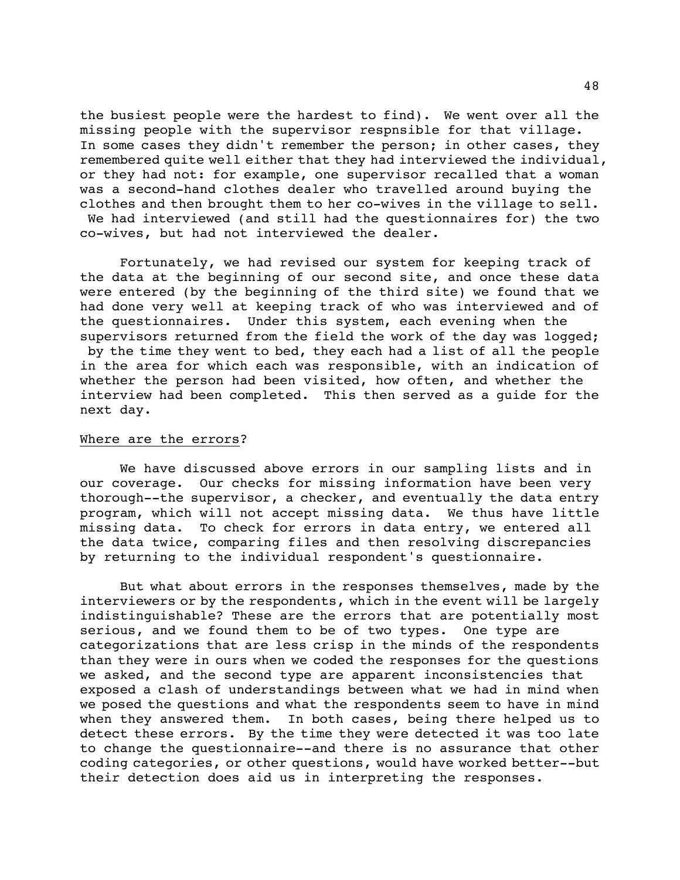the busiest people were the hardest to find). We went over all the missing people with the supervisor respnsible for that village. In some cases they didn't remember the person; in other cases, they remembered quite well either that they had interviewed the individual, or they had not: for example, one supervisor recalled that a woman was a second-hand clothes dealer who travelled around buying the clothes and then brought them to her co-wives in the village to sell. We had interviewed (and still had the questionnaires for) the two co-wives, but had not interviewed the dealer.

Fortunately, we had revised our system for keeping track of the data at the beginning of our second site, and once these data were entered (by the beginning of the third site) we found that we had done very well at keeping track of who was interviewed and of the questionnaires. Under this system, each evening when the supervisors returned from the field the work of the day was logged; by the time they went to bed, they each had a list of all the people in the area for which each was responsible, with an indication of whether the person had been visited, how often, and whether the interview had been completed. This then served as a guide for the next day.

<u>Where are the errors</u>?

We have discussed above errors in our sampling lists and in our coverage. Our checks for missing information have been very thorough--the supervisor, a checker, and eventually the data entry program, which will not accept missing data. We thus have little missing data. To check for errors in data entry, we entered all the data twice, comparing files and then resolving discrepancies by returning to the individual respondent's questionnaire.

But what about errors in the responses themselves, made by the interviewers or by the respondents, which in the event will be largely indistinguishable? These are the errors that are potentially most serious, and we found them to be of two types. One type are categorizations that are less crisp in the minds of the respondents than they were in ours when we coded the responses for the questions we asked, and the second type are apparent inconsistencies that exposed a clash of understandings between what we had in mind when we posed the questions and what the respondents seem to have in mind when they answered them. In both cases, being there helped us to detect these errors. By the time they were detected it was too late to change the questionnaire--and there is no assurance that other coding categories, or other questions, would have worked better--but their detection does aid us in interpreting the responses.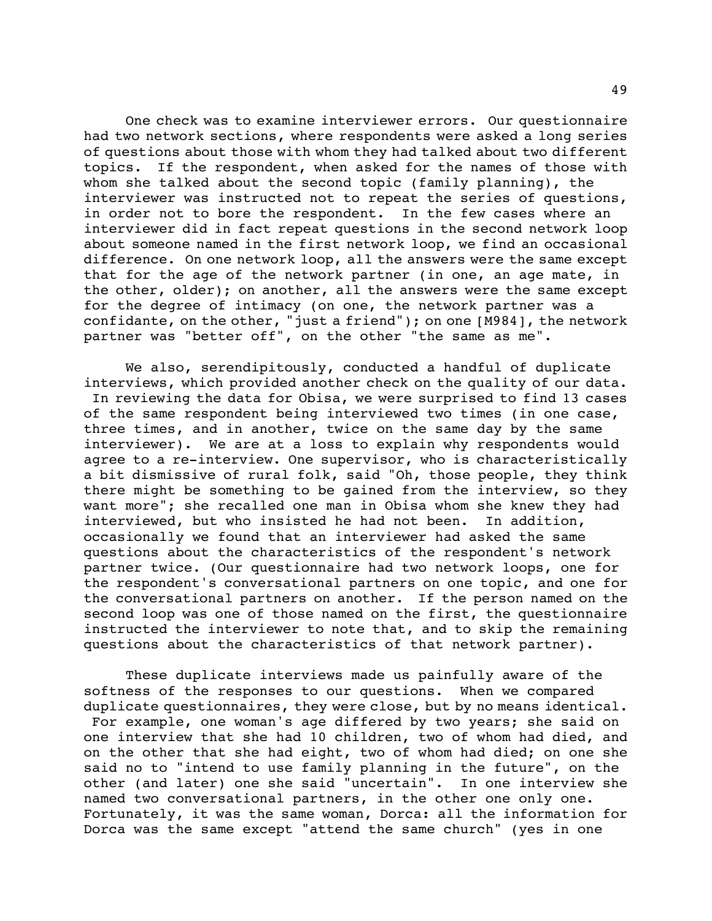One check was to examine interviewer errors. Our questionnaire had two network sections, where respondents were asked a long series of questions about those with whom they had talked about two different topics. If the respondent, when asked for the names of those with whom she talked about the second topic (family planning), the interviewer was instructed not to repeat the series of questions, in order not to bore the respondent. In the few cases where an interviewer did in fact repeat questions in the second network loop about someone named in the first network loop, we find an occasional difference. On one network loop, all the answers were the same except that for the age of the network partner (in one, an age mate, in the other, older); on another, all the answers were the same except for the degree of intimacy (on one, the network partner was a confidante, on the other, "just a friend"); on one [M984], the network partner was "better off", on the other "the same as me".

We also, serendipitously, conducted a handful of duplicate interviews, which provided another check on the quality of our data. In reviewing the data for Obisa, we were surprised to find 13 cases of the same respondent being interviewed two times (in one case, three times, and in another, twice on the same day by the same interviewer). We are at a loss to explain why respondents would agree to a re-interview. One supervisor, who is characteristically a bit dismissive of rural folk, said "Oh, those people, they think there might be something to be gained from the interview, so they want more"; she recalled one man in Obisa whom she knew they had interviewed, but who insisted he had not been. In addition, occasionally we found that an interviewer had asked the same questions about the characteristics of the respondent's network partner twice. (Our questionnaire had two network loops, one for the respondent's conversational partners on one topic, and one for the conversational partners on another. If the person named on the second loop was one of those named on the first, the questionnaire instructed the interviewer to note that, and to skip the remaining questions about the characteristics of that network partner).

These duplicate interviews made us painfully aware of the softness of the responses to our questions. When we compared duplicate questionnaires, they were close, but by no means identical. For example, one woman's age differed by two years; she said on one interview that she had 10 children, two of whom had died, and on the other that she had eight, two of whom had died; on one she said no to "intend to use family planning in the future", on the other (and later) one she said "uncertain". In one interview she named two conversational partners, in the other one only one. Fortunately, it was the same woman, Dorca: all the information for Dorca was the same except "attend the same church" (yes in one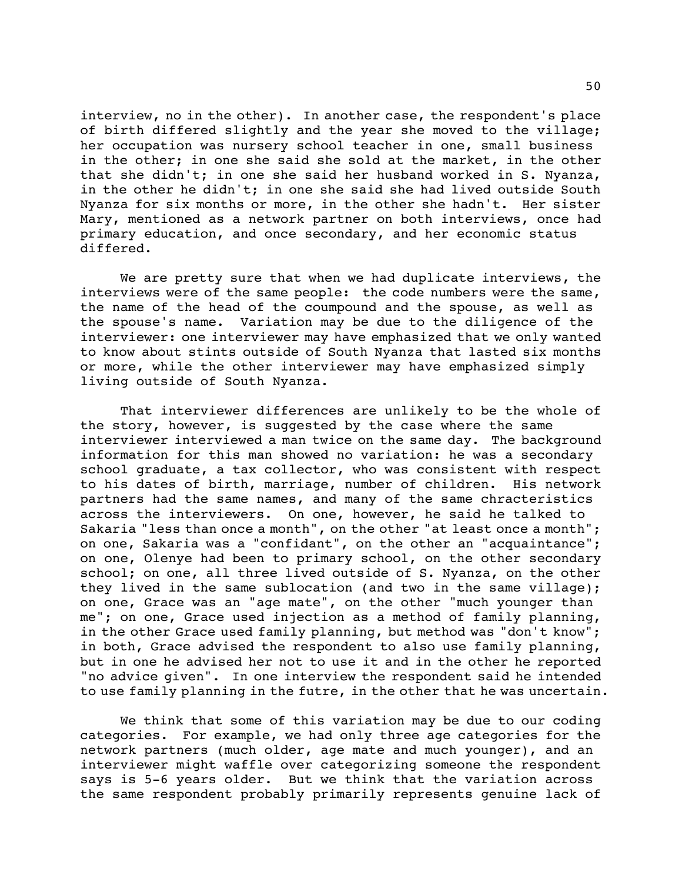interview, no in the other). In another case, the respondent's place of birth differed slightly and the year she moved to the village; her occupation was nursery school teacher in one, small business in the other; in one she said she sold at the market, in the other that she didn't; in one she said her husband worked in S. Nyanza, in the other he didn't; in one she said she had lived outside South Nyanza for six months or more, in the other she hadn't. Her sister Mary, mentioned as a network partner on both interviews, once had primary education, and once secondary, and her economic status differed.

We are pretty sure that when we had duplicate interviews, the interviews were of the same people: the code numbers were the same, the name of the head of the coumpound and the spouse, as well as the spouse's name. Variation may be due to the diligence of the interviewer: one interviewer may have emphasized that we only wanted to know about stints outside of South Nyanza that lasted six months or more, while the other interviewer may have emphasized simply living outside of South Nyanza.

That interviewer differences are unlikely to be the whole of the story, however, is suggested by the case where the same interviewer interviewed a man twice on the same day. The background information for this man showed no variation: he was a secondary school graduate, a tax collector, who was consistent with respect to his dates of birth, marriage, number of children. His network partners had the same names, and many of the same chracteristics across the interviewers. On one, however, he said he talked to Sakaria "less than once a month", on the other "at least once a month"; on one, Sakaria was a "confidant", on the other an "acquaintance"; on one, Olenye had been to primary school, on the other secondary school; on one, all three lived outside of S. Nyanza, on the other they lived in the same sublocation (and two in the same village); on one, Grace was an "age mate", on the other "much younger than me"; on one, Grace used injection as a method of family planning, in the other Grace used family planning, but method was "don't know"; in both, Grace advised the respondent to also use family planning, but in one he advised her not to use it and in the other he reported "no advice given". In one interview the respondent said he intended to use family planning in the futre, in the other that he was uncertain.

We think that some of this variation may be due to our coding categories. For example, we had only three age categories for the network partners (much older, age mate and much younger), and an interviewer might waffle over categorizing someone the respondent says is 5-6 years older. But we think that the variation across the same respondent probably primarily represents genuine lack of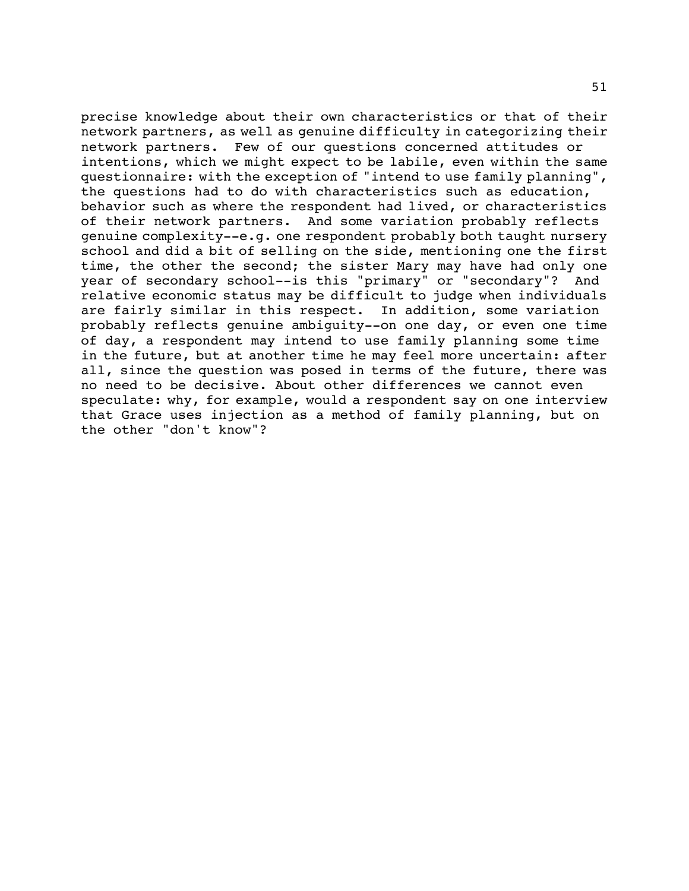precise knowledge about their own characteristics or that of their network partners, as well as genuine difficulty in categorizing their network partners. Few of our questions concerned attitudes or intentions, which we might expect to be labile, even within the same questionnaire: with the exception of "intend to use family planning", the questions had to do with characteristics such as education, behavior such as where the respondent had lived, or characteristics of their network partners. And some variation probably reflects genuine complexity--e.g. one respondent probably both taught nursery school and did a bit of selling on the side, mentioning one the first time, the other the second; the sister Mary may have had only one year of secondary school--is this "primary" or "secondary"? And relative economic status may be difficult to judge when individuals are fairly similar in this respect. In addition, some variation probably reflects genuine ambiguity--on one day, or even one time of day, a respondent may intend to use family planning some time in the future, but at another time he may feel more uncertain: after all, since the question was posed in terms of the future, there was no need to be decisive. About other differences we cannot even speculate: why, for example, would a respondent say on one interview that Grace uses injection as a method of family planning, but on the other "don't know"?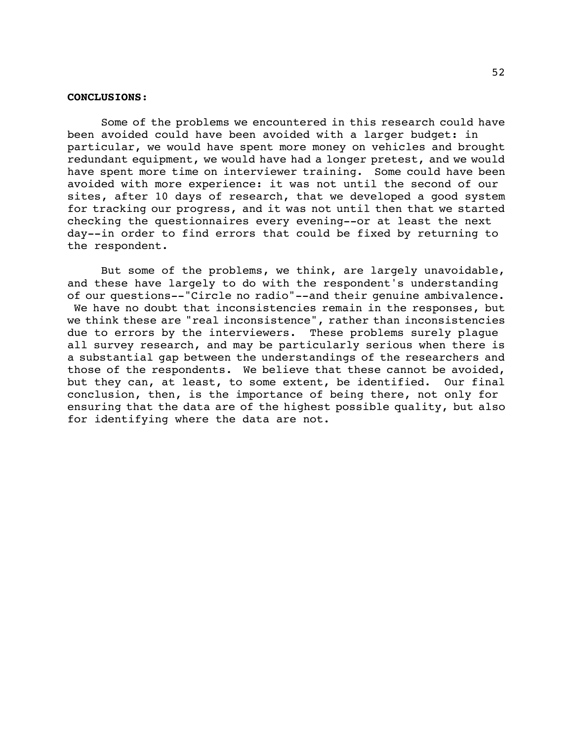**CONCLUSIONS:**

Some of the problems we encountered in this research could have been avoided could have been avoided with a larger budget: in particular, we would have spent more money on vehicles and brought redundant equipment, we would have had a longer pretest, and we would have spent more time on interviewer training. Some could have been avoided with more experience: it was not until the second of our sites, after 10 days of research, that we developed a good system for tracking our progress, and it was not until then that we started checking the questionnaires every evening--or at least the next day--in order to find errors that could be fixed by returning to the respondent.

But some of the problems, we think, are largely unavoidable, and these have largely to do with the respondent's understanding of our questions--"Circle no radio"--and their genuine ambivalence. We have no doubt that inconsistencies remain in the responses, but we think these are "real inconsistence", rather than inconsistencies due to errors by the interviewers. These problems surely plague all survey research, and may be particularly serious when there is a substantial gap between the understandings of the researchers and those of the respondents. We believe that these cannot be avoided, but they can, at least, to some extent, be identified. Our final conclusion, then, is the importance of being there, not only for ensuring that the data are of the highest possible quality, but also for identifying where the data are not.